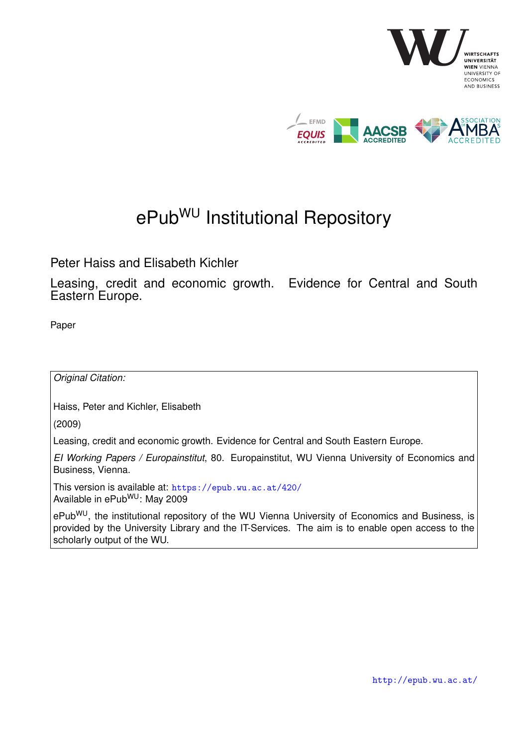# ePub$^{WU}$ Institutional Repository

Peter Haiss and Elisabeth Kichler

Leasing, credit and economic growth. Evidence for Central and South Eastern Europe.

Paper

*Original Citation:*

Haiss, Peter and Kichler, Elisabeth

(2009)

Leasing, credit and economic growth. Evidence for Central and South Eastern Europe.

*EI Working Papers / Europainstitut*, 80. Europainstitut, WU Vienna University of Economics and Business, Vienna.

This version is available at: https://epub.wu.ac.at/420/
Available in ePub$^{WU}$: May 2009

ePub$^{WU}$, the institutional repository of the WU Vienna University of Economics and Business, is provided by the University Library and the IT-Services. The aim is to enable open access to the scholarly output of the WU.

http://epub.wu.ac.at/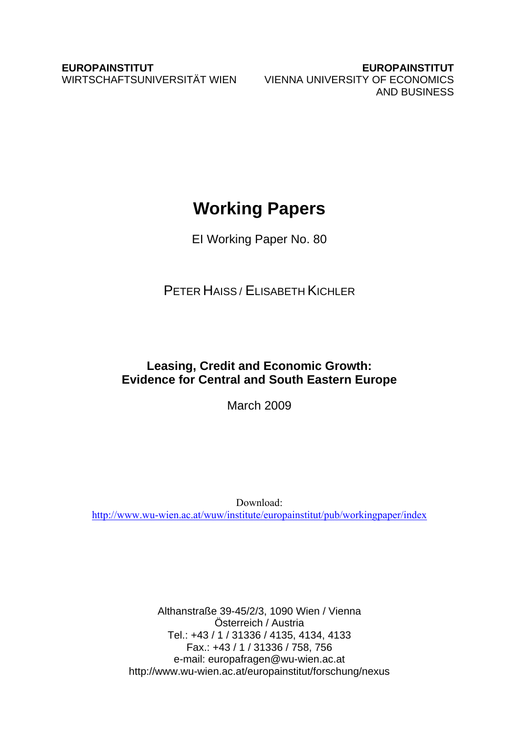**EUROPAINSTITUT**
WIRTSCHAFTSUNIVERSITÄT WIEN

**EUROPAINSTITUT**
VIENNA UNIVERSITY OF ECONOMICS AND BUSINESS

# Working Papers

EI Working Paper No. 80

PETER HAISS / ELISABETH KICHLER

## Leasing, Credit and Economic Growth: Evidence for Central and South Eastern Europe

March 2009

Download:
http://www.wu-wien.ac.at/wuw/institute/europainstitut/pub/workingpaper/index

Althanstraße 39-45/2/3, 1090 Wien / Vienna
Österreich / Austria
Tel.: +43 / 1 / 31336 / 4135, 4134, 4133
Fax.: +43 / 1 / 31336 / 758, 756
e-mail: europafragen@wu-wien.ac.at
http://www.wu-wien.ac.at/europainstitut/forschung/nexus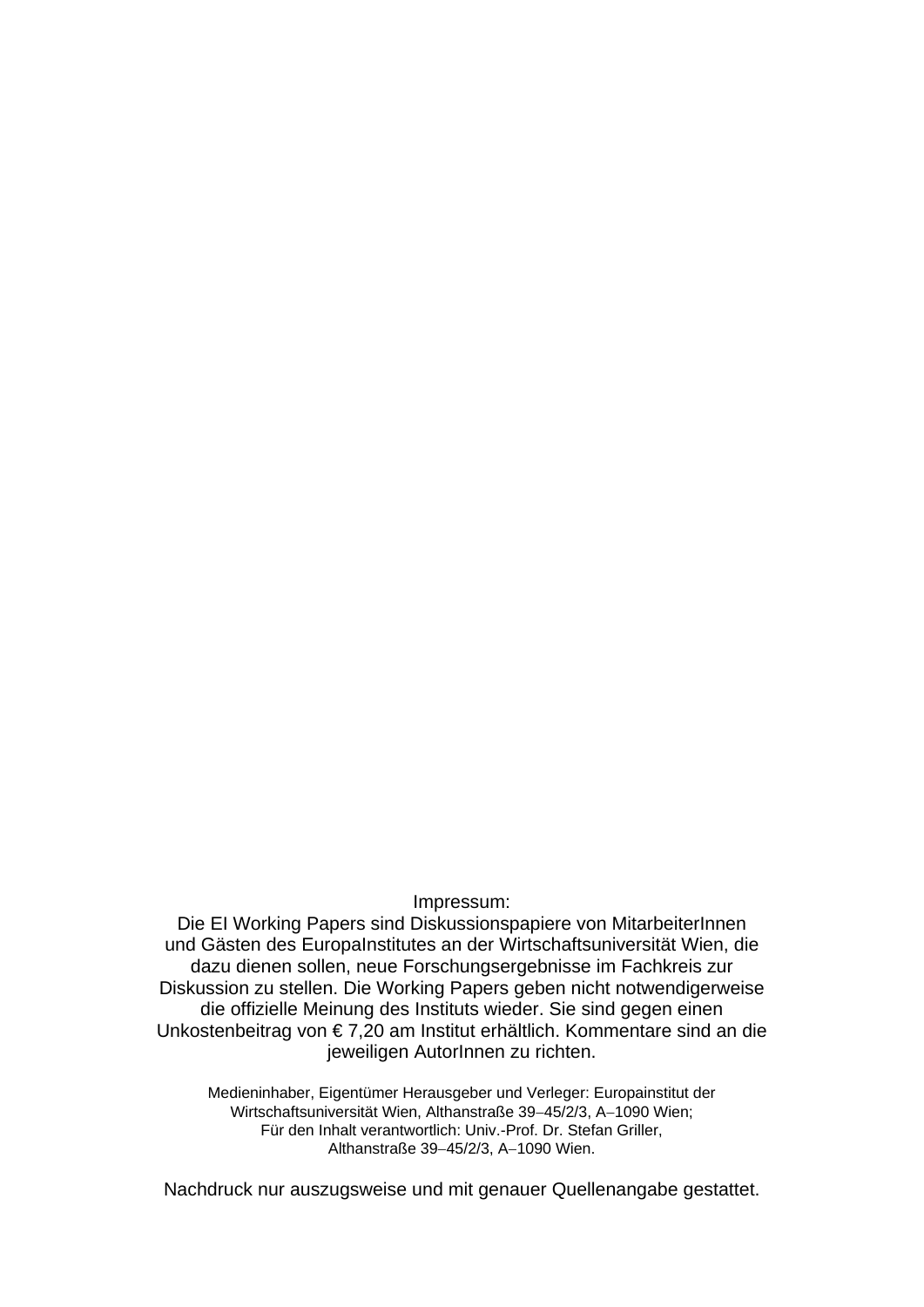Impressum:
Die EI Working Papers sind Diskussionspapiere von MitarbeiterInnen und Gästen des EuropaInstitutes an der Wirtschaftsuniversität Wien, die dazu dienen sollen, neue Forschungsergebnisse im Fachkreis zur Diskussion zu stellen. Die Working Papers geben nicht notwendigerweise die offizielle Meinung des Instituts wieder. Sie sind gegen einen Unkostenbeitrag von € 7,20 am Institut erhältlich. Kommentare sind an die jeweiligen AutorInnen zu richten.

Medieninhaber, Eigentümer Herausgeber und Verleger: Europainstitut der Wirtschaftsuniversität Wien, Althanstraße 39–45/2/3, A–1090 Wien;
Für den Inhalt verantwortlich: Univ.-Prof. Dr. Stefan Griller,
Althanstraße 39–45/2/3, A–1090 Wien.

Nachdruck nur auszugsweise und mit genauer Quellenangabe gestattet.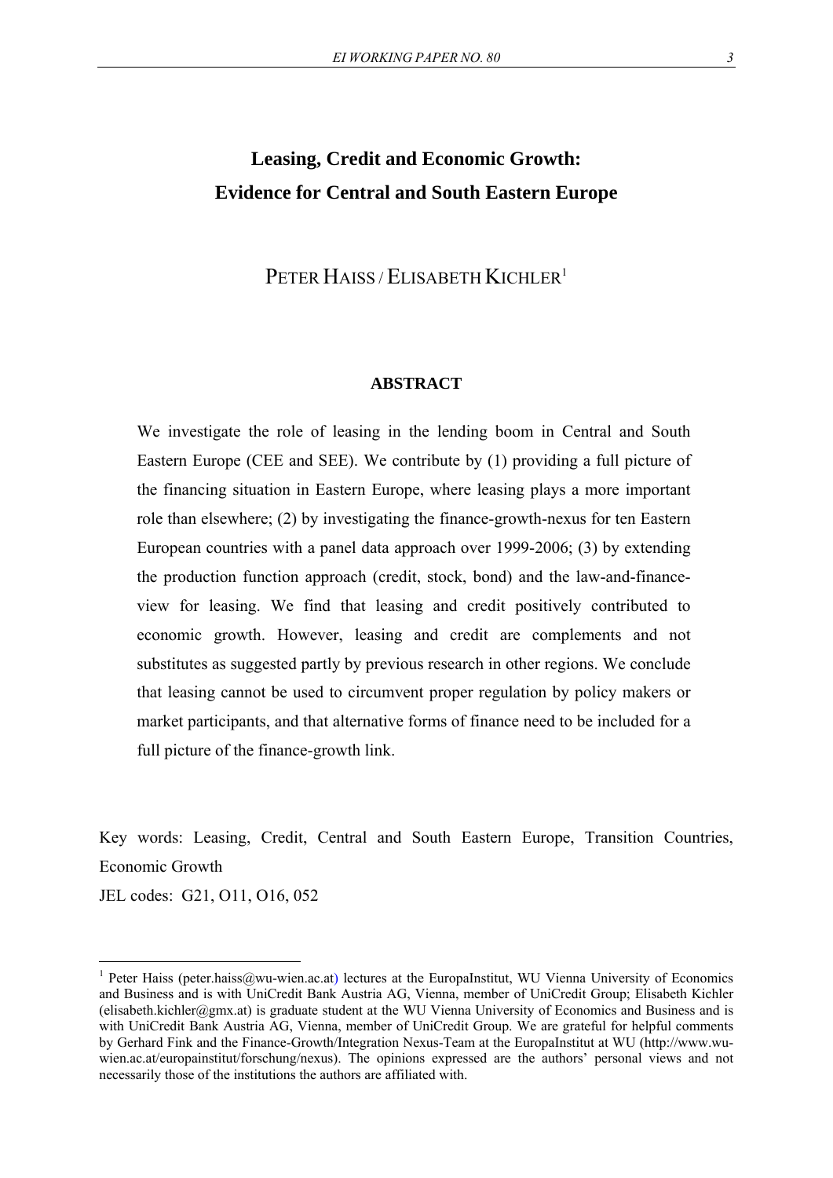# Leasing, Credit and Economic Growth: Evidence for Central and South Eastern Europe

PETER HAISS / ELISABETH KICHLER[1]

## ABSTRACT

We investigate the role of leasing in the lending boom in Central and South Eastern Europe (CEE and SEE). We contribute by (1) providing a full picture of the financing situation in Eastern Europe, where leasing plays a more important role than elsewhere; (2) by investigating the finance-growth-nexus for ten Eastern European countries with a panel data approach over 1999-2006; (3) by extending the production function approach (credit, stock, bond) and the law-and-finance-view for leasing. We find that leasing and credit positively contributed to economic growth. However, leasing and credit are complements and not substitutes as suggested partly by previous research in other regions. We conclude that leasing cannot be used to circumvent proper regulation by policy makers or market participants, and that alternative forms of finance need to be included for a full picture of the finance-growth link.

Key words: Leasing, Credit, Central and South Eastern Europe, Transition Countries, Economic Growth

JEL codes: G21, O11, O16, 052

[1] Peter Haiss (peter.haiss@wu-wien.ac.at) lectures at the EuropaInstitut, WU Vienna University of Economics and Business and is with UniCredit Bank Austria AG, Vienna, member of UniCredit Group; Elisabeth Kichler (elisabeth.kichler@gmx.at) is graduate student at the WU Vienna University of Economics and Business and is with UniCredit Bank Austria AG, Vienna, member of UniCredit Group. We are grateful for helpful comments by Gerhard Fink and the Finance-Growth/Integration Nexus-Team at the EuropaInstitut at WU (http://www.wu-wien.ac.at/europainstitut/forschung/nexus). The opinions expressed are the authors' personal views and not necessarily those of the institutions the authors are affiliated with.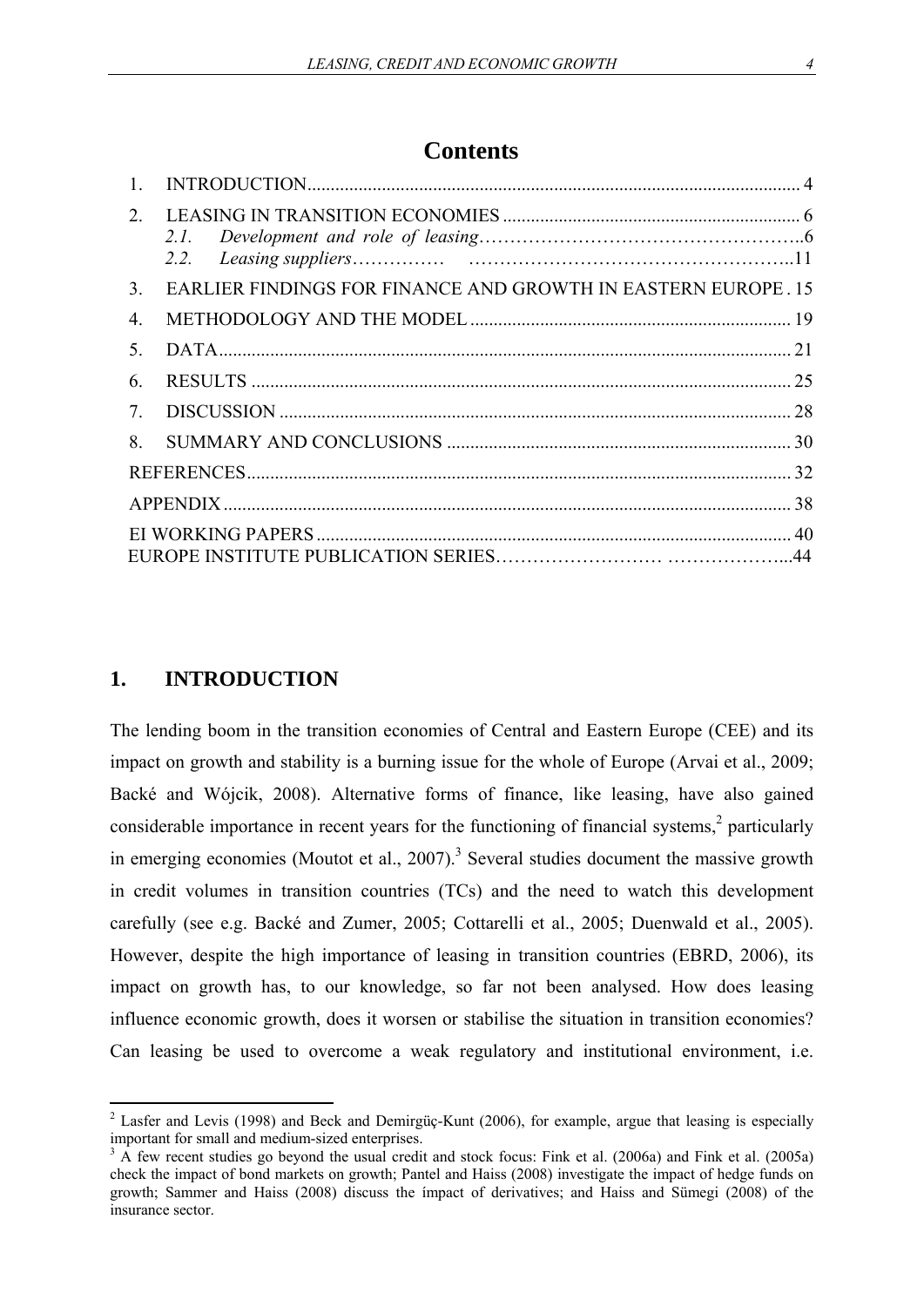# Contents

1. INTRODUCTION ......... 4
2. LEASING IN TRANSITION ECONOMIES ......... 6
   - 2.1. *Development and role of leasing* ......... 6
   - 2.2. *Leasing suppliers* ......... 11
3. EARLIER FINDINGS FOR FINANCE AND GROWTH IN EASTERN EUROPE . 15
4. METHODOLOGY AND THE MODEL ......... 19
5. DATA ......... 21
6. RESULTS ......... 25
7. DISCUSSION ......... 28
8. SUMMARY AND CONCLUSIONS ......... 30

REFERENCES ......... 32

APPENDIX ......... 38

EI WORKING PAPERS ......... 40

EUROPE INSTITUTE PUBLICATION SERIES ......... 44

## 1. INTRODUCTION

The lending boom in the transition economies of Central and Eastern Europe (CEE) and its impact on growth and stability is a burning issue for the whole of Europe (Arvai et al., 2009; Backé and Wójcik, 2008). Alternative forms of finance, like leasing, have also gained considerable importance in recent years for the functioning of financial systems,[2] particularly in emerging economies (Moutot et al., 2007).[3] Several studies document the massive growth in credit volumes in transition countries (TCs) and the need to watch this development carefully (see e.g. Backé and Zumer, 2005; Cottarelli et al., 2005; Duenwald et al., 2005). However, despite the high importance of leasing in transition countries (EBRD, 2006), its impact on growth has, to our knowledge, so far not been analysed. How does leasing influence economic growth, does it worsen or stabilise the situation in transition economies? Can leasing be used to overcome a weak regulatory and institutional environment, i.e.

[2] Lasfer and Levis (1998) and Beck and Demirgüç-Kunt (2006), for example, argue that leasing is especially important for small and medium-sized enterprises.

[3] A few recent studies go beyond the usual credit and stock focus: Fink et al. (2006a) and Fink et al. (2005a) check the impact of bond markets on growth; Pantel and Haiss (2008) investigate the impact of hedge funds on growth; Sammer and Haiss (2008) discuss the ímpact of derivatives; and Haiss and Sümegi (2008) of the insurance sector.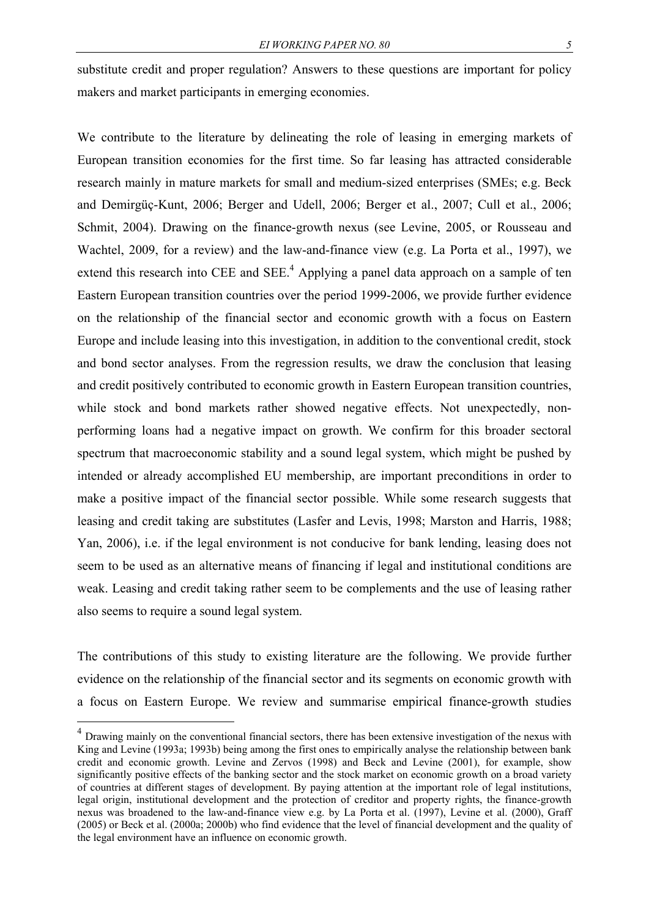substitute credit and proper regulation? Answers to these questions are important for policy makers and market participants in emerging economies.

We contribute to the literature by delineating the role of leasing in emerging markets of European transition economies for the first time. So far leasing has attracted considerable research mainly in mature markets for small and medium-sized enterprises (SMEs; e.g. Beck and Demirgüç-Kunt, 2006; Berger and Udell, 2006; Berger et al., 2007; Cull et al., 2006; Schmit, 2004). Drawing on the finance-growth nexus (see Levine, 2005, or Rousseau and Wachtel, 2009, for a review) and the law-and-finance view (e.g. La Porta et al., 1997), we extend this research into CEE and SEE.[4] Applying a panel data approach on a sample of ten Eastern European transition countries over the period 1999-2006, we provide further evidence on the relationship of the financial sector and economic growth with a focus on Eastern Europe and include leasing into this investigation, in addition to the conventional credit, stock and bond sector analyses. From the regression results, we draw the conclusion that leasing and credit positively contributed to economic growth in Eastern European transition countries, while stock and bond markets rather showed negative effects. Not unexpectedly, non-performing loans had a negative impact on growth. We confirm for this broader sectoral spectrum that macroeconomic stability and a sound legal system, which might be pushed by intended or already accomplished EU membership, are important preconditions in order to make a positive impact of the financial sector possible. While some research suggests that leasing and credit taking are substitutes (Lasfer and Levis, 1998; Marston and Harris, 1988; Yan, 2006), i.e. if the legal environment is not conducive for bank lending, leasing does not seem to be used as an alternative means of financing if legal and institutional conditions are weak. Leasing and credit taking rather seem to be complements and the use of leasing rather also seems to require a sound legal system.

The contributions of this study to existing literature are the following. We provide further evidence on the relationship of the financial sector and its segments on economic growth with a focus on Eastern Europe. We review and summarise empirical finance-growth studies

[4] Drawing mainly on the conventional financial sectors, there has been extensive investigation of the nexus with King and Levine (1993a; 1993b) being among the first ones to empirically analyse the relationship between bank credit and economic growth. Levine and Zervos (1998) and Beck and Levine (2001), for example, show significantly positive effects of the banking sector and the stock market on economic growth on a broad variety of countries at different stages of development. By paying attention at the important role of legal institutions, legal origin, institutional development and the protection of creditor and property rights, the finance-growth nexus was broadened to the law-and-finance view e.g. by La Porta et al. (1997), Levine et al. (2000), Graff (2005) or Beck et al. (2000a; 2000b) who find evidence that the level of financial development and the quality of the legal environment have an influence on economic growth.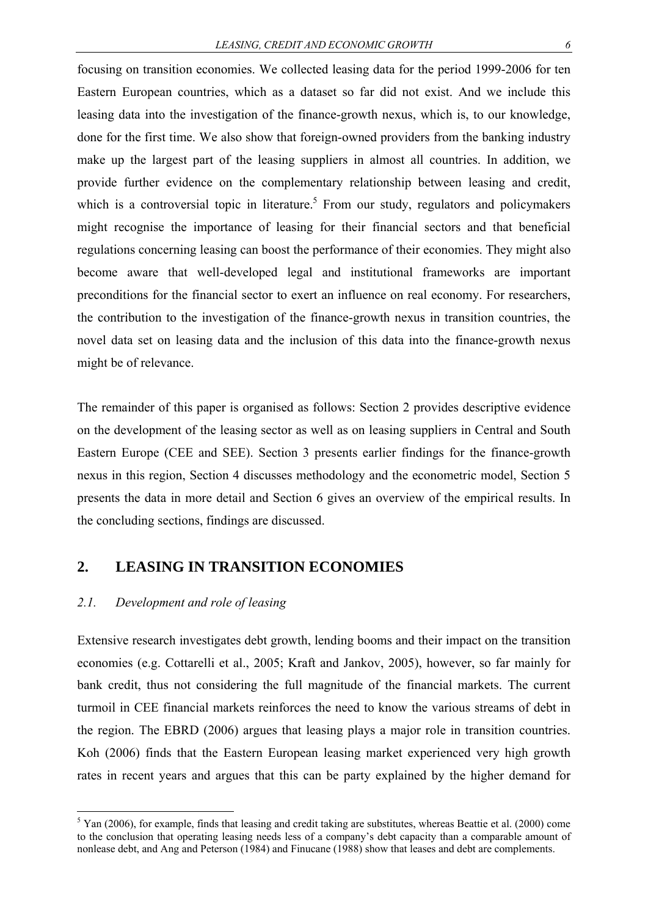focusing on transition economies. We collected leasing data for the period 1999-2006 for ten Eastern European countries, which as a dataset so far did not exist. And we include this leasing data into the investigation of the finance-growth nexus, which is, to our knowledge, done for the first time. We also show that foreign-owned providers from the banking industry make up the largest part of the leasing suppliers in almost all countries. In addition, we provide further evidence on the complementary relationship between leasing and credit, which is a controversial topic in literature.[5] From our study, regulators and policymakers might recognise the importance of leasing for their financial sectors and that beneficial regulations concerning leasing can boost the performance of their economies. They might also become aware that well-developed legal and institutional frameworks are important preconditions for the financial sector to exert an influence on real economy. For researchers, the contribution to the investigation of the finance-growth nexus in transition countries, the novel data set on leasing data and the inclusion of this data into the finance-growth nexus might be of relevance.

The remainder of this paper is organised as follows: Section 2 provides descriptive evidence on the development of the leasing sector as well as on leasing suppliers in Central and South Eastern Europe (CEE and SEE). Section 3 presents earlier findings for the finance-growth nexus in this region, Section 4 discusses methodology and the econometric model, Section 5 presents the data in more detail and Section 6 gives an overview of the empirical results. In the concluding sections, findings are discussed.

## 2. LEASING IN TRANSITION ECONOMIES

### *2.1. Development and role of leasing*

Extensive research investigates debt growth, lending booms and their impact on the transition economies (e.g. Cottarelli et al., 2005; Kraft and Jankov, 2005), however, so far mainly for bank credit, thus not considering the full magnitude of the financial markets. The current turmoil in CEE financial markets reinforces the need to know the various streams of debt in the region. The EBRD (2006) argues that leasing plays a major role in transition countries. Koh (2006) finds that the Eastern European leasing market experienced very high growth rates in recent years and argues that this can be party explained by the higher demand for

[5] Yan (2006), for example, finds that leasing and credit taking are substitutes, whereas Beattie et al. (2000) come to the conclusion that operating leasing needs less of a company's debt capacity than a comparable amount of nonlease debt, and Ang and Peterson (1984) and Finucane (1988) show that leases and debt are complements.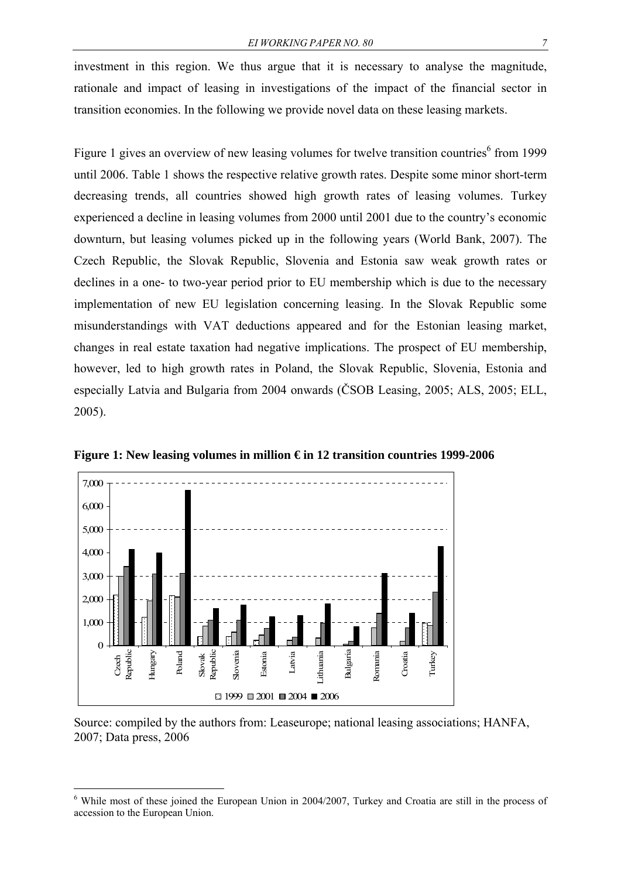investment in this region. We thus argue that it is necessary to analyse the magnitude, rationale and impact of leasing in investigations of the impact of the financial sector in transition economies. In the following we provide novel data on these leasing markets.

Figure 1 gives an overview of new leasing volumes for twelve transition countries[6] from 1999 until 2006. Table 1 shows the respective relative growth rates. Despite some minor short-term decreasing trends, all countries showed high growth rates of leasing volumes. Turkey experienced a decline in leasing volumes from 2000 until 2001 due to the country's economic downturn, but leasing volumes picked up in the following years (World Bank, 2007). The Czech Republic, the Slovak Republic, Slovenia and Estonia saw weak growth rates or declines in a one- to two-year period prior to EU membership which is due to the necessary implementation of new EU legislation concerning leasing. In the Slovak Republic some misunderstandings with VAT deductions appeared and for the Estonian leasing market, changes in real estate taxation had negative implications. The prospect of EU membership, however, led to high growth rates in Poland, the Slovak Republic, Slovenia, Estonia and especially Latvia and Bulgaria from 2004 onwards (ČSOB Leasing, 2005; ALS, 2005; ELL, 2005).

**Figure 1: New leasing volumes in million € in 12 transition countries 1999-2006**

Source: compiled by the authors from: Leaseurope; national leasing associations; HANFA, 2007; Data press, 2006

[6] While most of these joined the European Union in 2004/2007, Turkey and Croatia are still in the process of accession to the European Union.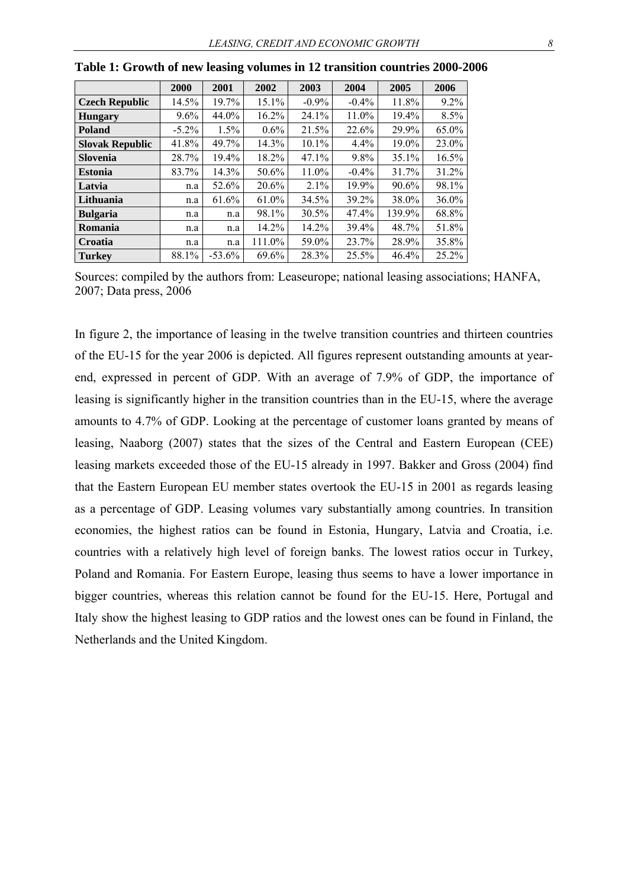**Table 1: Growth of new leasing volumes in 12 transition countries 2000-2006**

| | 2000 | 2001 | 2002 | 2003 | 2004 | 2005 | 2006 |
|---|---|---|---|---|---|---|---|
| **Czech Republic** | 14.5% | 19.7% | 15.1% | -0.9% | -0.4% | 11.8% | 9.2% |
| **Hungary** | 9.6% | 44.0% | 16.2% | 24.1% | 11.0% | 19.4% | 8.5% |
| **Poland** | -5.2% | 1.5% | 0.6% | 21.5% | 22.6% | 29.9% | 65.0% |
| **Slovak Republic** | 41.8% | 49.7% | 14.3% | 10.1% | 4.4% | 19.0% | 23.0% |
| **Slovenia** | 28.7% | 19.4% | 18.2% | 47.1% | 9.8% | 35.1% | 16.5% |
| **Estonia** | 83.7% | 14.3% | 50.6% | 11.0% | -0.4% | 31.7% | 31.2% |
| **Latvia** | n.a | 52.6% | 20.6% | 2.1% | 19.9% | 90.6% | 98.1% |
| **Lithuania** | n.a | 61.6% | 61.0% | 34.5% | 39.2% | 38.0% | 36.0% |
| **Bulgaria** | n.a | n.a | 98.1% | 30.5% | 47.4% | 139.9% | 68.8% |
| **Romania** | n.a | n.a | 14.2% | 14.2% | 39.4% | 48.7% | 51.8% |
| **Croatia** | n.a | n.a | 111.0% | 59.0% | 23.7% | 28.9% | 35.8% |
| **Turkey** | 88.1% | -53.6% | 69.6% | 28.3% | 25.5% | 46.4% | 25.2% |

Sources: compiled by the authors from: Leaseurope; national leasing associations; HANFA, 2007; Data press, 2006

In figure 2, the importance of leasing in the twelve transition countries and thirteen countries of the EU-15 for the year 2006 is depicted. All figures represent outstanding amounts at year-end, expressed in percent of GDP. With an average of 7.9% of GDP, the importance of leasing is significantly higher in the transition countries than in the EU-15, where the average amounts to 4.7% of GDP. Looking at the percentage of customer loans granted by means of leasing, Naaborg (2007) states that the sizes of the Central and Eastern European (CEE) leasing markets exceeded those of the EU-15 already in 1997. Bakker and Gross (2004) find that the Eastern European EU member states overtook the EU-15 in 2001 as regards leasing as a percentage of GDP. Leasing volumes vary substantially among countries. In transition economies, the highest ratios can be found in Estonia, Hungary, Latvia and Croatia, i.e. countries with a relatively high level of foreign banks. The lowest ratios occur in Turkey, Poland and Romania. For Eastern Europe, leasing thus seems to have a lower importance in bigger countries, whereas this relation cannot be found for the EU-15. Here, Portugal and Italy show the highest leasing to GDP ratios and the lowest ones can be found in Finland, the Netherlands and the United Kingdom.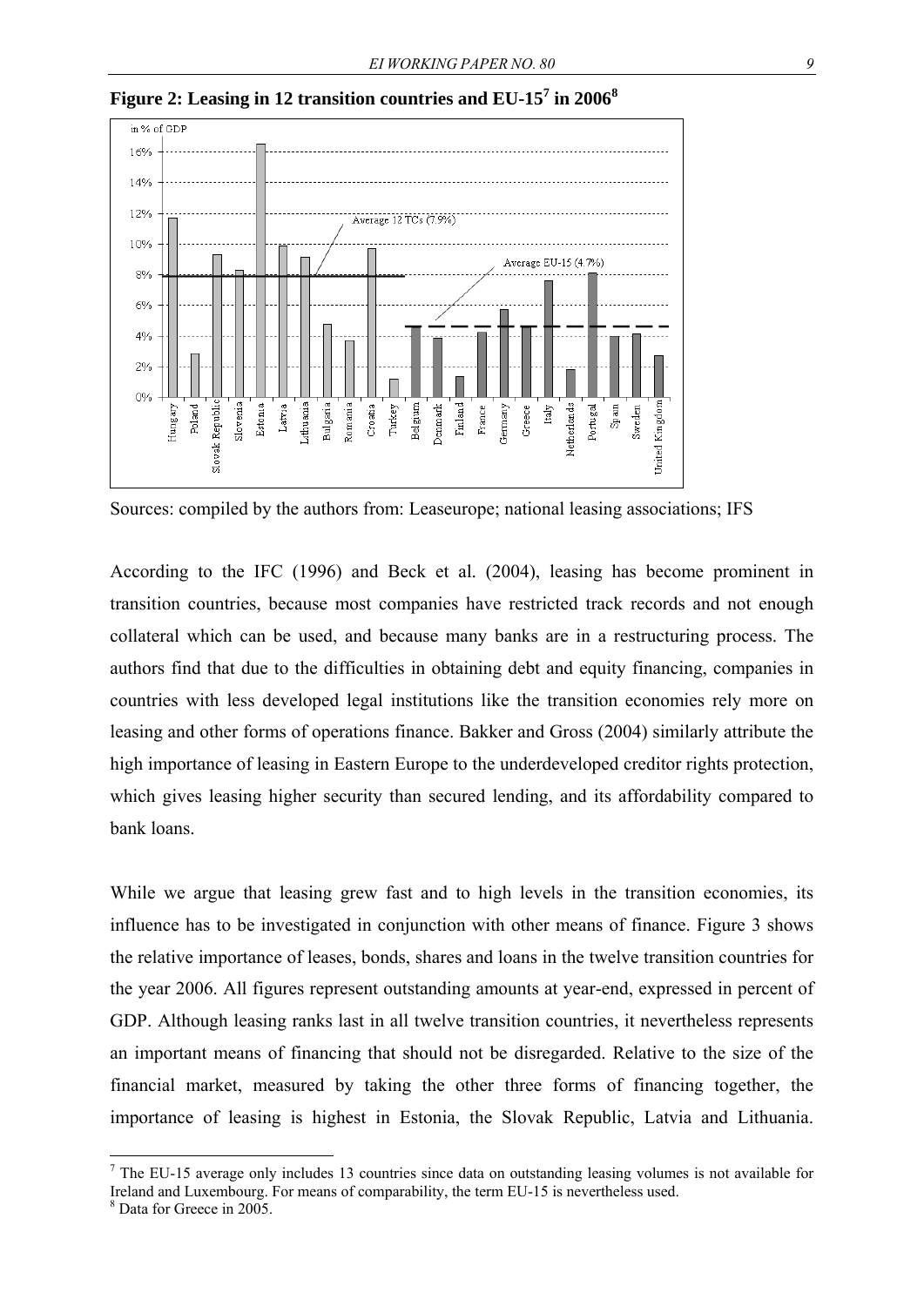**Figure 2: Leasing in 12 transition countries and EU-15[7] in 2006[8]**

Sources: compiled by the authors from: Leaseurope; national leasing associations; IFS

According to the IFC (1996) and Beck et al. (2004), leasing has become prominent in transition countries, because most companies have restricted track records and not enough collateral which can be used, and because many banks are in a restructuring process. The authors find that due to the difficulties in obtaining debt and equity financing, companies in countries with less developed legal institutions like the transition economies rely more on leasing and other forms of operations finance. Bakker and Gross (2004) similarly attribute the high importance of leasing in Eastern Europe to the underdeveloped creditor rights protection, which gives leasing higher security than secured lending, and its affordability compared to bank loans.

While we argue that leasing grew fast and to high levels in the transition economies, its influence has to be investigated in conjunction with other means of finance. Figure 3 shows the relative importance of leases, bonds, shares and loans in the twelve transition countries for the year 2006. All figures represent outstanding amounts at year-end, expressed in percent of GDP. Although leasing ranks last in all twelve transition countries, it nevertheless represents an important means of financing that should not be disregarded. Relative to the size of the financial market, measured by taking the other three forms of financing together, the importance of leasing is highest in Estonia, the Slovak Republic, Latvia and Lithuania.

[7] The EU-15 average only includes 13 countries since data on outstanding leasing volumes is not available for Ireland and Luxembourg. For means of comparability, the term EU-15 is nevertheless used.

[8] Data for Greece in 2005.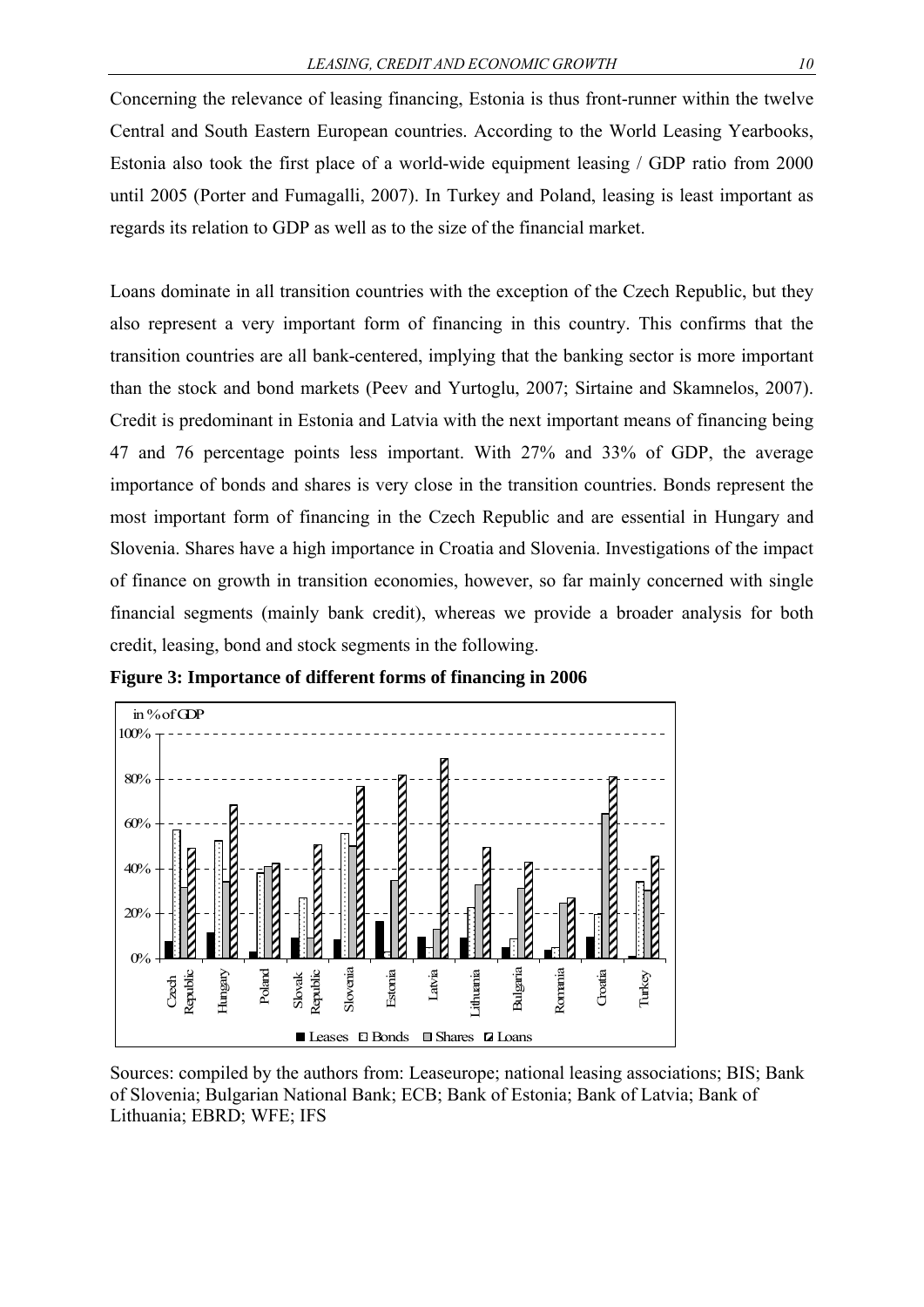Concerning the relevance of leasing financing, Estonia is thus front-runner within the twelve Central and South Eastern European countries. According to the World Leasing Yearbooks, Estonia also took the first place of a world-wide equipment leasing / GDP ratio from 2000 until 2005 (Porter and Fumagalli, 2007). In Turkey and Poland, leasing is least important as regards its relation to GDP as well as to the size of the financial market.

Loans dominate in all transition countries with the exception of the Czech Republic, but they also represent a very important form of financing in this country. This confirms that the transition countries are all bank-centered, implying that the banking sector is more important than the stock and bond markets (Peev and Yurtoglu, 2007; Sirtaine and Skamnelos, 2007). Credit is predominant in Estonia and Latvia with the next important means of financing being 47 and 76 percentage points less important. With 27% and 33% of GDP, the average importance of bonds and shares is very close in the transition countries. Bonds represent the most important form of financing in the Czech Republic and are essential in Hungary and Slovenia. Shares have a high importance in Croatia and Slovenia. Investigations of the impact of finance on growth in transition economies, however, so far mainly concerned with single financial segments (mainly bank credit), whereas we provide a broader analysis for both credit, leasing, bond and stock segments in the following.

**Figure 3: Importance of different forms of financing in 2006**

Sources: compiled by the authors from: Leaseurope; national leasing associations; BIS; Bank of Slovenia; Bulgarian National Bank; ECB; Bank of Estonia; Bank of Latvia; Bank of Lithuania; EBRD; WFE; IFS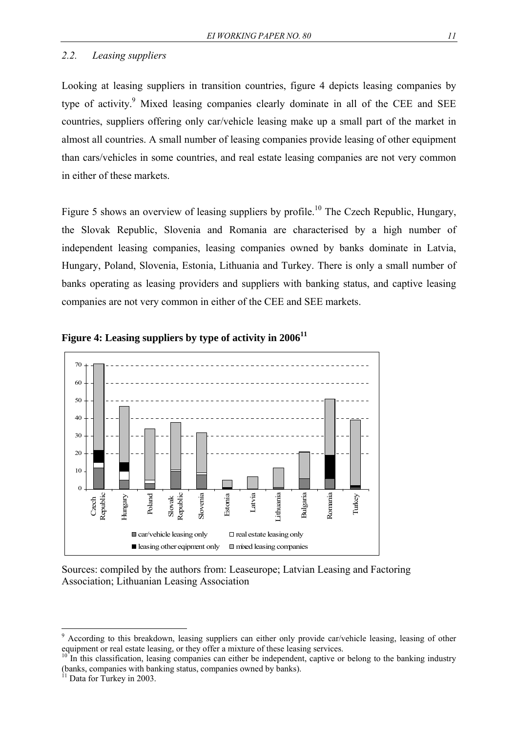## 2.2. *Leasing suppliers*

Looking at leasing suppliers in transition countries, figure 4 depicts leasing companies by type of activity.[9] Mixed leasing companies clearly dominate in all of the CEE and SEE countries, suppliers offering only car/vehicle leasing make up a small part of the market in almost all countries. A small number of leasing companies provide leasing of other equipment than cars/vehicles in some countries, and real estate leasing companies are not very common in either of these markets.

Figure 5 shows an overview of leasing suppliers by profile.[10] The Czech Republic, Hungary, the Slovak Republic, Slovenia and Romania are characterised by a high number of independent leasing companies, leasing companies owned by banks dominate in Latvia, Hungary, Poland, Slovenia, Estonia, Lithuania and Turkey. There is only a small number of banks operating as leasing providers and suppliers with banking status, and captive leasing companies are not very common in either of the CEE and SEE markets.

**Figure 4: Leasing suppliers by type of activity in 2006[11]**

Sources: compiled by the authors from: Leaseurope; Latvian Leasing and Factoring Association; Lithuanian Leasing Association

---

[9] According to this breakdown, leasing suppliers can either only provide car/vehicle leasing, leasing of other equipment or real estate leasing, or they offer a mixture of these leasing services.

[10] In this classification, leasing companies can either be independent, captive or belong to the banking industry (banks, companies with banking status, companies owned by banks).

[11] Data for Turkey in 2003.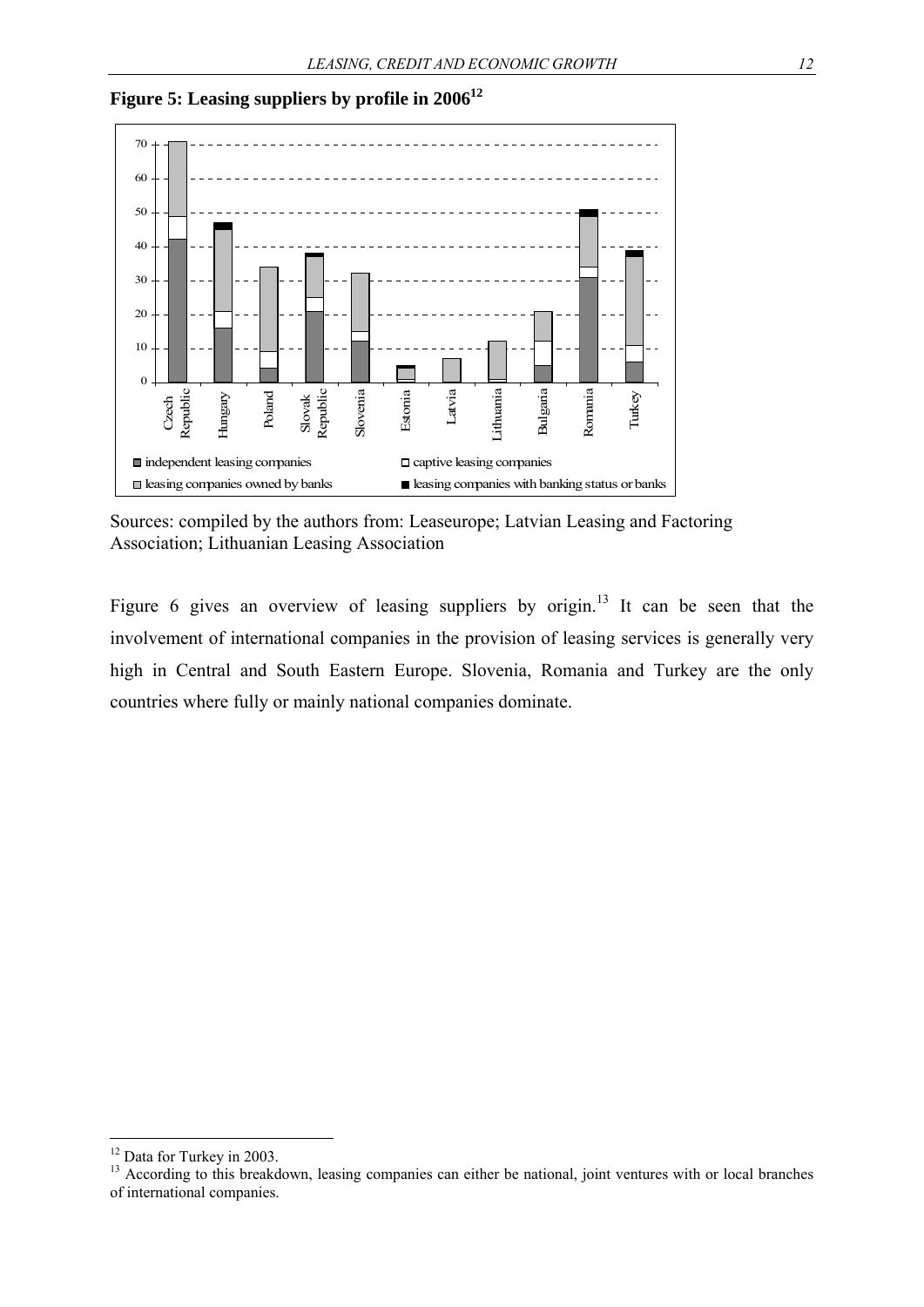**Figure 5: Leasing suppliers by profile in 2006[12]**

Sources: compiled by the authors from: Leaseurope; Latvian Leasing and Factoring Association; Lithuanian Leasing Association

Figure 6 gives an overview of leasing suppliers by origin.[13] It can be seen that the involvement of international companies in the provision of leasing services is generally very high in Central and South Eastern Europe. Slovenia, Romania and Turkey are the only countries where fully or mainly national companies dominate.

---

[12] Data for Turkey in 2003.

[13] According to this breakdown, leasing companies can either be national, joint ventures with or local branches of international companies.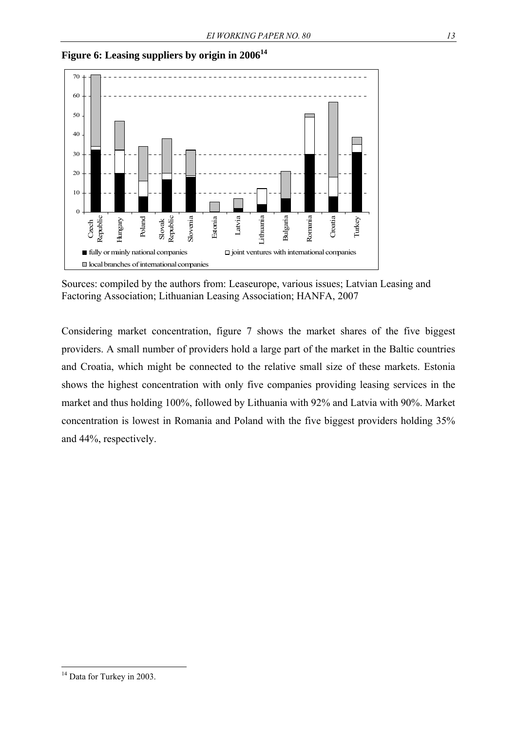**Figure 6: Leasing suppliers by origin in 2006[14]**

Sources: compiled by the authors from: Leaseurope, various issues; Latvian Leasing and Factoring Association; Lithuanian Leasing Association; HANFA, 2007

Considering market concentration, figure 7 shows the market shares of the five biggest providers. A small number of providers hold a large part of the market in the Baltic countries and Croatia, which might be connected to the relative small size of these markets. Estonia shows the highest concentration with only five companies providing leasing services in the market and thus holding 100%, followed by Lithuania with 92% and Latvia with 90%. Market concentration is lowest in Romania and Poland with the five biggest providers holding 35% and 44%, respectively.

[14] Data for Turkey in 2003.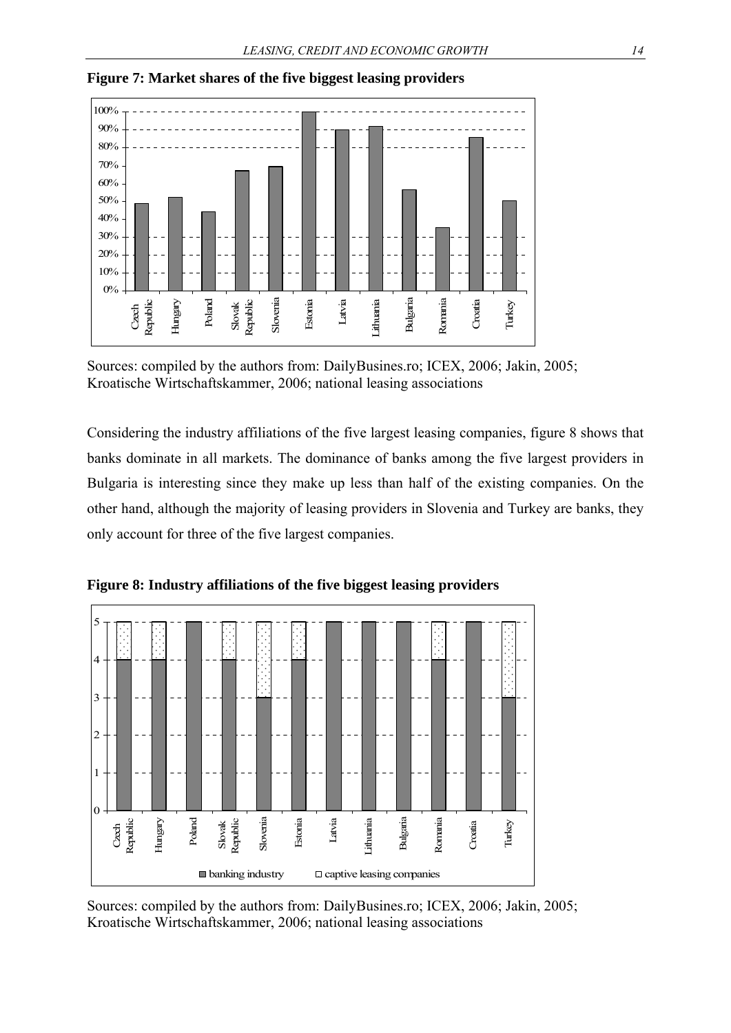**Figure 7: Market shares of the five biggest leasing providers**

Sources: compiled by the authors from: DailyBusines.ro; ICEX, 2006; Jakin, 2005; Kroatische Wirtschaftskammer, 2006; national leasing associations

Considering the industry affiliations of the five largest leasing companies, figure 8 shows that banks dominate in all markets. The dominance of banks among the five largest providers in Bulgaria is interesting since they make up less than half of the existing companies. On the other hand, although the majority of leasing providers in Slovenia and Turkey are banks, they only account for three of the five largest companies.

**Figure 8: Industry affiliations of the five biggest leasing providers**

Sources: compiled by the authors from: DailyBusines.ro; ICEX, 2006; Jakin, 2005; Kroatische Wirtschaftskammer, 2006; national leasing associations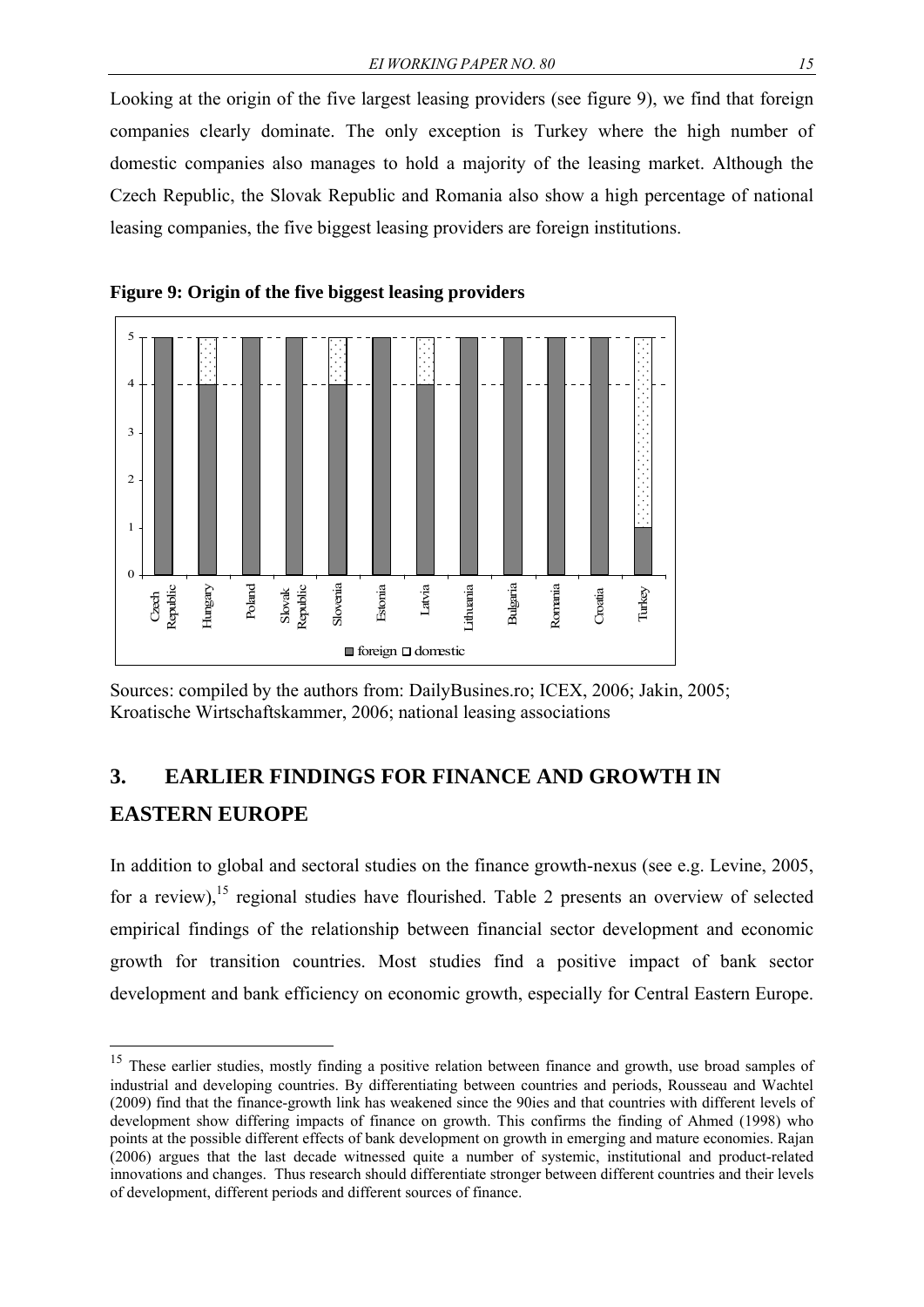Looking at the origin of the five largest leasing providers (see figure 9), we find that foreign companies clearly dominate. The only exception is Turkey where the high number of domestic companies also manages to hold a majority of the leasing market. Although the Czech Republic, the Slovak Republic and Romania also show a high percentage of national leasing companies, the five biggest leasing providers are foreign institutions.

**Figure 9: Origin of the five biggest leasing providers**

| Country | foreign | domestic |
|---|---|---|
| Czech Republic | 5 | 0 |
| Hungary | 4 | 1 |
| Poland | 5 | 0 |
| Slovak Republic | 5 | 0 |
| Slovenia | 4 | 1 |
| Estonia | 5 | 0 |
| Latvia | 4 | 1 |
| Lithuania | 5 | 0 |
| Bulgaria | 5 | 0 |
| Romania | 5 | 0 |
| Croatia | 5 | 0 |
| Turkey | 1 | 4 |

Sources: compiled by the authors from: DailyBusines.ro; ICEX, 2006; Jakin, 2005; Kroatische Wirtschaftskammer, 2006; national leasing associations

## 3. EARLIER FINDINGS FOR FINANCE AND GROWTH IN EASTERN EUROPE

In addition to global and sectoral studies on the finance growth-nexus (see e.g. Levine, 2005, for a review),[15] regional studies have flourished. Table 2 presents an overview of selected empirical findings of the relationship between financial sector development and economic growth for transition countries. Most studies find a positive impact of bank sector development and bank efficiency on economic growth, especially for Central Eastern Europe.

[15] These earlier studies, mostly finding a positive relation between finance and growth, use broad samples of industrial and developing countries. By differentiating between countries and periods, Rousseau and Wachtel (2009) find that the finance-growth link has weakened since the 90ies and that countries with different levels of development show differing impacts of finance on growth. This confirms the finding of Ahmed (1998) who points at the possible different effects of bank development on growth in emerging and mature economies. Rajan (2006) argues that the last decade witnessed quite a number of systemic, institutional and product-related innovations and changes. Thus research should differentiate stronger between different countries and their levels of development, different periods and different sources of finance.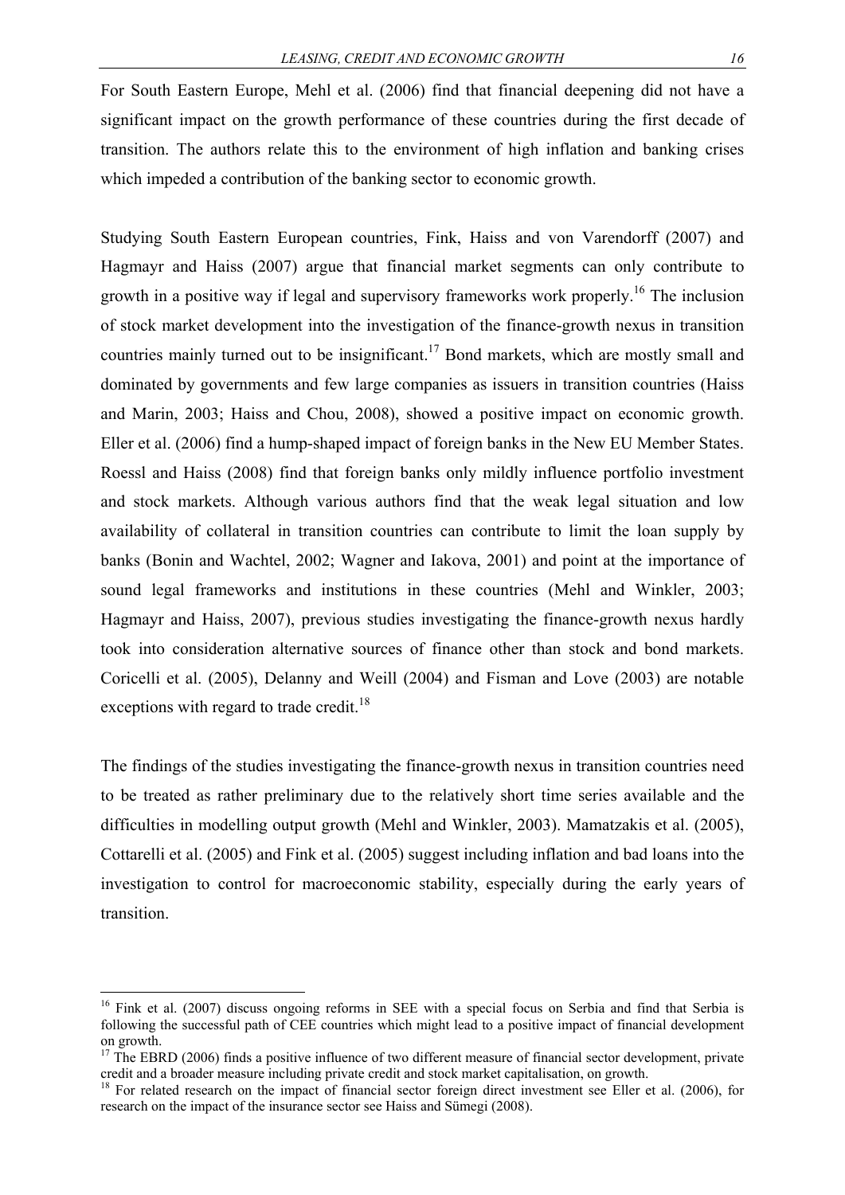For South Eastern Europe, Mehl et al. (2006) find that financial deepening did not have a significant impact on the growth performance of these countries during the first decade of transition. The authors relate this to the environment of high inflation and banking crises which impeded a contribution of the banking sector to economic growth.

Studying South Eastern European countries, Fink, Haiss and von Varendorff (2007) and Hagmayr and Haiss (2007) argue that financial market segments can only contribute to growth in a positive way if legal and supervisory frameworks work properly.[16] The inclusion of stock market development into the investigation of the finance-growth nexus in transition countries mainly turned out to be insignificant.[17] Bond markets, which are mostly small and dominated by governments and few large companies as issuers in transition countries (Haiss and Marin, 2003; Haiss and Chou, 2008), showed a positive impact on economic growth. Eller et al. (2006) find a hump-shaped impact of foreign banks in the New EU Member States. Roessl and Haiss (2008) find that foreign banks only mildly influence portfolio investment and stock markets. Although various authors find that the weak legal situation and low availability of collateral in transition countries can contribute to limit the loan supply by banks (Bonin and Wachtel, 2002; Wagner and Iakova, 2001) and point at the importance of sound legal frameworks and institutions in these countries (Mehl and Winkler, 2003; Hagmayr and Haiss, 2007), previous studies investigating the finance-growth nexus hardly took into consideration alternative sources of finance other than stock and bond markets. Coricelli et al. (2005), Delanny and Weill (2004) and Fisman and Love (2003) are notable exceptions with regard to trade credit.[18]

The findings of the studies investigating the finance-growth nexus in transition countries need to be treated as rather preliminary due to the relatively short time series available and the difficulties in modelling output growth (Mehl and Winkler, 2003). Mamatzakis et al. (2005), Cottarelli et al. (2005) and Fink et al. (2005) suggest including inflation and bad loans into the investigation to control for macroeconomic stability, especially during the early years of transition.

---

[16] Fink et al. (2007) discuss ongoing reforms in SEE with a special focus on Serbia and find that Serbia is following the successful path of CEE countries which might lead to a positive impact of financial development on growth.

[17] The EBRD (2006) finds a positive influence of two different measure of financial sector development, private credit and a broader measure including private credit and stock market capitalisation, on growth.

[18] For related research on the impact of financial sector foreign direct investment see Eller et al. (2006), for research on the impact of the insurance sector see Haiss and Sümegi (2008).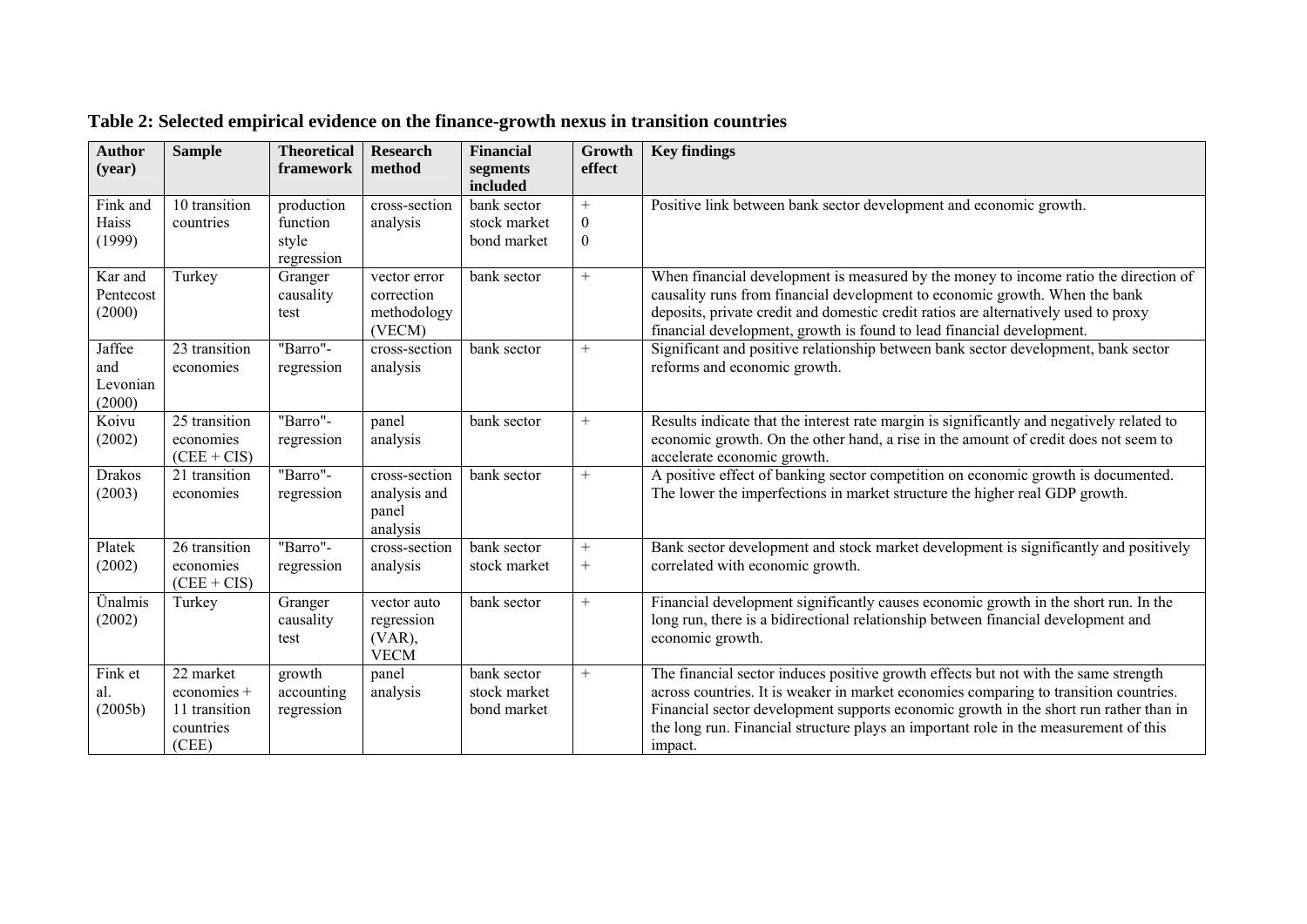**Table 2: Selected empirical evidence on the finance-growth nexus in transition countries**

| Author (year) | Sample | Theoretical framework | Research method | Financial segments included | Growth effect | Key findings |
|---|---|---|---|---|---|---|
| Fink and Haiss (1999) | 10 transition countries | production function style regression | cross-section analysis | bank sector<br>stock market<br>bond market | +<br>0<br>0 | Positive link between bank sector development and economic growth. |
| Kar and Pentecost (2000) | Turkey | Granger causality test | vector error correction methodology (VECM) | bank sector | + | When financial development is measured by the money to income ratio the direction of causality runs from financial development to economic growth. When the bank deposits, private credit and domestic credit ratios are alternatively used to proxy financial development, growth is found to lead financial development. |
| Jaffee and Levonian (2000) | 23 transition economies | "Barro"-regression | cross-section analysis | bank sector | + | Significant and positive relationship between bank sector development, bank sector reforms and economic growth. |
| Koivu (2002) | 25 transition economies (CEE + CIS) | "Barro"-regression | panel analysis | bank sector | + | Results indicate that the interest rate margin is significantly and negatively related to economic growth. On the other hand, a rise in the amount of credit does not seem to accelerate economic growth. |
| Drakos (2003) | 21 transition economies | "Barro"-regression | cross-section analysis and panel analysis | bank sector | + | A positive effect of banking sector competition on economic growth is documented. The lower the imperfections in market structure the higher real GDP growth. |
| Platek (2002) | 26 transition economies (CEE + CIS) | "Barro"-regression | cross-section analysis | bank sector<br>stock market | +<br>+ | Bank sector development and stock market development is significantly and positively correlated with economic growth. |
| Ünalmis (2002) | Turkey | Granger causality test | vector auto regression (VAR), VECM | bank sector | + | Financial development significantly causes economic growth in the short run. In the long run, there is a bidirectional relationship between financial development and economic growth. |
| Fink et al. (2005b) | 22 market economies + 11 transition countries (CEE) | growth accounting regression | panel analysis | bank sector<br>stock market<br>bond market | + | The financial sector induces positive growth effects but not with the same strength across countries. It is weaker in market economies comparing to transition countries. Financial sector development supports economic growth in the short run rather than in the long run. Financial structure plays an important role in the measurement of this impact. |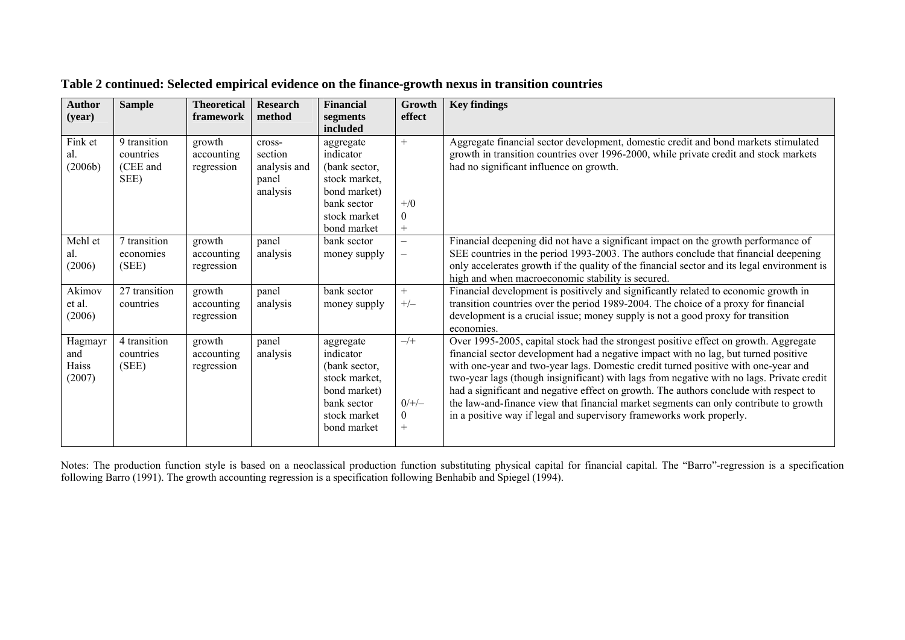**Table 2 continued: Selected empirical evidence on the finance-growth nexus in transition countries**

| Author (year) | Sample | Theoretical framework | Research method | Financial segments included | Growth effect | Key findings |
|---|---|---|---|---|---|---|
| Fink et al. (2006b) | 9 transition countries (CEE and SEE) | growth accounting regression | cross-section analysis and panel analysis | aggregate indicator (bank sector, stock market, bond market)<br>bank sector<br>stock market<br>bond market | +<br><br><br><br>+/0<br>0<br>+ | Aggregate financial sector development, domestic credit and bond markets stimulated growth in transition countries over 1996-2000, while private credit and stock markets had no significant influence on growth. |
| Mehl et al. (2006) | 7 transition economies (SEE) | growth accounting regression | panel analysis | bank sector<br>money supply | –<br>– | Financial deepening did not have a significant impact on the growth performance of SEE countries in the period 1993-2003. The authors conclude that financial deepening only accelerates growth if the quality of the financial sector and its legal environment is high and when macroeconomic stability is secured. |
| Akimov et al. (2006) | 27 transition countries | growth accounting regression | panel analysis | bank sector<br>money supply | +<br>+/– | Financial development is positively and significantly related to economic growth in transition countries over the period 1989-2004. The choice of a proxy for financial development is a crucial issue; money supply is not a good proxy for transition economies. |
| Hagmayr and Haiss (2007) | 4 transition countries (SEE) | growth accounting regression | panel analysis | aggregate indicator (bank sector, stock market, bond market)<br>bank sector<br>stock market<br>bond market | –/+<br><br><br><br>0/+/–<br>0<br>+ | Over 1995-2005, capital stock had the strongest positive effect on growth. Aggregate financial sector development had a negative impact with no lag, but turned positive with one-year and two-year lags. Domestic credit turned positive with one-year and two-year lags (though insignificant) with lags from negative with no lags. Private credit had a significant and negative effect on growth. The authors conclude with respect to the law-and-finance view that financial market segments can only contribute to growth in a positive way if legal and supervisory frameworks work properly. |

Notes: The production function style is based on a neoclassical production function substituting physical capital for financial capital. The "Barro"-regression is a specification following Barro (1991). The growth accounting regression is a specification following Benhabib and Spiegel (1994).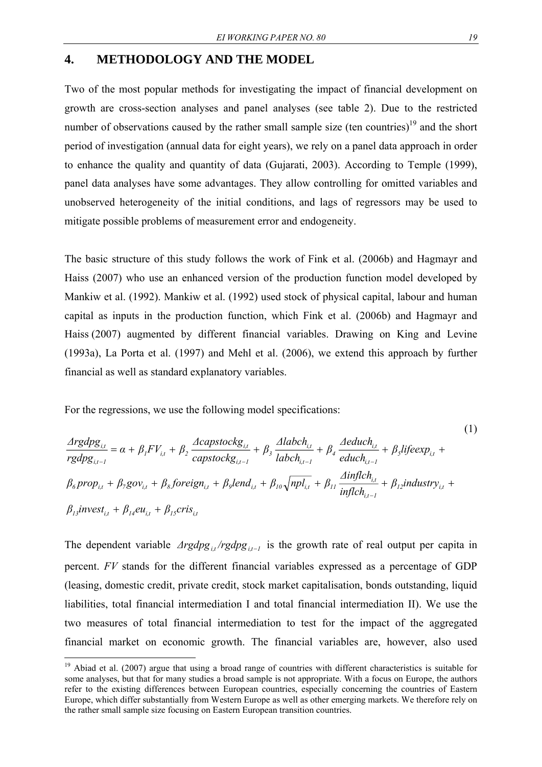## 4. METHODOLOGY AND THE MODEL

Two of the most popular methods for investigating the impact of financial development on growth are cross-section analyses and panel analyses (see table 2). Due to the restricted number of observations caused by the rather small sample size (ten countries)[19] and the short period of investigation (annual data for eight years), we rely on a panel data approach in order to enhance the quality and quantity of data (Gujarati, 2003). According to Temple (1999), panel data analyses have some advantages. They allow controlling for omitted variables and unobserved heterogeneity of the initial conditions, and lags of regressors may be used to mitigate possible problems of measurement error and endogeneity.

The basic structure of this study follows the work of Fink et al. (2006b) and Hagmayr and Haiss (2007) who use an enhanced version of the production function model developed by Mankiw et al. (1992). Mankiw et al. (1992) used stock of physical capital, labour and human capital as inputs in the production function, which Fink et al. (2006b) and Hagmayr and Haiss (2007) augmented by different financial variables. Drawing on King and Levine (1993a), La Porta et al. (1997) and Mehl et al. (2006), we extend this approach by further financial as well as standard explanatory variables.

For the regressions, we use the following model specifications:

$$\frac{\Delta rgdpg_{i,t}}{rgdpg_{i,t-1}} = \alpha + \beta_1 FV_{i,t} + \beta_2 \frac{\Delta capstockg_{i,t}}{capstockg_{i,t-1}} + \beta_3 \frac{\Delta labch_{i,t}}{labch_{i,t-1}} + \beta_4 \frac{\Delta educh_{i,t}}{educh_{i,t-1}} + \beta_5 lifeexp_{i,t} + \beta_6 prop_{i,t} + \beta_7 gov_{i,t} + \beta_8 foreign_{i,t} + \beta_9 lend_{i,t} + \beta_{10}\sqrt{npl_{i,t}} + \beta_{11}\frac{\Delta inflch_{i,t}}{inflch_{i,t-1}} + \beta_{12} industry_{i,t} + \beta_{13} invest_{i,t} + \beta_{14} eu_{i,t} + \beta_{15} cris_{i,t} \tag{1}$$

The dependent variable $\Delta rgdpg_{i,t}/rgdpg_{i,t-1}$ is the growth rate of real output per capita in percent. $FV$ stands for the different financial variables expressed as a percentage of GDP (leasing, domestic credit, private credit, stock market capitalisation, bonds outstanding, liquid liabilities, total financial intermediation I and total financial intermediation II). We use the two measures of total financial intermediation to test for the impact of the aggregated financial market on economic growth. The financial variables are, however, also used

[19] Abiad et al. (2007) argue that using a broad range of countries with different characteristics is suitable for some analyses, but that for many studies a broad sample is not appropriate. With a focus on Europe, the authors refer to the existing differences between European countries, especially concerning the countries of Eastern Europe, which differ substantially from Western Europe as well as other emerging markets. We therefore rely on the rather small sample size focusing on Eastern European transition countries.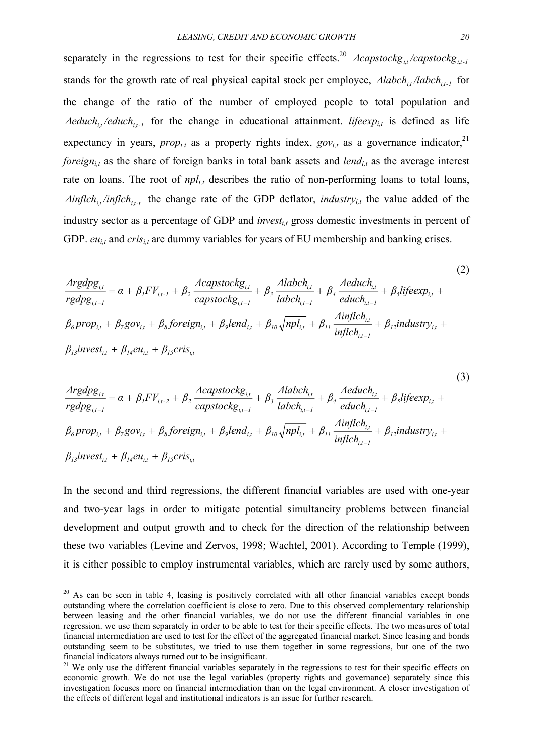separately in the regressions to test for their specific effects.[20] $\Delta capstockg_{i,t}/capstockg_{i,t-1}$ stands for the growth rate of real physical capital stock per employee, $\Delta labch_{i,t}/labch_{i,t-1}$ for the change of the ratio of the number of employed people to total population and $\Delta educh_{i,t}/educh_{i,t-1}$ for the change in educational attainment. $lifeexp_{i,t}$ is defined as life expectancy in years, $prop_{i,t}$ as a property rights index, $gov_{i,t}$ as a governance indicator,[21] $foreign_{i,t}$ as the share of foreign banks in total bank assets and $lend_{i,t}$ as the average interest rate on loans. The root of $npl_{i,t}$ describes the ratio of non-performing loans to total loans, $\Delta inflch_{i,t}/inflch_{i,t-1}$ the change rate of the GDP deflator, $industry_{i,t}$ the value added of the industry sector as a percentage of GDP and $invest_{i,t}$ gross domestic investments in percent of GDP. $eu_{i,t}$ and $cris_{i,t}$ are dummy variables for years of EU membership and banking crises.

$$
\begin{aligned}
\frac{\Delta rgdpg_{i,t}}{rgdpg_{i,t-1}} &= \alpha + \beta_1 FV_{i,t-1} + \beta_2 \frac{\Delta capstockg_{i,t}}{capstockg_{i,t-1}} + \beta_3 \frac{\Delta labch_{i,t}}{labch_{i,t-1}} + \beta_4 \frac{\Delta educh_{i,t}}{educh_{i,t-1}} + \beta_5 lifeexp_{i,t} + \\
&\beta_6 prop_{i,t} + \beta_7 gov_{i,t} + \beta_8 foreign_{i,t} + \beta_9 lend_{i,t} + \beta_{10}\sqrt{npl_{i,t}} + \beta_{11}\frac{\Delta inflch_{i,t}}{inflch_{i,t-1}} + \beta_{12} industry_{i,t} + \\
&\beta_{13} invest_{i,t} + \beta_{14} eu_{i,t} + \beta_{15} cris_{i,t}
\end{aligned}
\tag{2}
$$

$$
\begin{aligned}
\frac{\Delta rgdpg_{i,t}}{rgdpg_{i,t-1}} &= \alpha + \beta_1 FV_{i,t-2} + \beta_2 \frac{\Delta capstockg_{i,t}}{capstockg_{i,t-1}} + \beta_3 \frac{\Delta labch_{i,t}}{labch_{i,t-1}} + \beta_4 \frac{\Delta educh_{i,t}}{educh_{i,t-1}} + \beta_5 lifeexp_{i,t} + \\
&\beta_6 prop_{i,t} + \beta_7 gov_{i,t} + \beta_8 foreign_{i,t} + \beta_9 lend_{i,t} + \beta_{10}\sqrt{npl_{i,t}} + \beta_{11}\frac{\Delta inflch_{i,t}}{inflch_{i,t-1}} + \beta_{12} industry_{i,t} + \\
&\beta_{13} invest_{i,t} + \beta_{14} eu_{i,t} + \beta_{15} cris_{i,t}
\end{aligned}
\tag{3}
$$

In the second and third regressions, the different financial variables are used with one-year and two-year lags in order to mitigate potential simultaneity problems between financial development and output growth and to check for the direction of the relationship between these two variables (Levine and Zervos, 1998; Wachtel, 2001). According to Temple (1999), it is either possible to employ instrumental variables, which are rarely used by some authors,

[20] As can be seen in table 4, leasing is positively correlated with all other financial variables except bonds outstanding where the correlation coefficient is close to zero. Due to this observed complementary relationship between leasing and the other financial variables, we do not use the different financial variables in one regression. we use them separately in order to be able to test for their specific effects. The two measures of total financial intermediation are used to test for the effect of the aggregated financial market. Since leasing and bonds outstanding seem to be substitutes, we tried to use them together in some regressions, but one of the two financial indicators always turned out to be insignificant.

[21] We only use the different financial variables separately in the regressions to test for their specific effects on economic growth. We do not use the legal variables (property rights and governance) separately since this investigation focuses more on financial intermediation than on the legal environment. A closer investigation of the effects of different legal and institutional indicators is an issue for further research.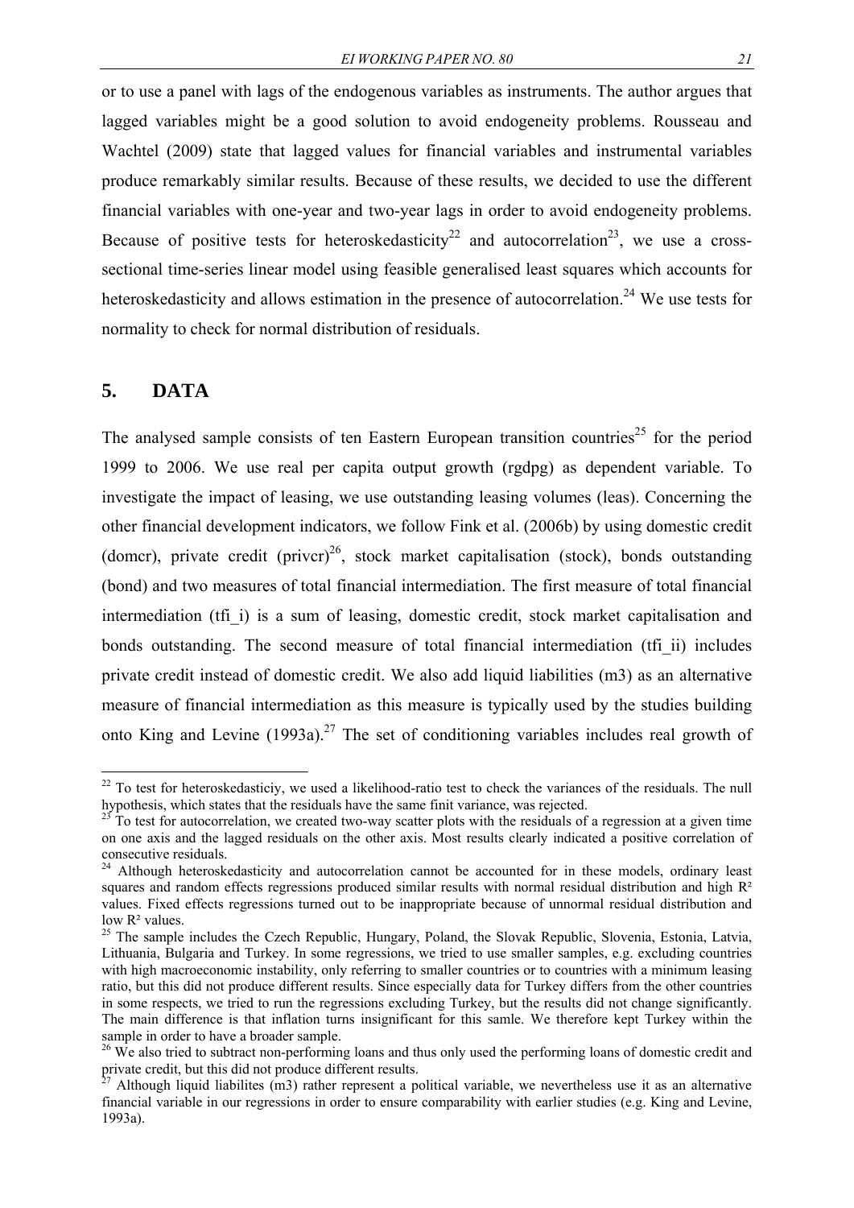or to use a panel with lags of the endogenous variables as instruments. The author argues that lagged variables might be a good solution to avoid endogeneity problems. Rousseau and Wachtel (2009) state that lagged values for financial variables and instrumental variables produce remarkably similar results. Because of these results, we decided to use the different financial variables with one-year and two-year lags in order to avoid endogeneity problems. Because of positive tests for heteroskedasticity[22] and autocorrelation[23], we use a cross-sectional time-series linear model using feasible generalised least squares which accounts for heteroskedasticity and allows estimation in the presence of autocorrelation.[24] We use tests for normality to check for normal distribution of residuals.

## 5. DATA

The analysed sample consists of ten Eastern European transition countries[25] for the period 1999 to 2006. We use real per capita output growth (rgdpg) as dependent variable. To investigate the impact of leasing, we use outstanding leasing volumes (leas). Concerning the other financial development indicators, we follow Fink et al. (2006b) by using domestic credit (domcr), private credit (privcr)[26], stock market capitalisation (stock), bonds outstanding (bond) and two measures of total financial intermediation. The first measure of total financial intermediation (tfi_i) is a sum of leasing, domestic credit, stock market capitalisation and bonds outstanding. The second measure of total financial intermediation (tfi_ii) includes private credit instead of domestic credit. We also add liquid liabilities (m3) as an alternative measure of financial intermediation as this measure is typically used by the studies building onto King and Levine (1993a).[27] The set of conditioning variables includes real growth of

---

[22] To test for heteroskedasticiy, we used a likelihood-ratio test to check the variances of the residuals. The null hypothesis, which states that the residuals have the same finit variance, was rejected.

[23] To test for autocorrelation, we created two-way scatter plots with the residuals of a regression at a given time on one axis and the lagged residuals on the other axis. Most results clearly indicated a positive correlation of consecutive residuals.

[24] Although heteroskedasticity and autocorrelation cannot be accounted for in these models, ordinary least squares and random effects regressions produced similar results with normal residual distribution and high $R^2$ values. Fixed effects regressions turned out to be inappropriate because of unnormal residual distribution and low $R^2$ values.

[25] The sample includes the Czech Republic, Hungary, Poland, the Slovak Republic, Slovenia, Estonia, Latvia, Lithuania, Bulgaria and Turkey. In some regressions, we tried to use smaller samples, e.g. excluding countries with high macroeconomic instability, only referring to smaller countries or to countries with a minimum leasing ratio, but this did not produce different results. Since especially data for Turkey differs from the other countries in some respects, we tried to run the regressions excluding Turkey, but the results did not change significantly. The main difference is that inflation turns insignificant for this samle. We therefore kept Turkey within the sample in order to have a broader sample.

[26] We also tried to subtract non-performing loans and thus only used the performing loans of domestic credit and private credit, but this did not produce different results.

[27] Although liquid liabilites (m3) rather represent a political variable, we nevertheless use it as an alternative financial variable in our regressions in order to ensure comparability with earlier studies (e.g. King and Levine, 1993a).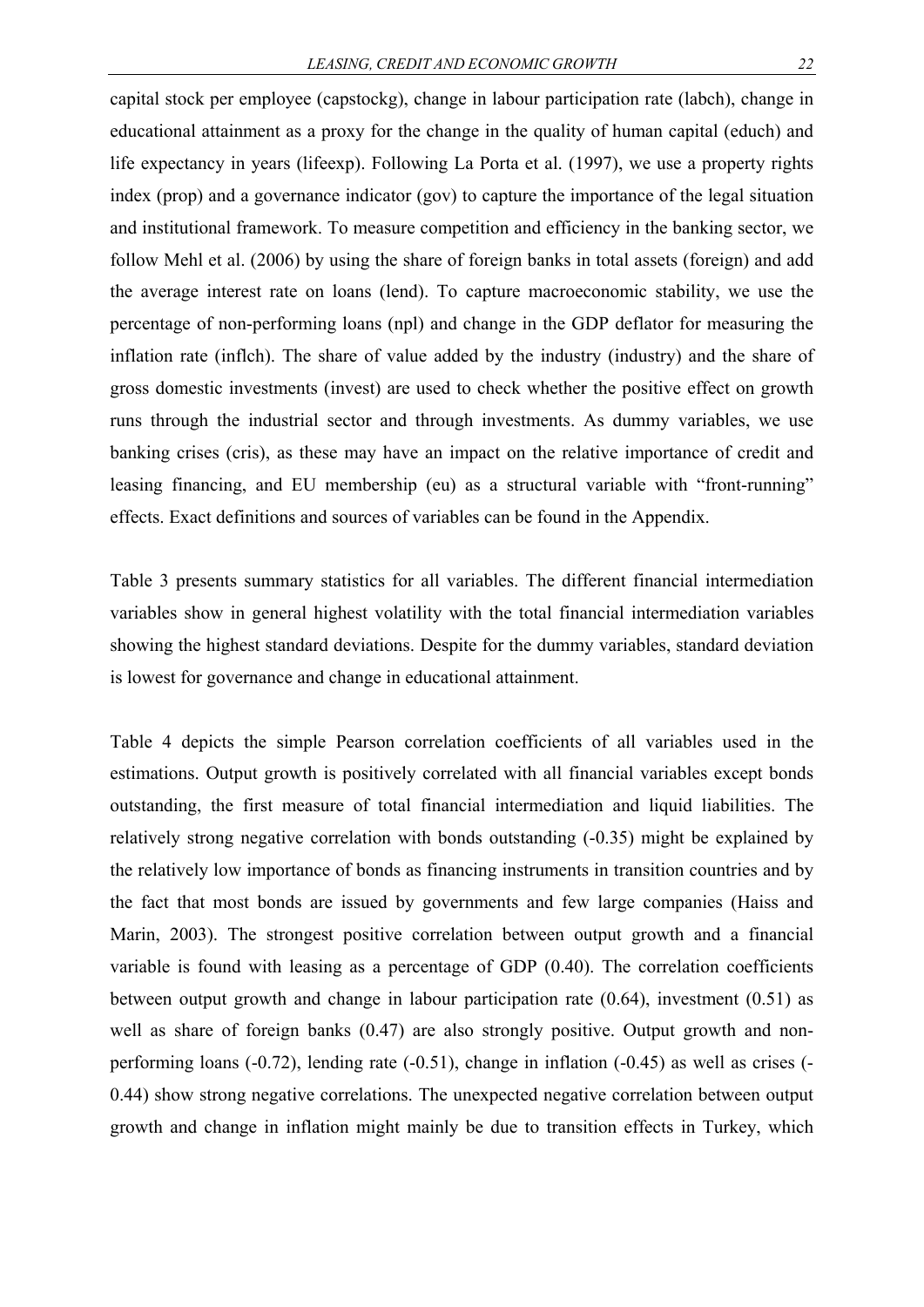capital stock per employee (capstockg), change in labour participation rate (labch), change in educational attainment as a proxy for the change in the quality of human capital (educh) and life expectancy in years (lifeexp). Following La Porta et al. (1997), we use a property rights index (prop) and a governance indicator (gov) to capture the importance of the legal situation and institutional framework. To measure competition and efficiency in the banking sector, we follow Mehl et al. (2006) by using the share of foreign banks in total assets (foreign) and add the average interest rate on loans (lend). To capture macroeconomic stability, we use the percentage of non-performing loans (npl) and change in the GDP deflator for measuring the inflation rate (inflch). The share of value added by the industry (industry) and the share of gross domestic investments (invest) are used to check whether the positive effect on growth runs through the industrial sector and through investments. As dummy variables, we use banking crises (cris), as these may have an impact on the relative importance of credit and leasing financing, and EU membership (eu) as a structural variable with "front-running" effects. Exact definitions and sources of variables can be found in the Appendix.

Table 3 presents summary statistics for all variables. The different financial intermediation variables show in general highest volatility with the total financial intermediation variables showing the highest standard deviations. Despite for the dummy variables, standard deviation is lowest for governance and change in educational attainment.

Table 4 depicts the simple Pearson correlation coefficients of all variables used in the estimations. Output growth is positively correlated with all financial variables except bonds outstanding, the first measure of total financial intermediation and liquid liabilities. The relatively strong negative correlation with bonds outstanding (-0.35) might be explained by the relatively low importance of bonds as financing instruments in transition countries and by the fact that most bonds are issued by governments and few large companies (Haiss and Marin, 2003). The strongest positive correlation between output growth and a financial variable is found with leasing as a percentage of GDP (0.40). The correlation coefficients between output growth and change in labour participation rate (0.64), investment (0.51) as well as share of foreign banks (0.47) are also strongly positive. Output growth and non-performing loans (-0.72), lending rate (-0.51), change in inflation (-0.45) as well as crises (-0.44) show strong negative correlations. The unexpected negative correlation between output growth and change in inflation might mainly be due to transition effects in Turkey, which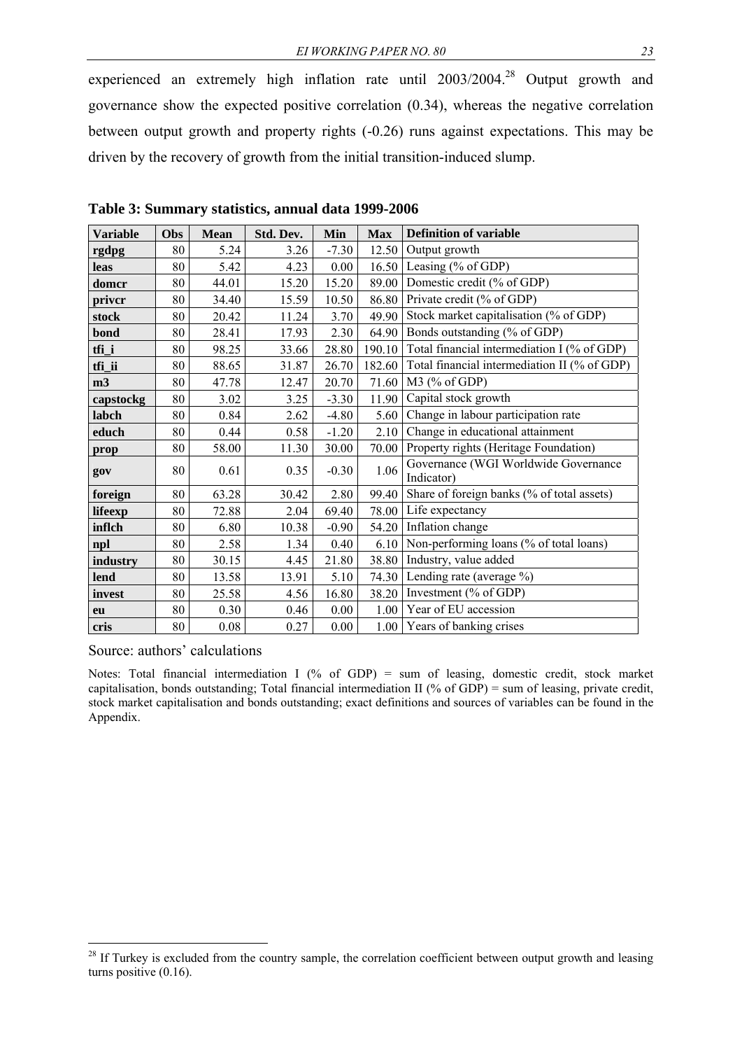experienced an extremely high inflation rate until 2003/2004.[28] Output growth and governance show the expected positive correlation (0.34), whereas the negative correlation between output growth and property rights (-0.26) runs against expectations. This may be driven by the recovery of growth from the initial transition-induced slump.

**Table 3: Summary statistics, annual data 1999-2006**

| Variable | Obs | Mean | Std. Dev. | Min | Max | Definition of variable |
|---|---|---|---|---|---|---|
| **rgdpg** | 80 | 5.24 | 3.26 | -7.30 | 12.50 | Output growth |
| **leas** | 80 | 5.42 | 4.23 | 0.00 | 16.50 | Leasing (% of GDP) |
| **domcr** | 80 | 44.01 | 15.20 | 15.20 | 89.00 | Domestic credit (% of GDP) |
| **privcr** | 80 | 34.40 | 15.59 | 10.50 | 86.80 | Private credit (% of GDP) |
| **stock** | 80 | 20.42 | 11.24 | 3.70 | 49.90 | Stock market capitalisation (% of GDP) |
| **bond** | 80 | 28.41 | 17.93 | 2.30 | 64.90 | Bonds outstanding (% of GDP) |
| **tfi_i** | 80 | 98.25 | 33.66 | 28.80 | 190.10 | Total financial intermediation I (% of GDP) |
| **tfi_ii** | 80 | 88.65 | 31.87 | 26.70 | 182.60 | Total financial intermediation II (% of GDP) |
| **m3** | 80 | 47.78 | 12.47 | 20.70 | 71.60 | M3 (% of GDP) |
| **capstockg** | 80 | 3.02 | 3.25 | -3.30 | 11.90 | Capital stock growth |
| **labch** | 80 | 0.84 | 2.62 | -4.80 | 5.60 | Change in labour participation rate |
| **educh** | 80 | 0.44 | 0.58 | -1.20 | 2.10 | Change in educational attainment |
| **prop** | 80 | 58.00 | 11.30 | 30.00 | 70.00 | Property rights (Heritage Foundation) |
| **gov** | 80 | 0.61 | 0.35 | -0.30 | 1.06 | Governance (WGI Worldwide Governance Indicator) |
| **foreign** | 80 | 63.28 | 30.42 | 2.80 | 99.40 | Share of foreign banks (% of total assets) |
| **lifeexp** | 80 | 72.88 | 2.04 | 69.40 | 78.00 | Life expectancy |
| **inflch** | 80 | 6.80 | 10.38 | -0.90 | 54.20 | Inflation change |
| **npl** | 80 | 2.58 | 1.34 | 0.40 | 6.10 | Non-performing loans (% of total loans) |
| **industry** | 80 | 30.15 | 4.45 | 21.80 | 38.80 | Industry, value added |
| **lend** | 80 | 13.58 | 13.91 | 5.10 | 74.30 | Lending rate (average %) |
| **invest** | 80 | 25.58 | 4.56 | 16.80 | 38.20 | Investment (% of GDP) |
| **eu** | 80 | 0.30 | 0.46 | 0.00 | 1.00 | Year of EU accession |
| **cris** | 80 | 0.08 | 0.27 | 0.00 | 1.00 | Years of banking crises |

Source: authors' calculations

Notes: Total financial intermediation I (% of GDP) = sum of leasing, domestic credit, stock market capitalisation, bonds outstanding; Total financial intermediation II (% of GDP) = sum of leasing, private credit, stock market capitalisation and bonds outstanding; exact definitions and sources of variables can be found in the Appendix.

[28] If Turkey is excluded from the country sample, the correlation coefficient between output growth and leasing turns positive (0.16).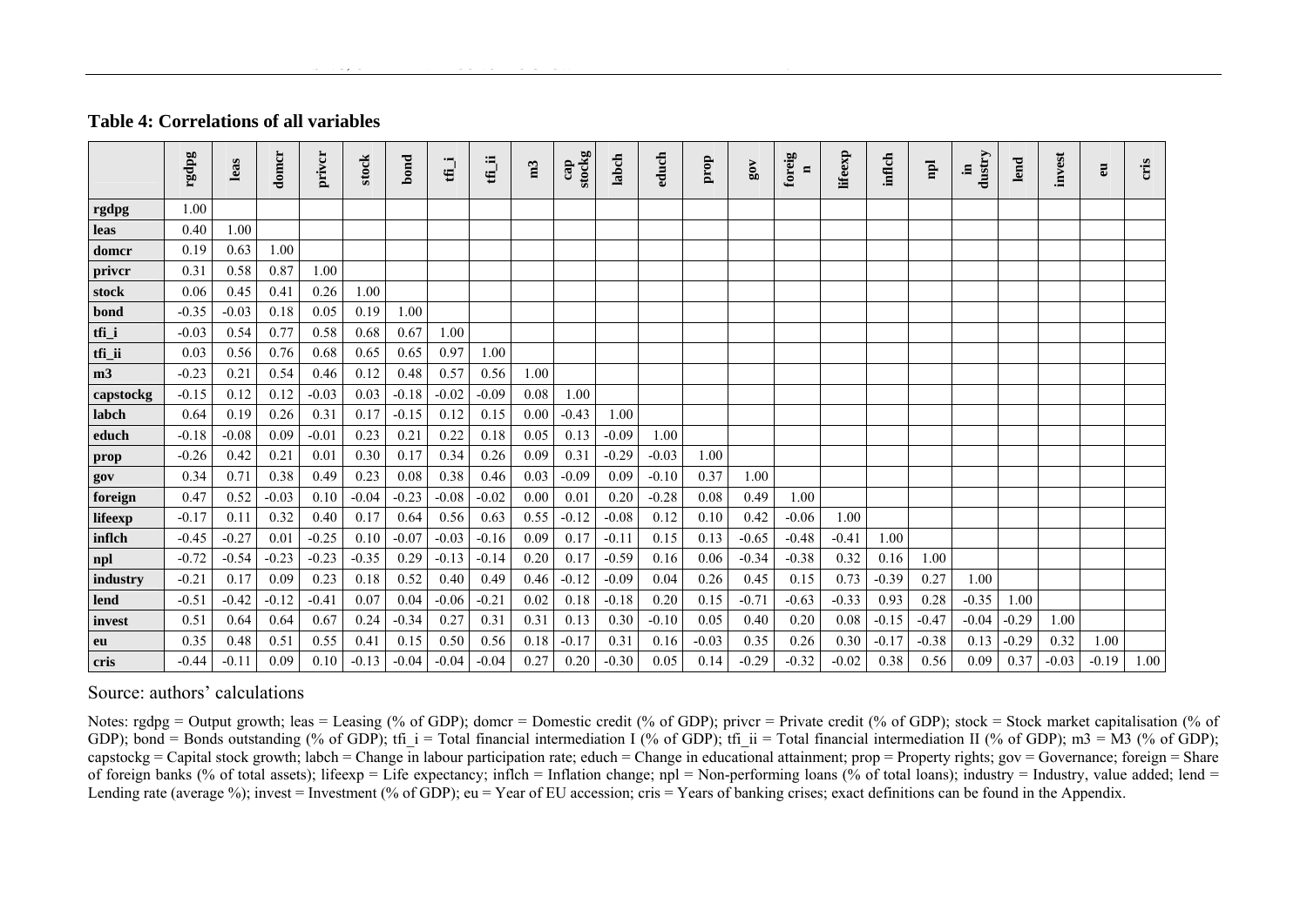**Table 4: Correlations of all variables**

| | rgdpg | leas | domcr | privcr | stock | bond | tfi_i | tfi_ii | m3 | cap stockg | labch | educh | prop | gov | foreign | lifeexp | inflch | npl | industry | lend | invest | eu | cris |
|---|---|---|---|---|---|---|---|---|---|---|---|---|---|---|---|---|---|---|---|---|---|---|---|
| **rgdpg** | 1.00 | | | | | | | | | | | | | | | | | | | | | | |
| **leas** | 0.40 | 1.00 | | | | | | | | | | | | | | | | | | | | | |
| **domcr** | 0.19 | 0.63 | 1.00 | | | | | | | | | | | | | | | | | | | | |
| **privcr** | 0.31 | 0.58 | 0.87 | 1.00 | | | | | | | | | | | | | | | | | | | |
| **stock** | 0.06 | 0.45 | 0.41 | 0.26 | 1.00 | | | | | | | | | | | | | | | | | | |
| **bond** | -0.35 | -0.03 | 0.18 | 0.05 | 0.19 | 1.00 | | | | | | | | | | | | | | | | | |
| **tfi_i** | -0.03 | 0.54 | 0.77 | 0.58 | 0.68 | 0.67 | 1.00 | | | | | | | | | | | | | | | | |
| **tfi_ii** | 0.03 | 0.56 | 0.76 | 0.68 | 0.65 | 0.65 | 0.97 | 1.00 | | | | | | | | | | | | | | | |
| **m3** | -0.23 | 0.21 | 0.54 | 0.46 | 0.12 | 0.48 | 0.57 | 0.56 | 1.00 | | | | | | | | | | | | | | |
| **capstockg** | -0.15 | 0.12 | 0.12 | -0.03 | 0.03 | -0.18 | -0.02 | -0.09 | 0.08 | 1.00 | | | | | | | | | | | | | |
| **labch** | 0.64 | 0.19 | 0.26 | 0.31 | 0.17 | -0.15 | 0.12 | 0.15 | 0.00 | -0.43 | 1.00 | | | | | | | | | | | | |
| **educh** | -0.18 | -0.08 | 0.09 | -0.01 | 0.23 | 0.21 | 0.22 | 0.18 | 0.05 | 0.13 | -0.09 | 1.00 | | | | | | | | | | | |
| **prop** | -0.26 | 0.42 | 0.21 | 0.01 | 0.30 | 0.17 | 0.34 | 0.26 | 0.09 | 0.31 | -0.29 | -0.03 | 1.00 | | | | | | | | | | |
| **gov** | 0.34 | 0.71 | 0.38 | 0.49 | 0.23 | 0.08 | 0.38 | 0.46 | 0.03 | -0.09 | 0.09 | -0.10 | 0.37 | 1.00 | | | | | | | | | |
| **foreign** | 0.47 | 0.52 | -0.03 | 0.10 | -0.04 | -0.23 | -0.08 | -0.02 | 0.00 | 0.01 | 0.20 | -0.28 | 0.08 | 0.49 | 1.00 | | | | | | | | |
| **lifeexp** | -0.17 | 0.11 | 0.32 | 0.40 | 0.17 | 0.64 | 0.56 | 0.63 | 0.55 | -0.12 | -0.08 | 0.12 | 0.10 | 0.42 | -0.06 | 1.00 | | | | | | | |
| **inflch** | -0.45 | -0.27 | 0.01 | -0.25 | 0.10 | -0.07 | -0.03 | -0.16 | 0.09 | 0.17 | -0.11 | 0.15 | 0.13 | -0.65 | -0.48 | -0.41 | 1.00 | | | | | | |
| **npl** | -0.72 | -0.54 | -0.23 | -0.23 | -0.35 | 0.29 | -0.13 | -0.14 | 0.20 | 0.17 | -0.59 | 0.16 | 0.06 | -0.34 | -0.38 | 0.32 | 0.16 | 1.00 | | | | | |
| **industry** | -0.21 | 0.17 | 0.09 | 0.23 | 0.18 | 0.52 | 0.40 | 0.49 | 0.46 | -0.12 | -0.09 | 0.04 | 0.26 | 0.45 | 0.15 | 0.73 | -0.39 | 0.27 | 1.00 | | | | |
| **lend** | -0.51 | -0.42 | -0.12 | -0.41 | 0.07 | 0.04 | -0.06 | -0.21 | 0.02 | 0.18 | -0.18 | 0.20 | 0.15 | -0.71 | -0.63 | -0.33 | 0.93 | 0.28 | -0.35 | 1.00 | | | |
| **invest** | 0.51 | 0.64 | 0.64 | 0.67 | 0.24 | -0.34 | 0.27 | 0.31 | 0.31 | 0.13 | 0.30 | -0.10 | 0.05 | 0.40 | 0.20 | 0.08 | -0.15 | -0.47 | -0.04 | -0.29 | 1.00 | | |
| **eu** | 0.35 | 0.48 | 0.51 | 0.55 | 0.41 | 0.15 | 0.50 | 0.56 | 0.18 | -0.17 | 0.31 | 0.16 | -0.03 | 0.35 | 0.26 | 0.30 | -0.17 | -0.38 | 0.13 | -0.29 | 0.32 | 1.00 | |
| **cris** | -0.44 | -0.11 | 0.09 | 0.10 | -0.13 | -0.04 | -0.04 | -0.04 | 0.27 | 0.20 | -0.30 | 0.05 | 0.14 | -0.29 | -0.32 | -0.02 | 0.38 | 0.56 | 0.09 | 0.37 | -0.03 | -0.19 | 1.00 |

Source: authors' calculations

Notes: rgdpg = Output growth; leas = Leasing (% of GDP); domcr = Domestic credit (% of GDP); privcr = Private credit (% of GDP); stock = Stock market capitalisation (% of GDP); bond = Bonds outstanding (% of GDP); tfi_i = Total financial intermediation I (% of GDP); tfi_ii = Total financial intermediation II (% of GDP); m3 = M3 (% of GDP); capstockg = Capital stock growth; labch = Change in labour participation rate; educh = Change in educational attainment; prop = Property rights; gov = Governance; foreign = Share of foreign banks (% of total assets); lifeexp = Life expectancy; inflch = Inflation change; npl = Non-performing loans (% of total loans); industry = Industry, value added; lend = Lending rate (average %); invest = Investment (% of GDP); eu = Year of EU accession; cris = Years of banking crises; exact definitions can be found in the Appendix.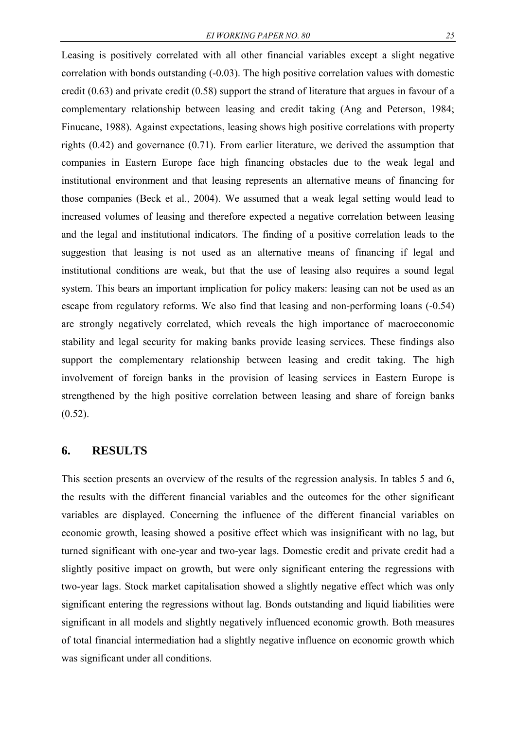Leasing is positively correlated with all other financial variables except a slight negative correlation with bonds outstanding (-0.03). The high positive correlation values with domestic credit (0.63) and private credit (0.58) support the strand of literature that argues in favour of a complementary relationship between leasing and credit taking (Ang and Peterson, 1984; Finucane, 1988). Against expectations, leasing shows high positive correlations with property rights (0.42) and governance (0.71). From earlier literature, we derived the assumption that companies in Eastern Europe face high financing obstacles due to the weak legal and institutional environment and that leasing represents an alternative means of financing for those companies (Beck et al., 2004). We assumed that a weak legal setting would lead to increased volumes of leasing and therefore expected a negative correlation between leasing and the legal and institutional indicators. The finding of a positive correlation leads to the suggestion that leasing is not used as an alternative means of financing if legal and institutional conditions are weak, but that the use of leasing also requires a sound legal system. This bears an important implication for policy makers: leasing can not be used as an escape from regulatory reforms. We also find that leasing and non-performing loans (-0.54) are strongly negatively correlated, which reveals the high importance of macroeconomic stability and legal security for making banks provide leasing services. These findings also support the complementary relationship between leasing and credit taking. The high involvement of foreign banks in the provision of leasing services in Eastern Europe is strengthened by the high positive correlation between leasing and share of foreign banks (0.52).

## 6. RESULTS

This section presents an overview of the results of the regression analysis. In tables 5 and 6, the results with the different financial variables and the outcomes for the other significant variables are displayed. Concerning the influence of the different financial variables on economic growth, leasing showed a positive effect which was insignificant with no lag, but turned significant with one-year and two-year lags. Domestic credit and private credit had a slightly positive impact on growth, but were only significant entering the regressions with two-year lags. Stock market capitalisation showed a slightly negative effect which was only significant entering the regressions without lag. Bonds outstanding and liquid liabilities were significant in all models and slightly negatively influenced economic growth. Both measures of total financial intermediation had a slightly negative influence on economic growth which was significant under all conditions.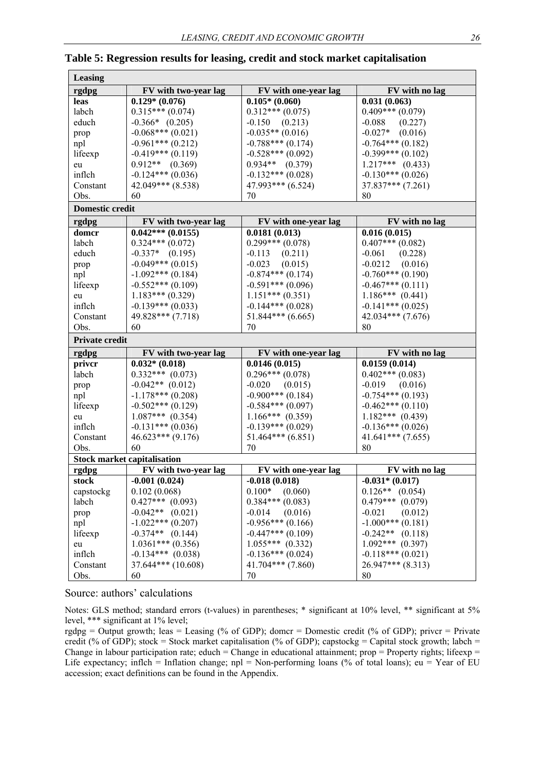**Table 5: Regression results for leasing, credit and stock market capitalisation**

| **Leasing** | | | |
|---|---|---|---|
| **rgdpg** | **FV with two-year lag** | **FV with one-year lag** | **FV with no lag** |
| **leas** | **0.129* (0.076)** | **0.105* (0.060)** | **0.031 (0.063)** |
| labch | 0.315*** (0.074) | 0.312*** (0.075) | 0.409*** (0.079) |
| educh | -0.366* (0.205) | -0.150 (0.213) | -0.088 (0.227) |
| prop | -0.068*** (0.021) | -0.035** (0.016) | -0.027* (0.016) |
| npl | -0.961*** (0.212) | -0.788*** (0.174) | -0.764*** (0.182) |
| lifeexp | -0.419*** (0.119) | -0.528*** (0.092) | -0.399*** (0.102) |
| eu | 0.912** (0.369) | 0.934** (0.379) | 1.217*** (0.433) |
| inflch | -0.124*** (0.036) | -0.132*** (0.028) | -0.130*** (0.026) |
| Constant | 42.049*** (8.538) | 47.993*** (6.524) | 37.837*** (7.261) |
| Obs. | 60 | 70 | 80 |
| **Domestic credit** | | | |
| **rgdpg** | **FV with two-year lag** | **FV with one-year lag** | **FV with no lag** |
| **domcr** | **0.042*** (0.0155)** | **0.0181 (0.013)** | **0.016 (0.015)** |
| labch | 0.324*** (0.072) | 0.299*** (0.078) | 0.407*** (0.082) |
| educh | -0.337* (0.195) | -0.113 (0.211) | -0.061 (0.228) |
| prop | -0.049*** (0.015) | -0.023 (0.015) | -0.0212 (0.016) |
| npl | -1.092*** (0.184) | -0.874*** (0.174) | -0.760*** (0.190) |
| lifeexp | -0.552*** (0.109) | -0.591*** (0.096) | -0.467*** (0.111) |
| eu | 1.183*** (0.329) | 1.151*** (0.351) | 1.186*** (0.441) |
| inflch | -0.139*** (0.033) | -0.144*** (0.028) | -0.141*** (0.025) |
| Constant | 49.828*** (7.718) | 51.844*** (6.665) | 42.034*** (7.676) |
| Obs. | 60 | 70 | 80 |
| **Private credit** | | | |
| **rgdpg** | **FV with two-year lag** | **FV with one-year lag** | **FV with no lag** |
| **privcr** | **0.032* (0.018)** | **0.0146 (0.015)** | **0.0159 (0.014)** |
| labch | 0.332*** (0.073) | 0.296*** (0.078) | 0.402*** (0.083) |
| prop | -0.042** (0.012) | -0.020 (0.015) | -0.019 (0.016) |
| npl | -1.178*** (0.208) | -0.900*** (0.184) | -0.754*** (0.193) |
| lifeexp | -0.502*** (0.129) | -0.584*** (0.097) | -0.462*** (0.110) |
| eu | 1.087*** (0.354) | 1.166*** (0.359) | 1.182*** (0.439) |
| inflch | -0.131*** (0.036) | -0.139*** (0.029) | -0.136*** (0.026) |
| Constant | 46.623*** (9.176) | 51.464*** (6.851) | 41.641*** (7.655) |
| Obs. | 60 | 70 | 80 |
| **Stock market capitalisation** | | | |
| **rgdpg** | **FV with two-year lag** | **FV with one-year lag** | **FV with no lag** |
| **stock** | **-0.001 (0.024)** | **-0.018 (0.018)** | **-0.031* (0.017)** |
| capstockg | 0.102 (0.068) | 0.100* (0.060) | 0.126** (0.054) |
| labch | 0.427*** (0.093) | 0.384*** (0.083) | 0.479*** (0.079) |
| prop | -0.042** (0.021) | -0.014 (0.016) | -0.021 (0.012) |
| npl | -1.022*** (0.207) | -0.956*** (0.166) | -1.000*** (0.181) |
| lifeexp | -0.374** (0.144) | -0.447*** (0.109) | -0.242** (0.118) |
| eu | 1.0361*** (0.356) | 1.055*** (0.332) | 1.092*** (0.397) |
| inflch | -0.134*** (0.038) | -0.136*** (0.024) | -0.118*** (0.021) |
| Constant | 37.644*** (10.608) | 41.704*** (7.860) | 26.947*** (8.313) |
| Obs. | 60 | 70 | 80 |

Source: authors' calculations

Notes: GLS method; standard errors (t-values) in parentheses; * significant at 10% level, ** significant at 5% level, *** significant at 1% level;

rgdpg = Output growth; leas = Leasing (% of GDP); domcr = Domestic credit (% of GDP); privcr = Private credit (% of GDP); stock = Stock market capitalisation (% of GDP); capstockg = Capital stock growth; labch = Change in labour participation rate; educh = Change in educational attainment; prop = Property rights; lifeexp = Life expectancy; inflch = Inflation change; npl = Non-performing loans (% of total loans); eu = Year of EU accession; exact definitions can be found in the Appendix.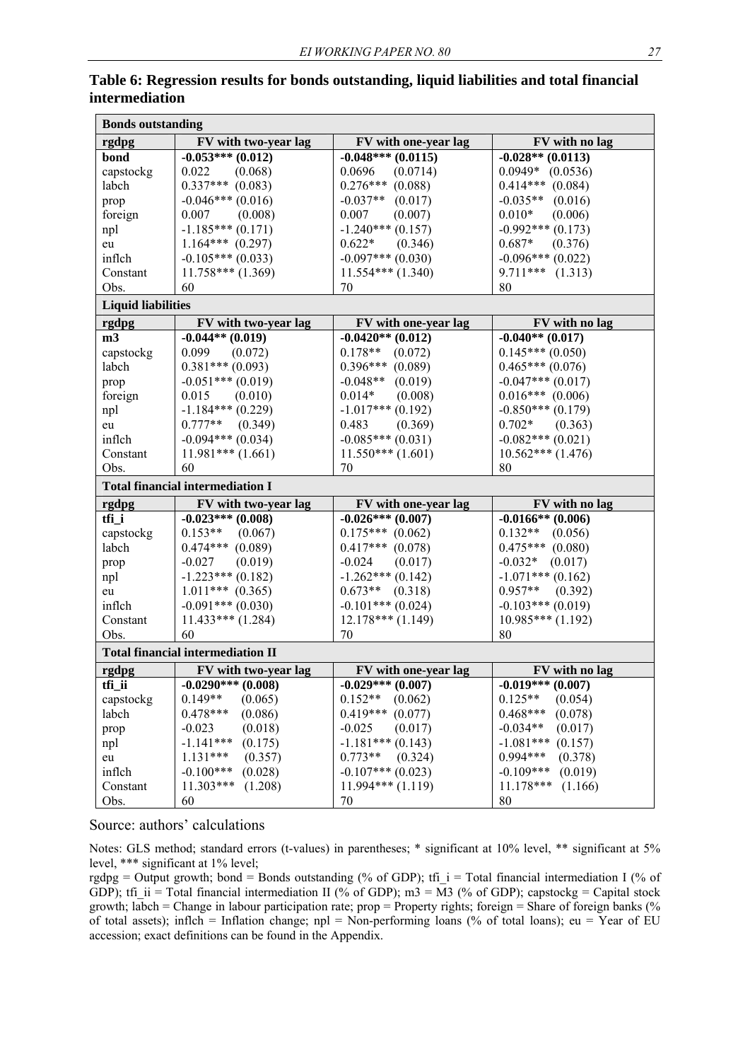**Table 6: Regression results for bonds outstanding, liquid liabilities and total financial intermediation**

| **Bonds outstanding** | | | |
|---|---|---|---|
| **rgdpg** | **FV with two-year lag** | **FV with one-year lag** | **FV with no lag** |
| **bond** | **-0.053\*\*\* (0.012)** | **-0.048\*\*\* (0.0115)** | **-0.028\*\* (0.0113)** |
| capstockg | 0.022 (0.068) | 0.0696 (0.0714) | 0.0949\* (0.0536) |
| labch | 0.337\*\*\* (0.083) | 0.276\*\*\* (0.088) | 0.414\*\*\* (0.084) |
| prop | -0.046\*\*\* (0.016) | -0.037\*\* (0.017) | -0.035\*\* (0.016) |
| foreign | 0.007 (0.008) | 0.007 (0.007) | 0.010\* (0.006) |
| npl | -1.185\*\*\* (0.171) | -1.240\*\*\* (0.157) | -0.992\*\*\* (0.173) |
| eu | 1.164\*\*\* (0.297) | 0.622\* (0.346) | 0.687\* (0.376) |
| inflch | -0.105\*\*\* (0.033) | -0.097\*\*\* (0.030) | -0.096\*\*\* (0.022) |
| Constant | 11.758\*\*\* (1.369) | 11.554\*\*\* (1.340) | 9.711\*\*\* (1.313) |
| Obs. | 60 | 70 | 80 |
| **Liquid liabilities** | | | |
| **rgdpg** | **FV with two-year lag** | **FV with one-year lag** | **FV with no lag** |
| **m3** | **-0.044\*\* (0.019)** | **-0.0420\*\* (0.012)** | **-0.040\*\* (0.017)** |
| capstockg | 0.099 (0.072) | 0.178\*\* (0.072) | 0.145\*\*\* (0.050) |
| labch | 0.381\*\*\* (0.093) | 0.396\*\*\* (0.089) | 0.465\*\*\* (0.076) |
| prop | -0.051\*\*\* (0.019) | -0.048\*\* (0.019) | -0.047\*\*\* (0.017) |
| foreign | 0.015 (0.010) | 0.014\* (0.008) | 0.016\*\*\* (0.006) |
| npl | -1.184\*\*\* (0.229) | -1.017\*\*\* (0.192) | -0.850\*\*\* (0.179) |
| eu | 0.777\*\* (0.349) | 0.483 (0.369) | 0.702\* (0.363) |
| inflch | -0.094\*\*\* (0.034) | -0.085\*\*\* (0.031) | -0.082\*\*\* (0.021) |
| Constant | 11.981\*\*\* (1.661) | 11.550\*\*\* (1.601) | 10.562\*\*\* (1.476) |
| Obs. | 60 | 70 | 80 |
| **Total financial intermediation I** | | | |
| **rgdpg** | **FV with two-year lag** | **FV with one-year lag** | **FV with no lag** |
| **tfi_i** | **-0.023\*\*\* (0.008)** | **-0.026\*\*\* (0.007)** | **-0.0166\*\* (0.006)** |
| capstockg | 0.153\*\* (0.067) | 0.175\*\*\* (0.062) | 0.132\*\* (0.056) |
| labch | 0.474\*\*\* (0.089) | 0.417\*\*\* (0.078) | 0.475\*\*\* (0.080) |
| prop | -0.027 (0.019) | -0.024 (0.017) | -0.032\* (0.017) |
| npl | -1.223\*\*\* (0.182) | -1.262\*\*\* (0.142) | -1.071\*\*\* (0.162) |
| eu | 1.011\*\*\* (0.365) | 0.673\*\* (0.318) | 0.957\*\* (0.392) |
| inflch | -0.091\*\*\* (0.030) | -0.101\*\*\* (0.024) | -0.103\*\*\* (0.019) |
| Constant | 11.433\*\*\* (1.284) | 12.178\*\*\* (1.149) | 10.985\*\*\* (1.192) |
| Obs. | 60 | 70 | 80 |
| **Total financial intermediation II** | | | |
| **rgdpg** | **FV with two-year lag** | **FV with one-year lag** | **FV with no lag** |
| **tfi_ii** | **-0.0290\*\*\* (0.008)** | **-0.029\*\*\* (0.007)** | **-0.019\*\*\* (0.007)** |
| capstockg | 0.149\*\* (0.065) | 0.152\*\* (0.062) | 0.125\*\* (0.054) |
| labch | 0.478\*\*\* (0.086) | 0.419\*\*\* (0.077) | 0.468\*\*\* (0.078) |
| prop | -0.023 (0.018) | -0.025 (0.017) | -0.034\*\* (0.017) |
| npl | -1.141\*\*\* (0.175) | -1.181\*\*\* (0.143) | -1.081\*\*\* (0.157) |
| eu | 1.131\*\*\* (0.357) | 0.773\*\* (0.324) | 0.994\*\*\* (0.378) |
| inflch | -0.100\*\*\* (0.028) | -0.107\*\*\* (0.023) | -0.109\*\*\* (0.019) |
| Constant | 11.303\*\*\* (1.208) | 11.994\*\*\* (1.119) | 11.178\*\*\* (1.166) |
| Obs. | 60 | 70 | 80 |

Source: authors' calculations

Notes: GLS method; standard errors (t-values) in parentheses; * significant at 10% level, ** significant at 5% level, *** significant at 1% level;

rgdpg = Output growth; bond = Bonds outstanding (% of GDP); tfi_i = Total financial intermediation I (% of GDP); tfi_ii = Total financial intermediation II (% of GDP); m3 = M3 (% of GDP); capstockg = Capital stock growth; labch = Change in labour participation rate; prop = Property rights; foreign = Share of foreign banks (% of total assets); inflch = Inflation change; npl = Non-performing loans (% of total loans); eu = Year of EU accession; exact definitions can be found in the Appendix.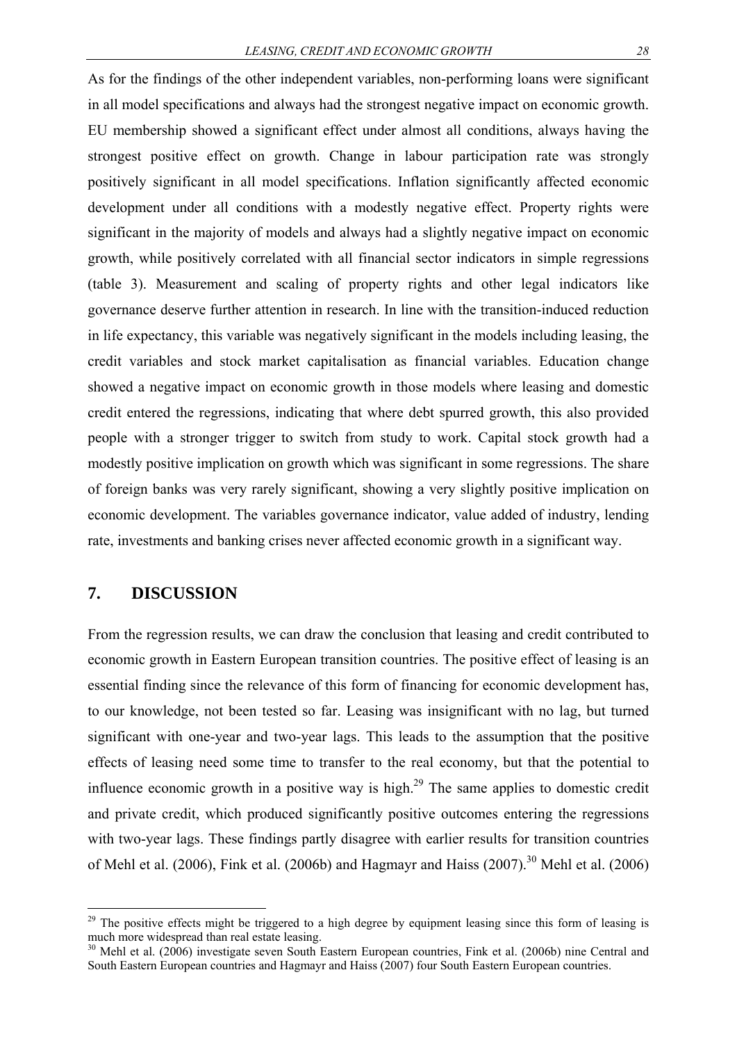As for the findings of the other independent variables, non-performing loans were significant in all model specifications and always had the strongest negative impact on economic growth. EU membership showed a significant effect under almost all conditions, always having the strongest positive effect on growth. Change in labour participation rate was strongly positively significant in all model specifications. Inflation significantly affected economic development under all conditions with a modestly negative effect. Property rights were significant in the majority of models and always had a slightly negative impact on economic growth, while positively correlated with all financial sector indicators in simple regressions (table 3). Measurement and scaling of property rights and other legal indicators like governance deserve further attention in research. In line with the transition-induced reduction in life expectancy, this variable was negatively significant in the models including leasing, the credit variables and stock market capitalisation as financial variables. Education change showed a negative impact on economic growth in those models where leasing and domestic credit entered the regressions, indicating that where debt spurred growth, this also provided people with a stronger trigger to switch from study to work. Capital stock growth had a modestly positive implication on growth which was significant in some regressions. The share of foreign banks was very rarely significant, showing a very slightly positive implication on economic development. The variables governance indicator, value added of industry, lending rate, investments and banking crises never affected economic growth in a significant way.

## 7. DISCUSSION

From the regression results, we can draw the conclusion that leasing and credit contributed to economic growth in Eastern European transition countries. The positive effect of leasing is an essential finding since the relevance of this form of financing for economic development has, to our knowledge, not been tested so far. Leasing was insignificant with no lag, but turned significant with one-year and two-year lags. This leads to the assumption that the positive effects of leasing need some time to transfer to the real economy, but that the potential to influence economic growth in a positive way is high.[29] The same applies to domestic credit and private credit, which produced significantly positive outcomes entering the regressions with two-year lags. These findings partly disagree with earlier results for transition countries of Mehl et al. (2006), Fink et al. (2006b) and Hagmayr and Haiss (2007).[30] Mehl et al. (2006)

---

[29] The positive effects might be triggered to a high degree by equipment leasing since this form of leasing is much more widespread than real estate leasing.

[30] Mehl et al. (2006) investigate seven South Eastern European countries, Fink et al. (2006b) nine Central and South Eastern European countries and Hagmayr and Haiss (2007) four South Eastern European countries.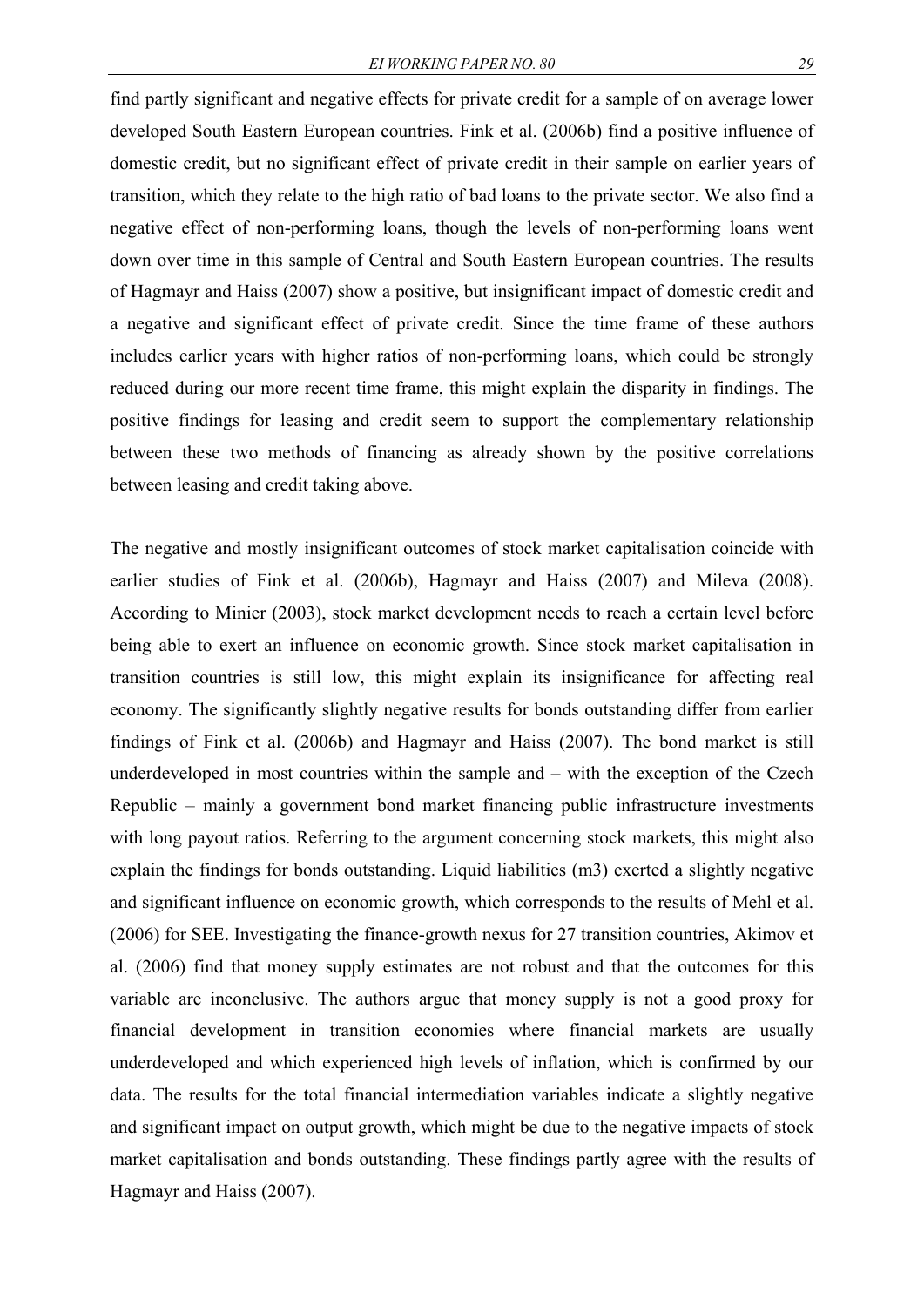find partly significant and negative effects for private credit for a sample of on average lower developed South Eastern European countries. Fink et al. (2006b) find a positive influence of domestic credit, but no significant effect of private credit in their sample on earlier years of transition, which they relate to the high ratio of bad loans to the private sector. We also find a negative effect of non-performing loans, though the levels of non-performing loans went down over time in this sample of Central and South Eastern European countries. The results of Hagmayr and Haiss (2007) show a positive, but insignificant impact of domestic credit and a negative and significant effect of private credit. Since the time frame of these authors includes earlier years with higher ratios of non-performing loans, which could be strongly reduced during our more recent time frame, this might explain the disparity in findings. The positive findings for leasing and credit seem to support the complementary relationship between these two methods of financing as already shown by the positive correlations between leasing and credit taking above.

The negative and mostly insignificant outcomes of stock market capitalisation coincide with earlier studies of Fink et al. (2006b), Hagmayr and Haiss (2007) and Mileva (2008). According to Minier (2003), stock market development needs to reach a certain level before being able to exert an influence on economic growth. Since stock market capitalisation in transition countries is still low, this might explain its insignificance for affecting real economy. The significantly slightly negative results for bonds outstanding differ from earlier findings of Fink et al. (2006b) and Hagmayr and Haiss (2007). The bond market is still underdeveloped in most countries within the sample and – with the exception of the Czech Republic – mainly a government bond market financing public infrastructure investments with long payout ratios. Referring to the argument concerning stock markets, this might also explain the findings for bonds outstanding. Liquid liabilities (m3) exerted a slightly negative and significant influence on economic growth, which corresponds to the results of Mehl et al. (2006) for SEE. Investigating the finance-growth nexus for 27 transition countries, Akimov et al. (2006) find that money supply estimates are not robust and that the outcomes for this variable are inconclusive. The authors argue that money supply is not a good proxy for financial development in transition economies where financial markets are usually underdeveloped and which experienced high levels of inflation, which is confirmed by our data. The results for the total financial intermediation variables indicate a slightly negative and significant impact on output growth, which might be due to the negative impacts of stock market capitalisation and bonds outstanding. These findings partly agree with the results of Hagmayr and Haiss (2007).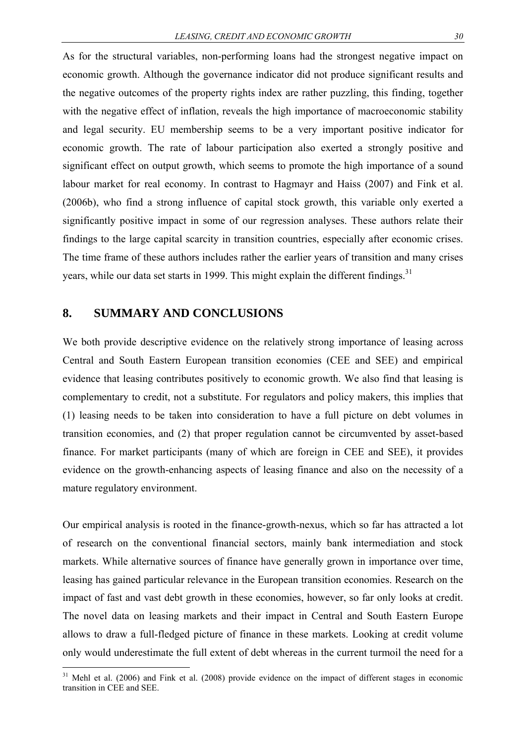As for the structural variables, non-performing loans had the strongest negative impact on economic growth. Although the governance indicator did not produce significant results and the negative outcomes of the property rights index are rather puzzling, this finding, together with the negative effect of inflation, reveals the high importance of macroeconomic stability and legal security. EU membership seems to be a very important positive indicator for economic growth. The rate of labour participation also exerted a strongly positive and significant effect on output growth, which seems to promote the high importance of a sound labour market for real economy. In contrast to Hagmayr and Haiss (2007) and Fink et al. (2006b), who find a strong influence of capital stock growth, this variable only exerted a significantly positive impact in some of our regression analyses. These authors relate their findings to the large capital scarcity in transition countries, especially after economic crises. The time frame of these authors includes rather the earlier years of transition and many crises years, while our data set starts in 1999. This might explain the different findings.[31]

## 8. SUMMARY AND CONCLUSIONS

We both provide descriptive evidence on the relatively strong importance of leasing across Central and South Eastern European transition economies (CEE and SEE) and empirical evidence that leasing contributes positively to economic growth. We also find that leasing is complementary to credit, not a substitute. For regulators and policy makers, this implies that (1) leasing needs to be taken into consideration to have a full picture on debt volumes in transition economies, and (2) that proper regulation cannot be circumvented by asset-based finance. For market participants (many of which are foreign in CEE and SEE), it provides evidence on the growth-enhancing aspects of leasing finance and also on the necessity of a mature regulatory environment.

Our empirical analysis is rooted in the finance-growth-nexus, which so far has attracted a lot of research on the conventional financial sectors, mainly bank intermediation and stock markets. While alternative sources of finance have generally grown in importance over time, leasing has gained particular relevance in the European transition economies. Research on the impact of fast and vast debt growth in these economies, however, so far only looks at credit. The novel data on leasing markets and their impact in Central and South Eastern Europe allows to draw a full-fledged picture of finance in these markets. Looking at credit volume only would underestimate the full extent of debt whereas in the current turmoil the need for a

[31] Mehl et al. (2006) and Fink et al. (2008) provide evidence on the impact of different stages in economic transition in CEE and SEE.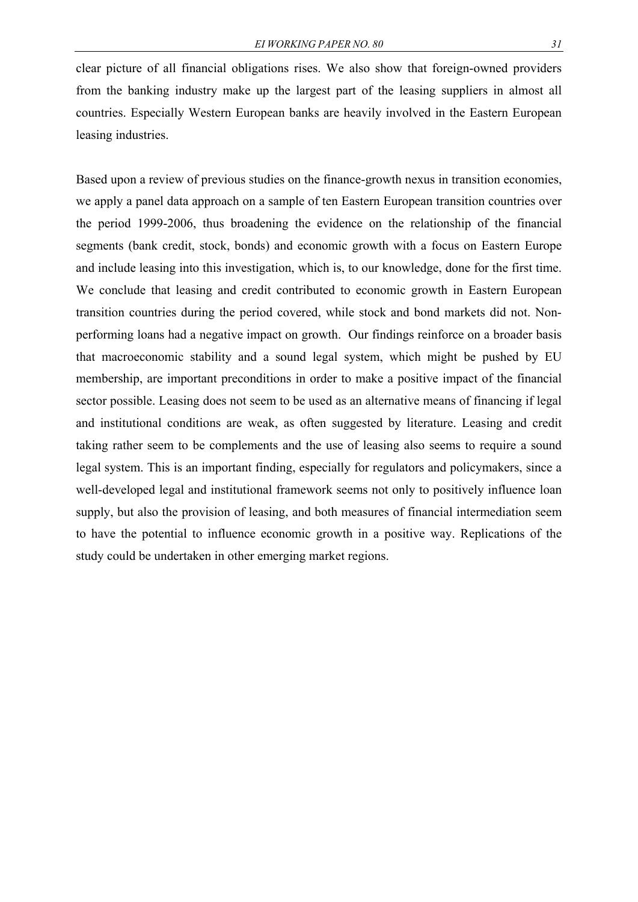clear picture of all financial obligations rises. We also show that foreign-owned providers from the banking industry make up the largest part of the leasing suppliers in almost all countries. Especially Western European banks are heavily involved in the Eastern European leasing industries.

Based upon a review of previous studies on the finance-growth nexus in transition economies, we apply a panel data approach on a sample of ten Eastern European transition countries over the period 1999-2006, thus broadening the evidence on the relationship of the financial segments (bank credit, stock, bonds) and economic growth with a focus on Eastern Europe and include leasing into this investigation, which is, to our knowledge, done for the first time. We conclude that leasing and credit contributed to economic growth in Eastern European transition countries during the period covered, while stock and bond markets did not. Non-performing loans had a negative impact on growth. Our findings reinforce on a broader basis that macroeconomic stability and a sound legal system, which might be pushed by EU membership, are important preconditions in order to make a positive impact of the financial sector possible. Leasing does not seem to be used as an alternative means of financing if legal and institutional conditions are weak, as often suggested by literature. Leasing and credit taking rather seem to be complements and the use of leasing also seems to require a sound legal system. This is an important finding, especially for regulators and policymakers, since a well-developed legal and institutional framework seems not only to positively influence loan supply, but also the provision of leasing, and both measures of financial intermediation seem to have the potential to influence economic growth in a positive way. Replications of the study could be undertaken in other emerging market regions.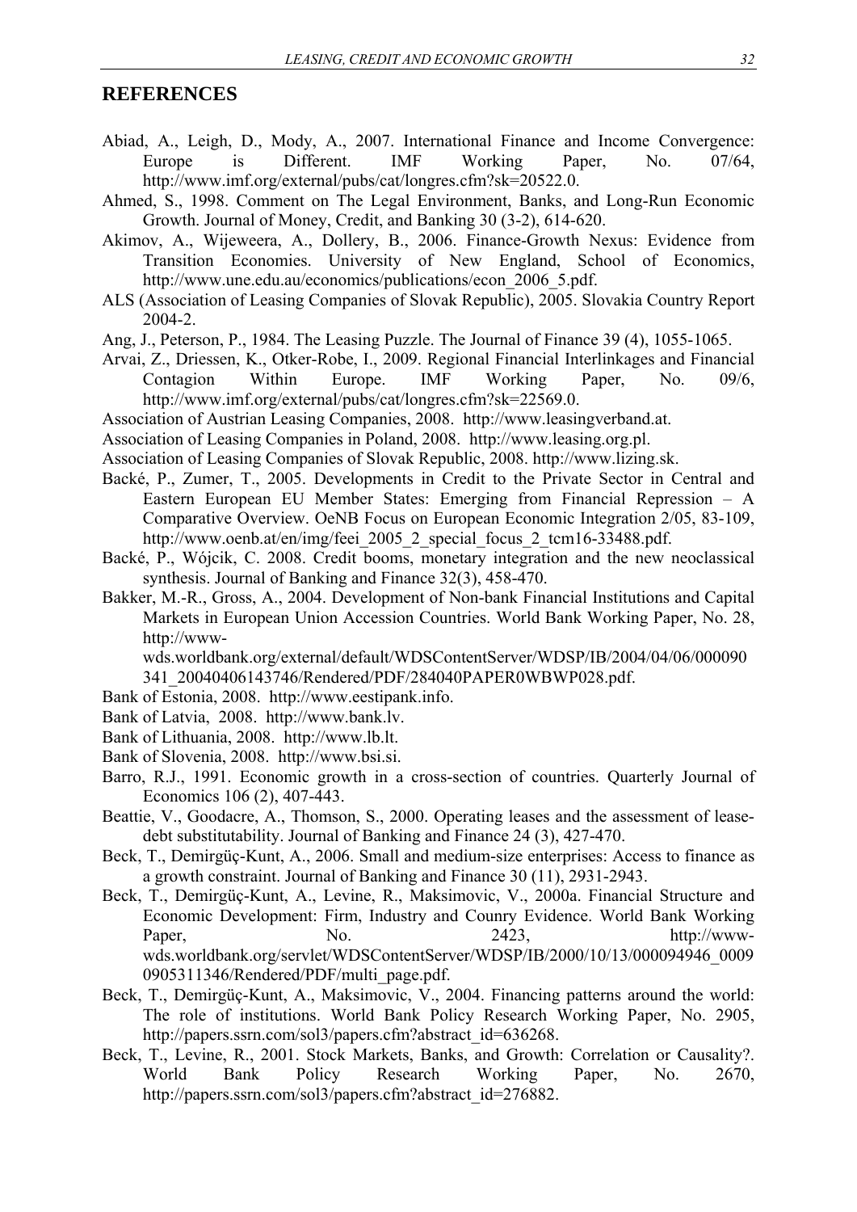## REFERENCES

Abiad, A., Leigh, D., Mody, A., 2007. International Finance and Income Convergence: Europe is Different. IMF Working Paper, No. 07/64, http://www.imf.org/external/pubs/cat/longres.cfm?sk=20522.0.

Ahmed, S., 1998. Comment on The Legal Environment, Banks, and Long-Run Economic Growth. Journal of Money, Credit, and Banking 30 (3-2), 614-620.

Akimov, A., Wijeweera, A., Dollery, B., 2006. Finance-Growth Nexus: Evidence from Transition Economies. University of New England, School of Economics, http://www.une.edu.au/economics/publications/econ_2006_5.pdf.

ALS (Association of Leasing Companies of Slovak Republic), 2005. Slovakia Country Report 2004-2.

Ang, J., Peterson, P., 1984. The Leasing Puzzle. The Journal of Finance 39 (4), 1055-1065.

Arvai, Z., Driessen, K., Otker-Robe, I., 2009. Regional Financial Interlinkages and Financial Contagion Within Europe. IMF Working Paper, No. 09/6, http://www.imf.org/external/pubs/cat/longres.cfm?sk=22569.0.

Association of Austrian Leasing Companies, 2008. http://www.leasingverband.at.

Association of Leasing Companies in Poland, 2008. http://www.leasing.org.pl.

Association of Leasing Companies of Slovak Republic, 2008. http://www.lizing.sk.

Backé, P., Zumer, T., 2005. Developments in Credit to the Private Sector in Central and Eastern European EU Member States: Emerging from Financial Repression – A Comparative Overview. OeNB Focus on European Economic Integration 2/05, 83-109, http://www.oenb.at/en/img/feei_2005_2_special_focus_2_tcm16-33488.pdf.

Backé, P., Wójcik, C. 2008. Credit booms, monetary integration and the new neoclassical synthesis. Journal of Banking and Finance 32(3), 458-470.

Bakker, M.-R., Gross, A., 2004. Development of Non-bank Financial Institutions and Capital Markets in European Union Accession Countries. World Bank Working Paper, No. 28, http://www-wds.worldbank.org/external/default/WDSContentServer/WDSP/IB/2004/04/06/000090341_20040406143746/Rendered/PDF/284040PAPER0WBWP028.pdf.

Bank of Estonia, 2008. http://www.eestipank.info.

Bank of Latvia, 2008. http://www.bank.lv.

Bank of Lithuania, 2008. http://www.lb.lt.

Bank of Slovenia, 2008. http://www.bsi.si.

Barro, R.J., 1991. Economic growth in a cross-section of countries. Quarterly Journal of Economics 106 (2), 407-443.

Beattie, V., Goodacre, A., Thomson, S., 2000. Operating leases and the assessment of lease-debt substitutability. Journal of Banking and Finance 24 (3), 427-470.

Beck, T., Demirgüç-Kunt, A., 2006. Small and medium-size enterprises: Access to finance as a growth constraint. Journal of Banking and Finance 30 (11), 2931-2943.

Beck, T., Demirgüç-Kunt, A., Levine, R., Maksimovic, V., 2000a. Financial Structure and Economic Development: Firm, Industry and Counry Evidence. World Bank Working Paper, No. 2423, http://www-wds.worldbank.org/servlet/WDSContentServer/WDSP/IB/2000/10/13/000094946_00090905311346/Rendered/PDF/multi_page.pdf.

Beck, T., Demirgüç-Kunt, A., Maksimovic, V., 2004. Financing patterns around the world: The role of institutions. World Bank Policy Research Working Paper, No. 2905, http://papers.ssrn.com/sol3/papers.cfm?abstract_id=636268.

Beck, T., Levine, R., 2001. Stock Markets, Banks, and Growth: Correlation or Causality?. World Bank Policy Research Working Paper, No. 2670, http://papers.ssrn.com/sol3/papers.cfm?abstract_id=276882.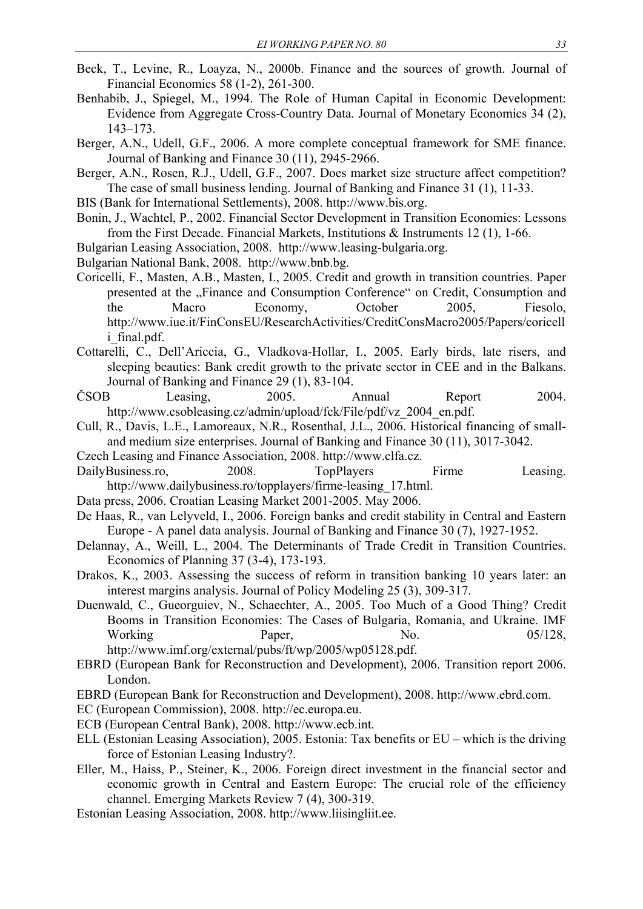Beck, T., Levine, R., Loayza, N., 2000b. Finance and the sources of growth. Journal of Financial Economics 58 (1-2), 261-300.

Benhabib, J., Spiegel, M., 1994. The Role of Human Capital in Economic Development: Evidence from Aggregate Cross-Country Data. Journal of Monetary Economics 34 (2), 143–173.

Berger, A.N., Udell, G.F., 2006. A more complete conceptual framework for SME finance. Journal of Banking and Finance 30 (11), 2945-2966.

Berger, A.N., Rosen, R.J., Udell, G.F., 2007. Does market size structure affect competition? The case of small business lending. Journal of Banking and Finance 31 (1), 11-33.

BIS (Bank for International Settlements), 2008. http://www.bis.org.

Bonin, J., Wachtel, P., 2002. Financial Sector Development in Transition Economies: Lessons from the First Decade. Financial Markets, Institutions & Instruments 12 (1), 1-66.

Bulgarian Leasing Association, 2008. http://www.leasing-bulgaria.org.

Bulgarian National Bank, 2008. http://www.bnb.bg.

Coricelli, F., Masten, A.B., Masten, I., 2005. Credit and growth in transition countries. Paper presented at the „Finance and Consumption Conference" on Credit, Consumption and the Macro Economy, October 2005, Fiesolo, http://www.iue.it/FinConsEU/ResearchActivities/CreditConsMacro2005/Papers/coricelli_final.pdf.

Cottarelli, C., Dell'Ariccia, G., Vladkova-Hollar, I., 2005. Early birds, late risers, and sleeping beauties: Bank credit growth to the private sector in CEE and in the Balkans. Journal of Banking and Finance 29 (1), 83-104.

ČSOB Leasing, 2005. Annual Report 2004. http://www.csobleasing.cz/admin/upload/fck/File/pdf/vz_2004_en.pdf.

Cull, R., Davis, L.E., Lamoreaux, N.R., Rosenthal, J.L., 2006. Historical financing of small- and medium size enterprises. Journal of Banking and Finance 30 (11), 3017-3042.

Czech Leasing and Finance Association, 2008. http://www.clfa.cz.

DailyBusiness.ro, 2008. TopPlayers Firme Leasing. http://www.dailybusiness.ro/topplayers/firme-leasing_17.html.

Data press, 2006. Croatian Leasing Market 2001-2005. May 2006.

De Haas, R., van Lelyveld, I., 2006. Foreign banks and credit stability in Central and Eastern Europe - A panel data analysis. Journal of Banking and Finance 30 (7), 1927-1952.

Delannay, A., Weill, L., 2004. The Determinants of Trade Credit in Transition Countries. Economics of Planning 37 (3-4), 173-193.

Drakos, K., 2003. Assessing the success of reform in transition banking 10 years later: an interest margins analysis. Journal of Policy Modeling 25 (3), 309-317.

Duenwald, C., Gueorguiev, N., Schaechter, A., 2005. Too Much of a Good Thing? Credit Booms in Transition Economies: The Cases of Bulgaria, Romania, and Ukraine. IMF Working Paper, No. 05/128, http://www.imf.org/external/pubs/ft/wp/2005/wp05128.pdf.

EBRD (European Bank for Reconstruction and Development), 2006. Transition report 2006. London.

EBRD (European Bank for Reconstruction and Development), 2008. http://www.ebrd.com.

EC (European Commission), 2008. http://ec.europa.eu.

ECB (European Central Bank), 2008. http://www.ecb.int.

ELL (Estonian Leasing Association), 2005. Estonia: Tax benefits or EU – which is the driving force of Estonian Leasing Industry?.

Eller, M., Haiss, P., Steiner, K., 2006. Foreign direct investment in the financial sector and economic growth in Central and Eastern Europe: The crucial role of the efficiency channel. Emerging Markets Review 7 (4), 300-319.

Estonian Leasing Association, 2008. http://www.liisingliit.ee.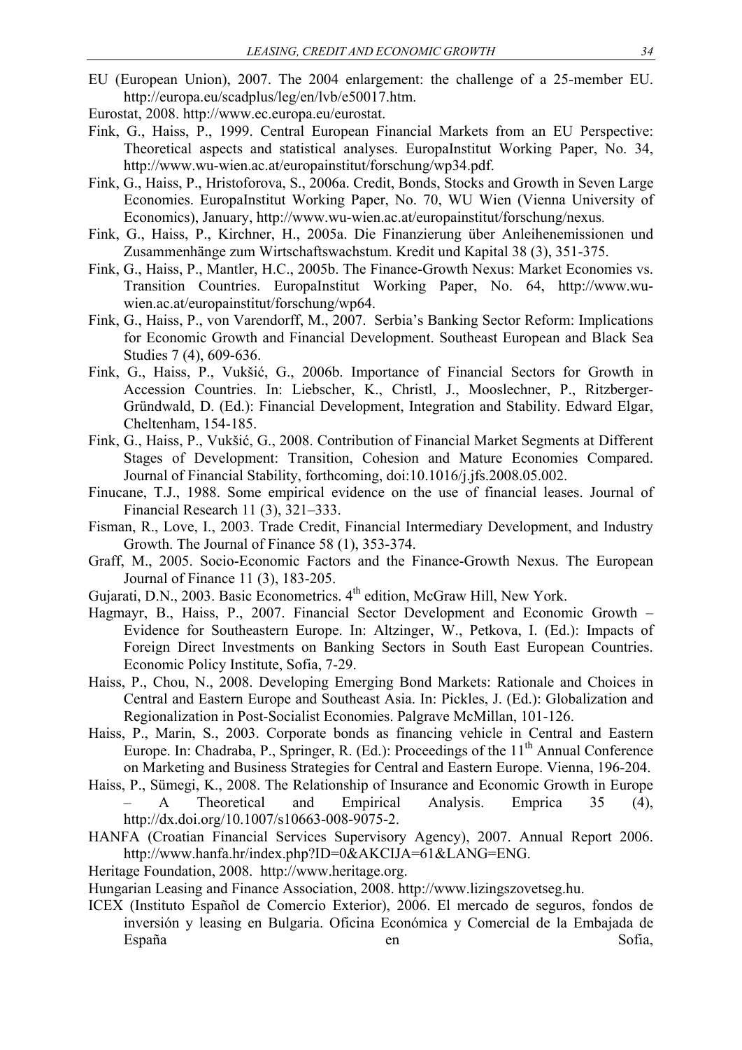EU (European Union), 2007. The 2004 enlargement: the challenge of a 25-member EU. http://europa.eu/scadplus/leg/en/lvb/e50017.htm.

Eurostat, 2008. http://www.ec.europa.eu/eurostat.

Fink, G., Haiss, P., 1999. Central European Financial Markets from an EU Perspective: Theoretical aspects and statistical analyses. EuropaInstitut Working Paper, No. 34, http://www.wu-wien.ac.at/europainstitut/forschung/wp34.pdf.

Fink, G., Haiss, P., Hristoforova, S., 2006a. Credit, Bonds, Stocks and Growth in Seven Large Economies. EuropaInstitut Working Paper, No. 70, WU Wien (Vienna University of Economics), January, http://www.wu-wien.ac.at/europainstitut/forschung/nexus.

Fink, G., Haiss, P., Kirchner, H., 2005a. Die Finanzierung über Anleihenemissionen und Zusammenhänge zum Wirtschaftswachstum. Kredit und Kapital 38 (3), 351-375.

Fink, G., Haiss, P., Mantler, H.C., 2005b. The Finance-Growth Nexus: Market Economies vs. Transition Countries. EuropaInstitut Working Paper, No. 64, http://www.wu-wien.ac.at/europainstitut/forschung/wp64.

Fink, G., Haiss, P., von Varendorff, M., 2007. Serbia's Banking Sector Reform: Implications for Economic Growth and Financial Development. Southeast European and Black Sea Studies 7 (4), 609-636.

Fink, G., Haiss, P., Vukšić, G., 2006b. Importance of Financial Sectors for Growth in Accession Countries. In: Liebscher, K., Christl, J., Mooslechner, P., Ritzberger-Gründwald, D. (Ed.): Financial Development, Integration and Stability. Edward Elgar, Cheltenham, 154-185.

Fink, G., Haiss, P., Vukšić, G., 2008. Contribution of Financial Market Segments at Different Stages of Development: Transition, Cohesion and Mature Economies Compared. Journal of Financial Stability, forthcoming, doi:10.1016/j.jfs.2008.05.002.

Finucane, T.J., 1988. Some empirical evidence on the use of financial leases. Journal of Financial Research 11 (3), 321–333.

Fisman, R., Love, I., 2003. Trade Credit, Financial Intermediary Development, and Industry Growth. The Journal of Finance 58 (1), 353-374.

Graff, M., 2005. Socio-Economic Factors and the Finance-Growth Nexus. The European Journal of Finance 11 (3), 183-205.

Gujarati, D.N., 2003. Basic Econometrics. 4th edition, McGraw Hill, New York.

Hagmayr, B., Haiss, P., 2007. Financial Sector Development and Economic Growth – Evidence for Southeastern Europe. In: Altzinger, W., Petkova, I. (Ed.): Impacts of Foreign Direct Investments on Banking Sectors in South East European Countries. Economic Policy Institute, Sofia, 7-29.

Haiss, P., Chou, N., 2008. Developing Emerging Bond Markets: Rationale and Choices in Central and Eastern Europe and Southeast Asia. In: Pickles, J. (Ed.): Globalization and Regionalization in Post-Socialist Economies. Palgrave McMillan, 101-126.

Haiss, P., Marin, S., 2003. Corporate bonds as financing vehicle in Central and Eastern Europe. In: Chadraba, P., Springer, R. (Ed.): Proceedings of the 11th Annual Conference on Marketing and Business Strategies for Central and Eastern Europe. Vienna, 196-204.

Haiss, P., Sümegi, K., 2008. The Relationship of Insurance and Economic Growth in Europe – A Theoretical and Empirical Analysis. Emprica 35 (4), http://dx.doi.org/10.1007/s10663-008-9075-2.

HANFA (Croatian Financial Services Supervisory Agency), 2007. Annual Report 2006. http://www.hanfa.hr/index.php?ID=0&AKCIJA=61&LANG=ENG.

Heritage Foundation, 2008. http://www.heritage.org.

Hungarian Leasing and Finance Association, 2008. http://www.lizingszovetseg.hu.

ICEX (Instituto Español de Comercio Exterior), 2006. El mercado de seguros, fondos de inversión y leasing en Bulgaria. Oficina Económica y Comercial de la Embajada de España en Sofia,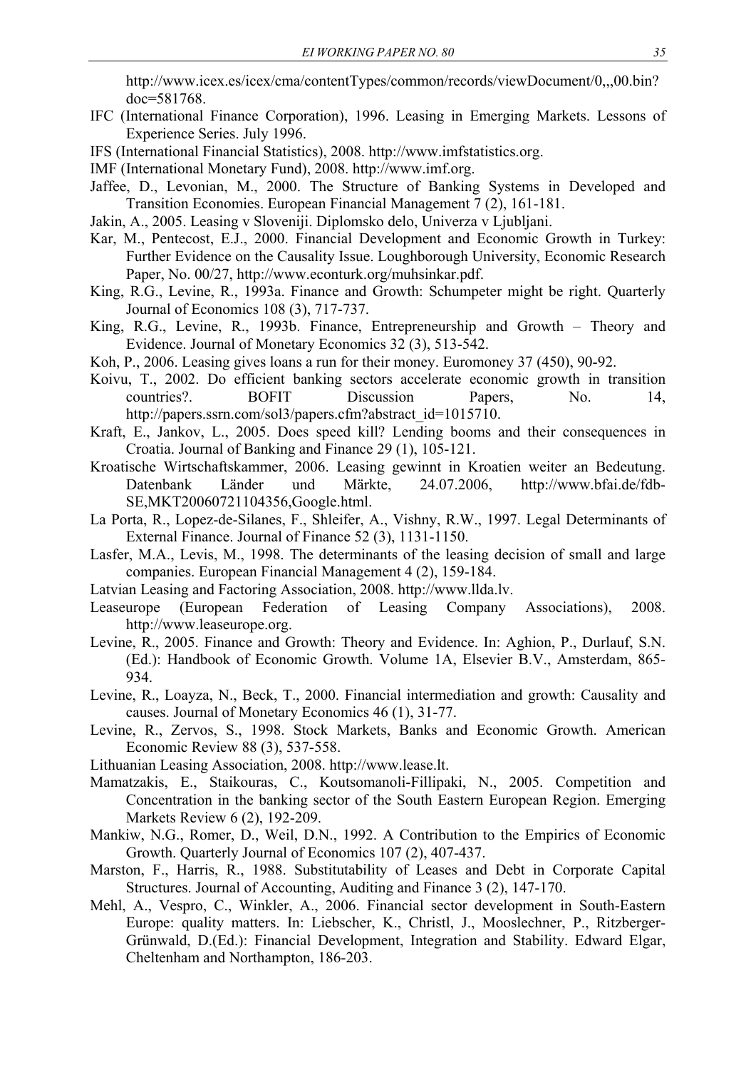http://www.icex.es/icex/cma/contentTypes/common/records/viewDocument/0,,,00.bin?doc=581768.

IFC (International Finance Corporation), 1996. Leasing in Emerging Markets. Lessons of Experience Series. July 1996.

IFS (International Financial Statistics), 2008. http://www.imfstatistics.org.

IMF (International Monetary Fund), 2008. http://www.imf.org.

Jaffee, D., Levonian, M., 2000. The Structure of Banking Systems in Developed and Transition Economies. European Financial Management 7 (2), 161-181.

Jakin, A., 2005. Leasing v Sloveniji. Diplomsko delo, Univerza v Ljubljani.

Kar, M., Pentecost, E.J., 2000. Financial Development and Economic Growth in Turkey: Further Evidence on the Causality Issue. Loughborough University, Economic Research Paper, No. 00/27, http://www.econturk.org/muhsinkar.pdf.

King, R.G., Levine, R., 1993a. Finance and Growth: Schumpeter might be right. Quarterly Journal of Economics 108 (3), 717-737.

King, R.G., Levine, R., 1993b. Finance, Entrepreneurship and Growth – Theory and Evidence. Journal of Monetary Economics 32 (3), 513-542.

Koh, P., 2006. Leasing gives loans a run for their money. Euromoney 37 (450), 90-92.

Koivu, T., 2002. Do efficient banking sectors accelerate economic growth in transition countries?. BOFIT Discussion Papers, No. 14, http://papers.ssrn.com/sol3/papers.cfm?abstract_id=1015710.

Kraft, E., Jankov, L., 2005. Does speed kill? Lending booms and their consequences in Croatia. Journal of Banking and Finance 29 (1), 105-121.

Kroatische Wirtschaftskammer, 2006. Leasing gewinnt in Kroatien weiter an Bedeutung. Datenbank Länder und Märkte, 24.07.2006, http://www.bfai.de/fdb-SE,MKT20060721104356,Google.html.

La Porta, R., Lopez-de-Silanes, F., Shleifer, A., Vishny, R.W., 1997. Legal Determinants of External Finance. Journal of Finance 52 (3), 1131-1150.

Lasfer, M.A., Levis, M., 1998. The determinants of the leasing decision of small and large companies. European Financial Management 4 (2), 159-184.

Latvian Leasing and Factoring Association, 2008. http://www.llda.lv.

Leaseurope (European Federation of Leasing Company Associations), 2008. http://www.leaseurope.org.

Levine, R., 2005. Finance and Growth: Theory and Evidence. In: Aghion, P., Durlauf, S.N. (Ed.): Handbook of Economic Growth. Volume 1A, Elsevier B.V., Amsterdam, 865-934.

Levine, R., Loayza, N., Beck, T., 2000. Financial intermediation and growth: Causality and causes. Journal of Monetary Economics 46 (1), 31-77.

Levine, R., Zervos, S., 1998. Stock Markets, Banks and Economic Growth. American Economic Review 88 (3), 537-558.

Lithuanian Leasing Association, 2008. http://www.lease.lt.

Mamatzakis, E., Staikouras, C., Koutsomanoli-Fillipaki, N., 2005. Competition and Concentration in the banking sector of the South Eastern European Region. Emerging Markets Review 6 (2), 192-209.

Mankiw, N.G., Romer, D., Weil, D.N., 1992. A Contribution to the Empirics of Economic Growth. Quarterly Journal of Economics 107 (2), 407-437.

Marston, F., Harris, R., 1988. Substitutability of Leases and Debt in Corporate Capital Structures. Journal of Accounting, Auditing and Finance 3 (2), 147-170.

Mehl, A., Vespro, C., Winkler, A., 2006. Financial sector development in South-Eastern Europe: quality matters. In: Liebscher, K., Christl, J., Mooslechner, P., Ritzberger-Grünwald, D.(Ed.): Financial Development, Integration and Stability. Edward Elgar, Cheltenham and Northampton, 186-203.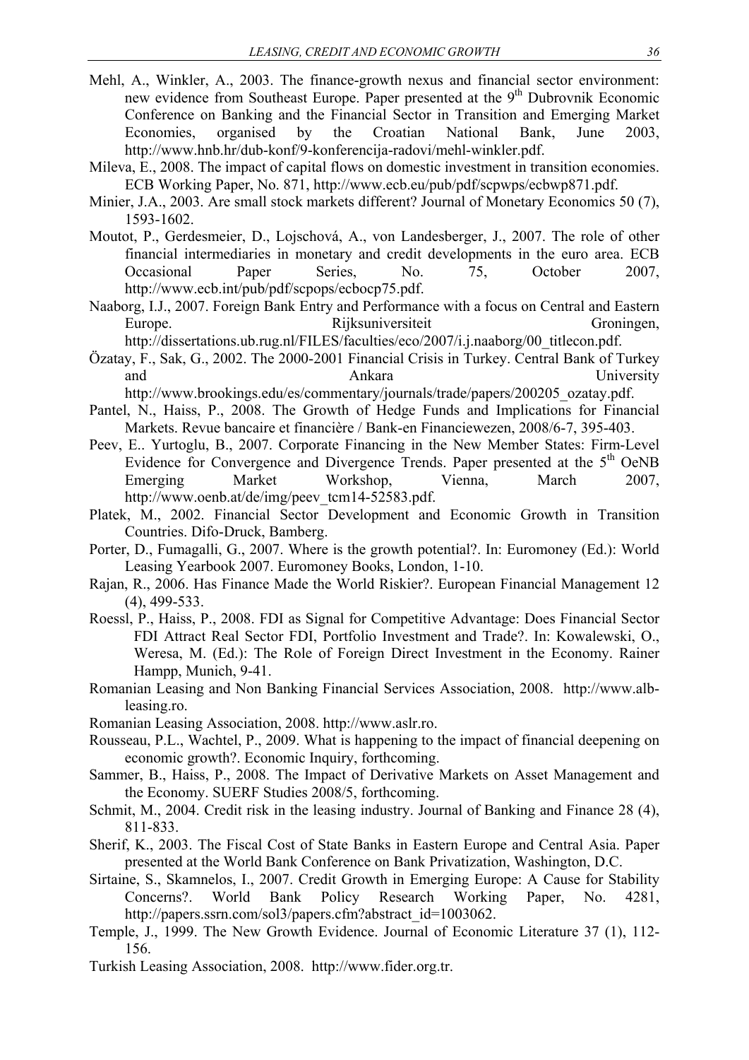Mehl, A., Winkler, A., 2003. The finance-growth nexus and financial sector environment: new evidence from Southeast Europe. Paper presented at the 9th Dubrovnik Economic Conference on Banking and the Financial Sector in Transition and Emerging Market Economies, organised by the Croatian National Bank, June 2003, http://www.hnb.hr/dub-konf/9-konferencija-radovi/mehl-winkler.pdf.

Mileva, E., 2008. The impact of capital flows on domestic investment in transition economies. ECB Working Paper, No. 871, http://www.ecb.eu/pub/pdf/scpwps/ecbwp871.pdf.

Minier, J.A., 2003. Are small stock markets different? Journal of Monetary Economics 50 (7), 1593-1602.

Moutot, P., Gerdesmeier, D., Lojschová, A., von Landesberger, J., 2007. The role of other financial intermediaries in monetary and credit developments in the euro area. ECB Occasional Paper Series, No. 75, October 2007, http://www.ecb.int/pub/pdf/scpops/ecbocp75.pdf.

Naaborg, I.J., 2007. Foreign Bank Entry and Performance with a focus on Central and Eastern Europe. Rijksuniversiteit Groningen, http://dissertations.ub.rug.nl/FILES/faculties/eco/2007/i.j.naaborg/00_titlecon.pdf.

Özatay, F., Sak, G., 2002. The 2000-2001 Financial Crisis in Turkey. Central Bank of Turkey and Ankara University http://www.brookings.edu/es/commentary/journals/trade/papers/200205_ozatay.pdf.

Pantel, N., Haiss, P., 2008. The Growth of Hedge Funds and Implications for Financial Markets. Revue bancaire et financière / Bank-en Financiewezen, 2008/6-7, 395-403.

Peev, E.. Yurtoglu, B., 2007. Corporate Financing in the New Member States: Firm-Level Evidence for Convergence and Divergence Trends. Paper presented at the 5th OeNB Emerging Market Workshop, Vienna, March 2007, http://www.oenb.at/de/img/peev_tcm14-52583.pdf.

Platek, M., 2002. Financial Sector Development and Economic Growth in Transition Countries. Difo-Druck, Bamberg.

Porter, D., Fumagalli, G., 2007. Where is the growth potential?. In: Euromoney (Ed.): World Leasing Yearbook 2007. Euromoney Books, London, 1-10.

Rajan, R., 2006. Has Finance Made the World Riskier?. European Financial Management 12 (4), 499-533.

Roessl, P., Haiss, P., 2008. FDI as Signal for Competitive Advantage: Does Financial Sector FDI Attract Real Sector FDI, Portfolio Investment and Trade?. In: Kowalewski, O., Weresa, M. (Ed.): The Role of Foreign Direct Investment in the Economy. Rainer Hampp, Munich, 9-41.

Romanian Leasing and Non Banking Financial Services Association, 2008. http://www.alb-leasing.ro.

Romanian Leasing Association, 2008. http://www.aslr.ro.

Rousseau, P.L., Wachtel, P., 2009. What is happening to the impact of financial deepening on economic growth?. Economic Inquiry, forthcoming.

Sammer, B., Haiss, P., 2008. The Impact of Derivative Markets on Asset Management and the Economy. SUERF Studies 2008/5, forthcoming.

Schmit, M., 2004. Credit risk in the leasing industry. Journal of Banking and Finance 28 (4), 811-833.

Sherif, K., 2003. The Fiscal Cost of State Banks in Eastern Europe and Central Asia. Paper presented at the World Bank Conference on Bank Privatization, Washington, D.C.

Sirtaine, S., Skamnelos, I., 2007. Credit Growth in Emerging Europe: A Cause for Stability Concerns?. World Bank Policy Research Working Paper, No. 4281, http://papers.ssrn.com/sol3/papers.cfm?abstract_id=1003062.

Temple, J., 1999. The New Growth Evidence. Journal of Economic Literature 37 (1), 112-156.

Turkish Leasing Association, 2008. http://www.fider.org.tr.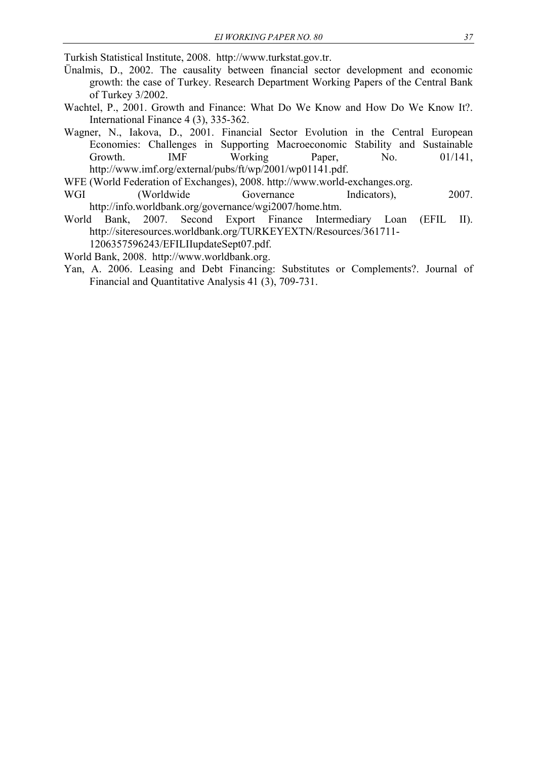Turkish Statistical Institute, 2008. http://www.turkstat.gov.tr.

Ünalmis, D., 2002. The causality between financial sector development and economic growth: the case of Turkey. Research Department Working Papers of the Central Bank of Turkey 3/2002.

Wachtel, P., 2001. Growth and Finance: What Do We Know and How Do We Know It?. International Finance 4 (3), 335-362.

Wagner, N., Iakova, D., 2001. Financial Sector Evolution in the Central European Economies: Challenges in Supporting Macroeconomic Stability and Sustainable Growth. IMF Working Paper, No. 01/141, http://www.imf.org/external/pubs/ft/wp/2001/wp01141.pdf.

WFE (World Federation of Exchanges), 2008. http://www.world-exchanges.org.

WGI (Worldwide Governance Indicators), 2007. http://info.worldbank.org/governance/wgi2007/home.htm.

World Bank, 2007. Second Export Finance Intermediary Loan (EFIL II). http://siteresources.worldbank.org/TURKEYEXTN/Resources/361711-1206357596243/EFILIIupdateSept07.pdf.

World Bank, 2008. http://www.worldbank.org.

Yan, A. 2006. Leasing and Debt Financing: Substitutes or Complements?. Journal of Financial and Quantitative Analysis 41 (3), 709-731.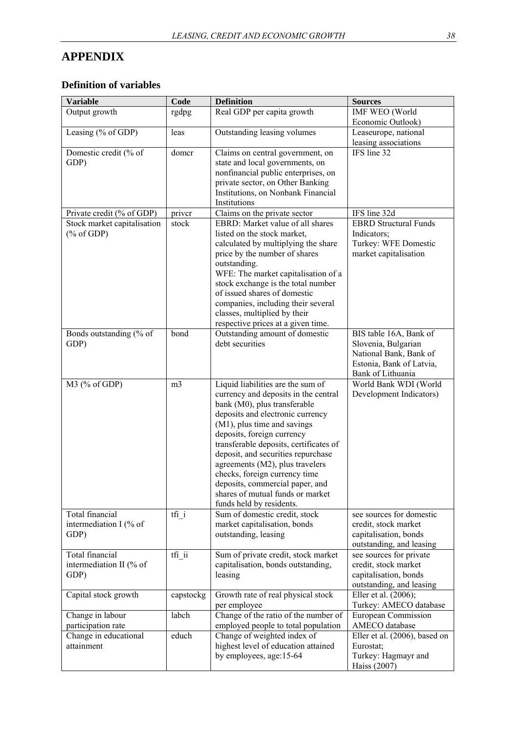# APPENDIX

## Definition of variables

| Variable | Code | Definition | Sources |
|---|---|---|---|
| Output growth | rgdpg | Real GDP per capita growth | IMF WEO (World Economic Outlook) |
| Leasing (% of GDP) | leas | Outstanding leasing volumes | Leaseurope, national leasing associations |
| Domestic credit (% of GDP) | domcr | Claims on central government, on state and local governments, on nonfinancial public enterprises, on private sector, on Other Banking Institutions, on Nonbank Financial Institutions | IFS line 32 |
| Private credit (% of GDP) | privcr | Claims on the private sector | IFS line 32d |
| Stock market capitalisation (% of GDP) | stock | EBRD: Market value of all shares listed on the stock market, calculated by multiplying the share price by the number of shares outstanding. WFE: The market capitalisation of a stock exchange is the total number of issued shares of domestic companies, including their several classes, multiplied by their respective prices at a given time. | EBRD Structural Funds Indicators; Turkey: WFE Domestic market capitalisation |
| Bonds outstanding (% of GDP) | bond | Outstanding amount of domestic debt securities | BIS table 16A, Bank of Slovenia, Bulgarian National Bank, Bank of Estonia, Bank of Latvia, Bank of Lithuania |
| M3 (% of GDP) | m3 | Liquid liabilities are the sum of currency and deposits in the central bank (M0), plus transferable deposits and electronic currency (M1), plus time and savings deposits, foreign currency transferable deposits, certificates of deposit, and securities repurchase agreements (M2), plus travelers checks, foreign currency time deposits, commercial paper, and shares of mutual funds or market funds held by residents. | World Bank WDI (World Development Indicators) |
| Total financial intermediation I (% of GDP) | tfi_i | Sum of domestic credit, stock market capitalisation, bonds outstanding, leasing | see sources for domestic credit, stock market capitalisation, bonds outstanding, and leasing |
| Total financial intermediation II (% of GDP) | tfi_ii | Sum of private credit, stock market capitalisation, bonds outstanding, leasing | see sources for private credit, stock market capitalisation, bonds outstanding, and leasing |
| Capital stock growth | capstockg | Growth rate of real physical stock per employee | Eller et al. (2006); Turkey: AMECO database |
| Change in labour participation rate | labch | Change of the ratio of the number of employed people to total population | European Commission AMECO database |
| Change in educational attainment | educh | Change of weighted index of highest level of education attained by employees, age:15-64 | Eller et al. (2006), based on Eurostat; Turkey: Hagmayr and Haiss (2007) |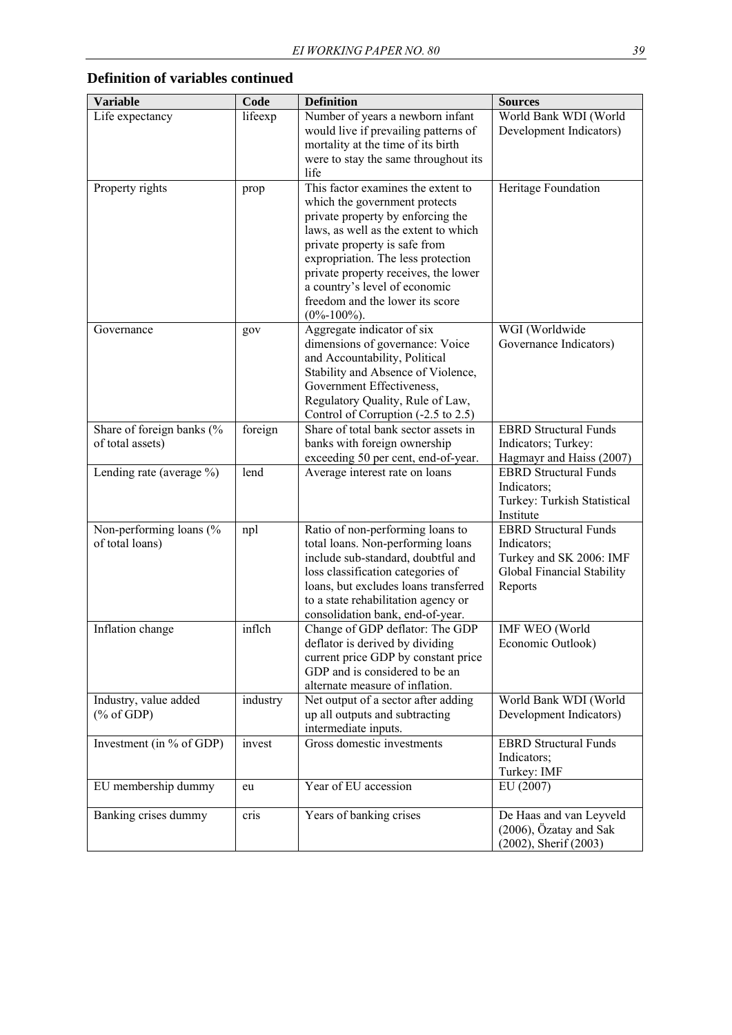## Definition of variables continued

| Variable | Code | Definition | Sources |
|---|---|---|---|
| Life expectancy | lifeexp | Number of years a newborn infant would live if prevailing patterns of mortality at the time of its birth were to stay the same throughout its life | World Bank WDI (World Development Indicators) |
| Property rights | prop | This factor examines the extent to which the government protects private property by enforcing the laws, as well as the extent to which private property is safe from expropriation. The less protection private property receives, the lower a country's level of economic freedom and the lower its score (0%-100%). | Heritage Foundation |
| Governance | gov | Aggregate indicator of six dimensions of governance: Voice and Accountability, Political Stability and Absence of Violence, Government Effectiveness, Regulatory Quality, Rule of Law, Control of Corruption (-2.5 to 2.5) | WGI (Worldwide Governance Indicators) |
| Share of foreign banks (% of total assets) | foreign | Share of total bank sector assets in banks with foreign ownership exceeding 50 per cent, end-of-year. | EBRD Structural Funds Indicators; Turkey: Hagmayr and Haiss (2007) |
| Lending rate (average %) | lend | Average interest rate on loans | EBRD Structural Funds Indicators; Turkey: Turkish Statistical Institute |
| Non-performing loans (% of total loans) | npl | Ratio of non-performing loans to total loans. Non-performing loans include sub-standard, doubtful and loss classification categories of loans, but excludes loans transferred to a state rehabilitation agency or consolidation bank, end-of-year. | EBRD Structural Funds Indicators; Turkey and SK 2006: IMF Global Financial Stability Reports |
| Inflation change | inflch | Change of GDP deflator: The GDP deflator is derived by dividing current price GDP by constant price GDP and is considered to be an alternate measure of inflation. | IMF WEO (World Economic Outlook) |
| Industry, value added (% of GDP) | industry | Net output of a sector after adding up all outputs and subtracting intermediate inputs. | World Bank WDI (World Development Indicators) |
| Investment (in % of GDP) | invest | Gross domestic investments | EBRD Structural Funds Indicators; Turkey: IMF |
| EU membership dummy | eu | Year of EU accession | EU (2007) |
| Banking crises dummy | cris | Years of banking crises | De Haas and van Leyveld (2006), Özatay and Sak (2002), Sherif (2003) |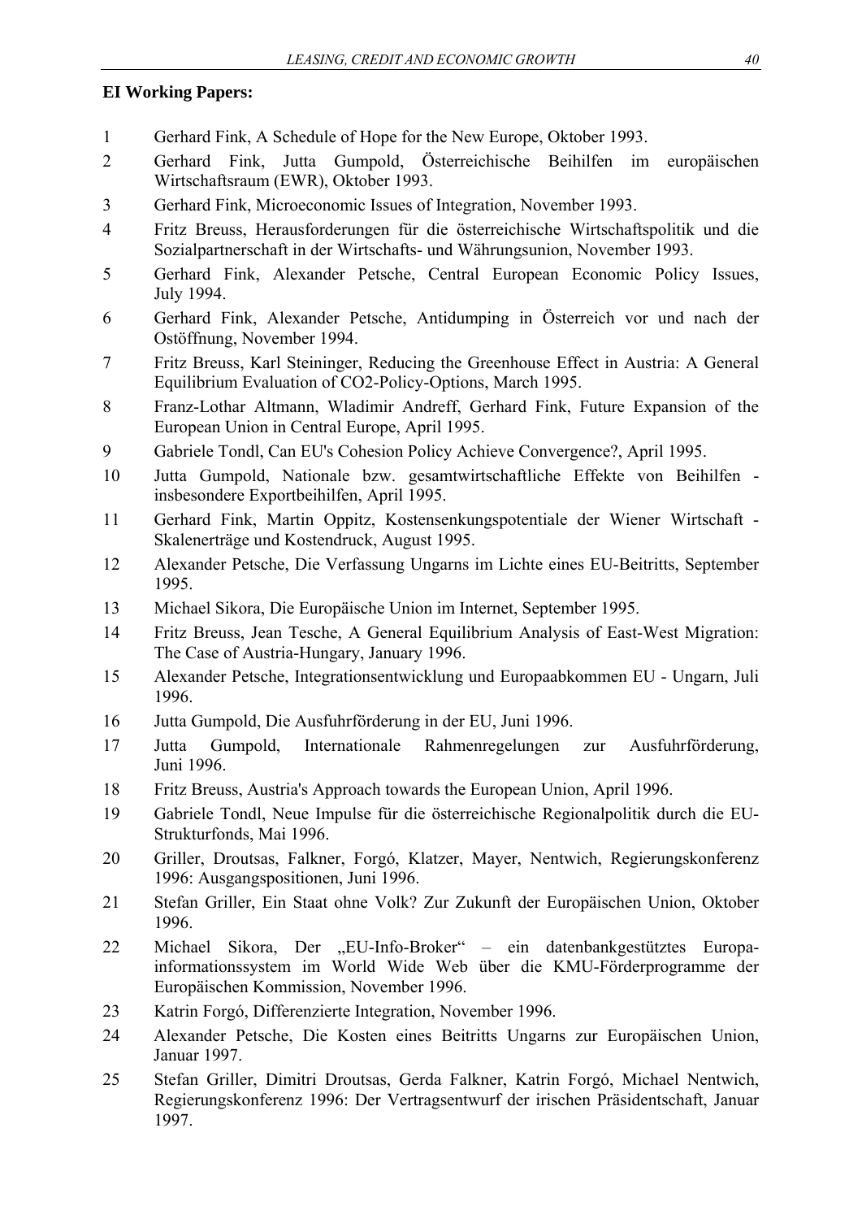**EI Working Papers:**

1 Gerhard Fink, A Schedule of Hope for the New Europe, Oktober 1993.

2 Gerhard Fink, Jutta Gumpold, Österreichische Beihilfen im europäischen Wirtschaftsraum (EWR), Oktober 1993.

3 Gerhard Fink, Microeconomic Issues of Integration, November 1993.

4 Fritz Breuss, Herausforderungen für die österreichische Wirtschaftspolitik und die Sozialpartnerschaft in der Wirtschafts- und Währungsunion, November 1993.

5 Gerhard Fink, Alexander Petsche, Central European Economic Policy Issues, July 1994.

6 Gerhard Fink, Alexander Petsche, Antidumping in Österreich vor und nach der Ostöffnung, November 1994.

7 Fritz Breuss, Karl Steininger, Reducing the Greenhouse Effect in Austria: A General Equilibrium Evaluation of CO2-Policy-Options, March 1995.

8 Franz-Lothar Altmann, Wladimir Andreff, Gerhard Fink, Future Expansion of the European Union in Central Europe, April 1995.

9 Gabriele Tondl, Can EU's Cohesion Policy Achieve Convergence?, April 1995.

10 Jutta Gumpold, Nationale bzw. gesamtwirtschaftliche Effekte von Beihilfen - insbesondere Exportbeihilfen, April 1995.

11 Gerhard Fink, Martin Oppitz, Kostensenkungspotentiale der Wiener Wirtschaft - Skalenerträge und Kostendruck, August 1995.

12 Alexander Petsche, Die Verfassung Ungarns im Lichte eines EU-Beitritts, September 1995.

13 Michael Sikora, Die Europäische Union im Internet, September 1995.

14 Fritz Breuss, Jean Tesche, A General Equilibrium Analysis of East-West Migration: The Case of Austria-Hungary, January 1996.

15 Alexander Petsche, Integrationsentwicklung und Europaabkommen EU - Ungarn, Juli 1996.

16 Jutta Gumpold, Die Ausfuhrförderung in der EU, Juni 1996.

17 Jutta Gumpold, Internationale Rahmenregelungen zur Ausfuhrförderung, Juni 1996.

18 Fritz Breuss, Austria's Approach towards the European Union, April 1996.

19 Gabriele Tondl, Neue Impulse für die österreichische Regionalpolitik durch die EU-Strukturfonds, Mai 1996.

20 Griller, Droutsas, Falkner, Forgó, Klatzer, Mayer, Nentwich, Regierungskonferenz 1996: Ausgangspositionen, Juni 1996.

21 Stefan Griller, Ein Staat ohne Volk? Zur Zukunft der Europäischen Union, Oktober 1996.

22 Michael Sikora, Der „EU-Info-Broker" – ein datenbankgestütztes Europa-informationssystem im World Wide Web über die KMU-Förderprogramme der Europäischen Kommission, November 1996.

23 Katrin Forgó, Differenzierte Integration, November 1996.

24 Alexander Petsche, Die Kosten eines Beitritts Ungarns zur Europäischen Union, Januar 1997.

25 Stefan Griller, Dimitri Droutsas, Gerda Falkner, Katrin Forgó, Michael Nentwich, Regierungskonferenz 1996: Der Vertragsentwurf der irischen Präsidentschaft, Januar 1997.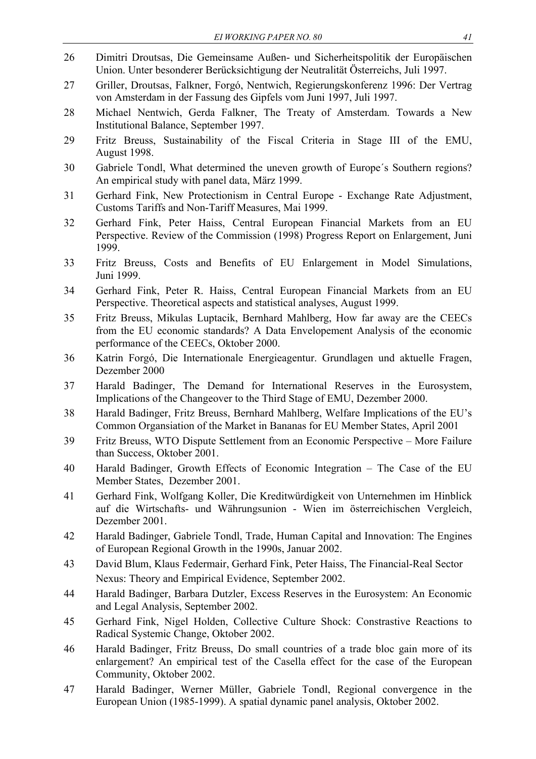26 Dimitri Droutsas, Die Gemeinsame Außen- und Sicherheitspolitik der Europäischen Union. Unter besonderer Berücksichtigung der Neutralität Österreichs, Juli 1997.

27 Griller, Droutsas, Falkner, Forgó, Nentwich, Regierungskonferenz 1996: Der Vertrag von Amsterdam in der Fassung des Gipfels vom Juni 1997, Juli 1997.

28 Michael Nentwich, Gerda Falkner, The Treaty of Amsterdam. Towards a New Institutional Balance, September 1997.

29 Fritz Breuss, Sustainability of the Fiscal Criteria in Stage III of the EMU, August 1998.

30 Gabriele Tondl, What determined the uneven growth of Europe´s Southern regions? An empirical study with panel data, März 1999.

31 Gerhard Fink, New Protectionism in Central Europe - Exchange Rate Adjustment, Customs Tariffs and Non-Tariff Measures, Mai 1999.

32 Gerhard Fink, Peter Haiss, Central European Financial Markets from an EU Perspective. Review of the Commission (1998) Progress Report on Enlargement, Juni 1999.

33 Fritz Breuss, Costs and Benefits of EU Enlargement in Model Simulations, Juni 1999.

34 Gerhard Fink, Peter R. Haiss, Central European Financial Markets from an EU Perspective. Theoretical aspects and statistical analyses, August 1999.

35 Fritz Breuss, Mikulas Luptacik, Bernhard Mahlberg, How far away are the CEECs from the EU economic standards? A Data Envelopement Analysis of the economic performance of the CEECs, Oktober 2000.

36 Katrin Forgó, Die Internationale Energieagentur. Grundlagen und aktuelle Fragen, Dezember 2000

37 Harald Badinger, The Demand for International Reserves in the Eurosystem, Implications of the Changeover to the Third Stage of EMU, Dezember 2000.

38 Harald Badinger, Fritz Breuss, Bernhard Mahlberg, Welfare Implications of the EU's Common Organsiation of the Market in Bananas for EU Member States, April 2001

39 Fritz Breuss, WTO Dispute Settlement from an Economic Perspective – More Failure than Success, Oktober 2001.

40 Harald Badinger, Growth Effects of Economic Integration – The Case of the EU Member States, Dezember 2001.

41 Gerhard Fink, Wolfgang Koller, Die Kreditwürdigkeit von Unternehmen im Hinblick auf die Wirtschafts- und Währungsunion - Wien im österreichischen Vergleich, Dezember 2001.

42 Harald Badinger, Gabriele Tondl, Trade, Human Capital and Innovation: The Engines of European Regional Growth in the 1990s, Januar 2002.

43 David Blum, Klaus Federmair, Gerhard Fink, Peter Haiss, The Financial-Real Sector Nexus: Theory and Empirical Evidence, September 2002.

44 Harald Badinger, Barbara Dutzler, Excess Reserves in the Eurosystem: An Economic and Legal Analysis, September 2002.

45 Gerhard Fink, Nigel Holden, Collective Culture Shock: Constrastive Reactions to Radical Systemic Change, Oktober 2002.

46 Harald Badinger, Fritz Breuss, Do small countries of a trade bloc gain more of its enlargement? An empirical test of the Casella effect for the case of the European Community, Oktober 2002.

47 Harald Badinger, Werner Müller, Gabriele Tondl, Regional convergence in the European Union (1985-1999). A spatial dynamic panel analysis, Oktober 2002.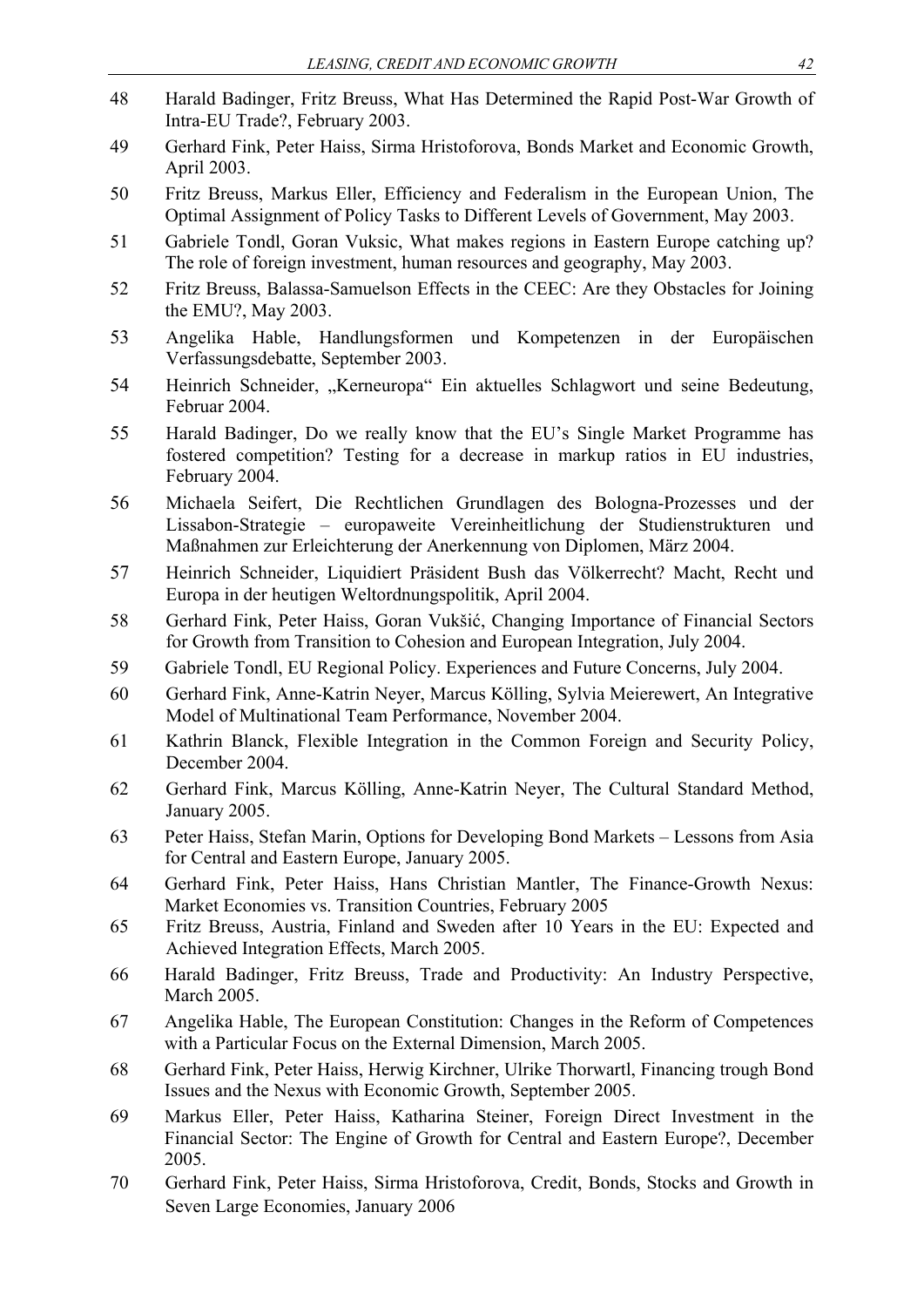48 Harald Badinger, Fritz Breuss, What Has Determined the Rapid Post-War Growth of Intra-EU Trade?, February 2003.

49 Gerhard Fink, Peter Haiss, Sirma Hristoforova, Bonds Market and Economic Growth, April 2003.

50 Fritz Breuss, Markus Eller, Efficiency and Federalism in the European Union, The Optimal Assignment of Policy Tasks to Different Levels of Government, May 2003.

51 Gabriele Tondl, Goran Vuksic, What makes regions in Eastern Europe catching up? The role of foreign investment, human resources and geography, May 2003.

52 Fritz Breuss, Balassa-Samuelson Effects in the CEEC: Are they Obstacles for Joining the EMU?, May 2003.

53 Angelika Hable, Handlungsformen und Kompetenzen in der Europäischen Verfassungsdebatte, September 2003.

54 Heinrich Schneider, „Kerneuropa" Ein aktuelles Schlagwort und seine Bedeutung, Februar 2004.

55 Harald Badinger, Do we really know that the EU's Single Market Programme has fostered competition? Testing for a decrease in markup ratios in EU industries, February 2004.

56 Michaela Seifert, Die Rechtlichen Grundlagen des Bologna-Prozesses und der Lissabon-Strategie – europaweite Vereinheitlichung der Studienstrukturen und Maßnahmen zur Erleichterung der Anerkennung von Diplomen, März 2004.

57 Heinrich Schneider, Liquidiert Präsident Bush das Völkerrecht? Macht, Recht und Europa in der heutigen Weltordnungspolitik, April 2004.

58 Gerhard Fink, Peter Haiss, Goran Vukšić, Changing Importance of Financial Sectors for Growth from Transition to Cohesion and European Integration, July 2004.

59 Gabriele Tondl, EU Regional Policy. Experiences and Future Concerns, July 2004.

60 Gerhard Fink, Anne-Katrin Neyer, Marcus Kölling, Sylvia Meierewert, An Integrative Model of Multinational Team Performance, November 2004.

61 Kathrin Blanck, Flexible Integration in the Common Foreign and Security Policy, December 2004.

62 Gerhard Fink, Marcus Kölling, Anne-Katrin Neyer, The Cultural Standard Method, January 2005.

63 Peter Haiss, Stefan Marin, Options for Developing Bond Markets – Lessons from Asia for Central and Eastern Europe, January 2005.

64 Gerhard Fink, Peter Haiss, Hans Christian Mantler, The Finance-Growth Nexus: Market Economies vs. Transition Countries, February 2005

65 Fritz Breuss, Austria, Finland and Sweden after 10 Years in the EU: Expected and Achieved Integration Effects, March 2005.

66 Harald Badinger, Fritz Breuss, Trade and Productivity: An Industry Perspective, March 2005.

67 Angelika Hable, The European Constitution: Changes in the Reform of Competences with a Particular Focus on the External Dimension, March 2005.

68 Gerhard Fink, Peter Haiss, Herwig Kirchner, Ulrike Thorwartl, Financing trough Bond Issues and the Nexus with Economic Growth, September 2005.

69 Markus Eller, Peter Haiss, Katharina Steiner, Foreign Direct Investment in the Financial Sector: The Engine of Growth for Central and Eastern Europe?, December 2005.

70 Gerhard Fink, Peter Haiss, Sirma Hristoforova, Credit, Bonds, Stocks and Growth in Seven Large Economies, January 2006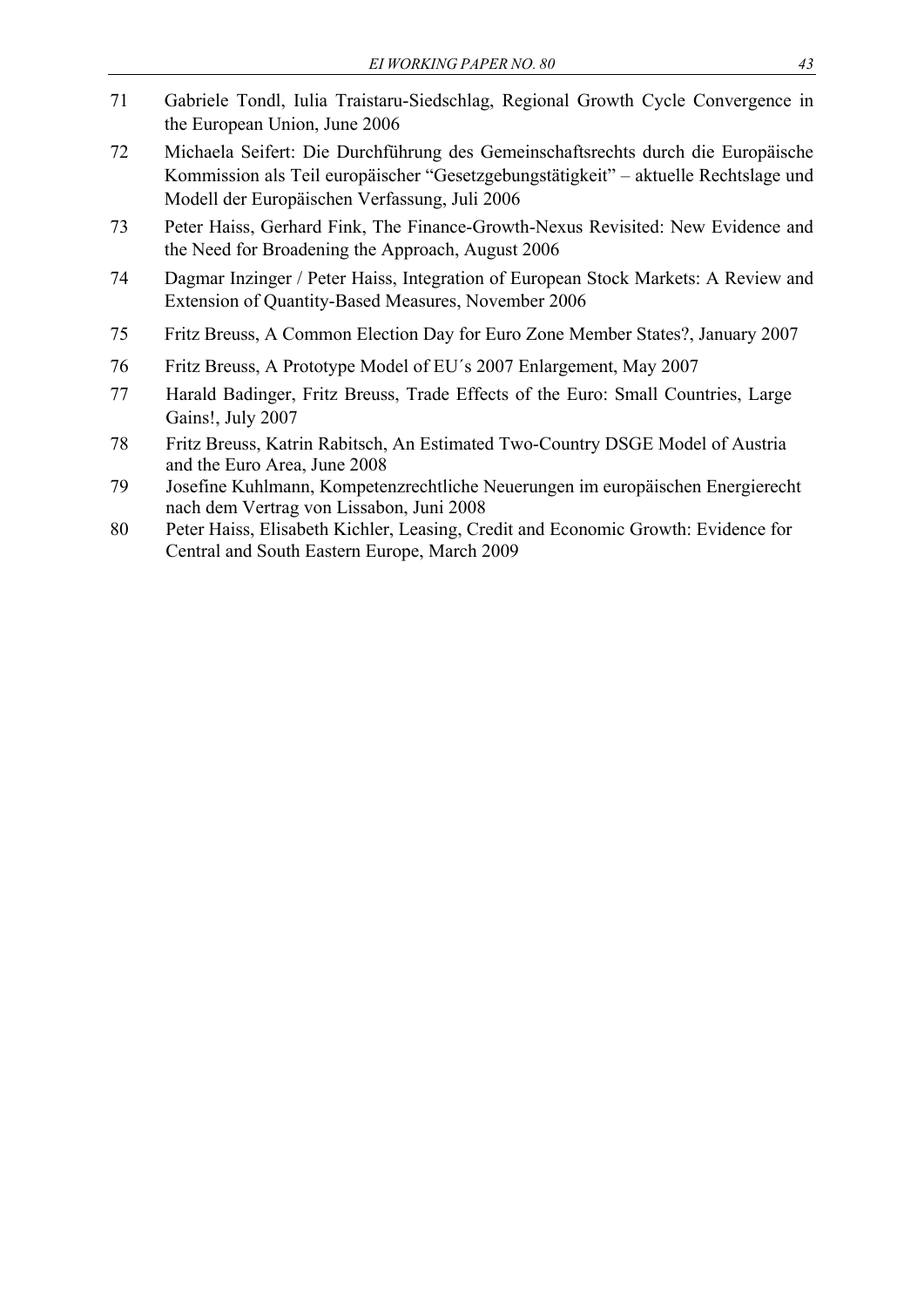71 Gabriele Tondl, Iulia Traistaru-Siedschlag, Regional Growth Cycle Convergence in the European Union, June 2006

72 Michaela Seifert: Die Durchführung des Gemeinschaftsrechts durch die Europäische Kommission als Teil europäischer "Gesetzgebungstätigkeit" – aktuelle Rechtslage und Modell der Europäischen Verfassung, Juli 2006

73 Peter Haiss, Gerhard Fink, The Finance-Growth-Nexus Revisited: New Evidence and the Need for Broadening the Approach, August 2006

74 Dagmar Inzinger / Peter Haiss, Integration of European Stock Markets: A Review and Extension of Quantity-Based Measures, November 2006

75 Fritz Breuss, A Common Election Day for Euro Zone Member States?, January 2007

76 Fritz Breuss, A Prototype Model of EU´s 2007 Enlargement, May 2007

77 Harald Badinger, Fritz Breuss, Trade Effects of the Euro: Small Countries, Large Gains!, July 2007

78 Fritz Breuss, Katrin Rabitsch, An Estimated Two-Country DSGE Model of Austria and the Euro Area, June 2008

79 Josefine Kuhlmann, Kompetenzrechtliche Neuerungen im europäischen Energierecht nach dem Vertrag von Lissabon, Juni 2008

80 Peter Haiss, Elisabeth Kichler, Leasing, Credit and Economic Growth: Evidence for Central and South Eastern Europe, March 2009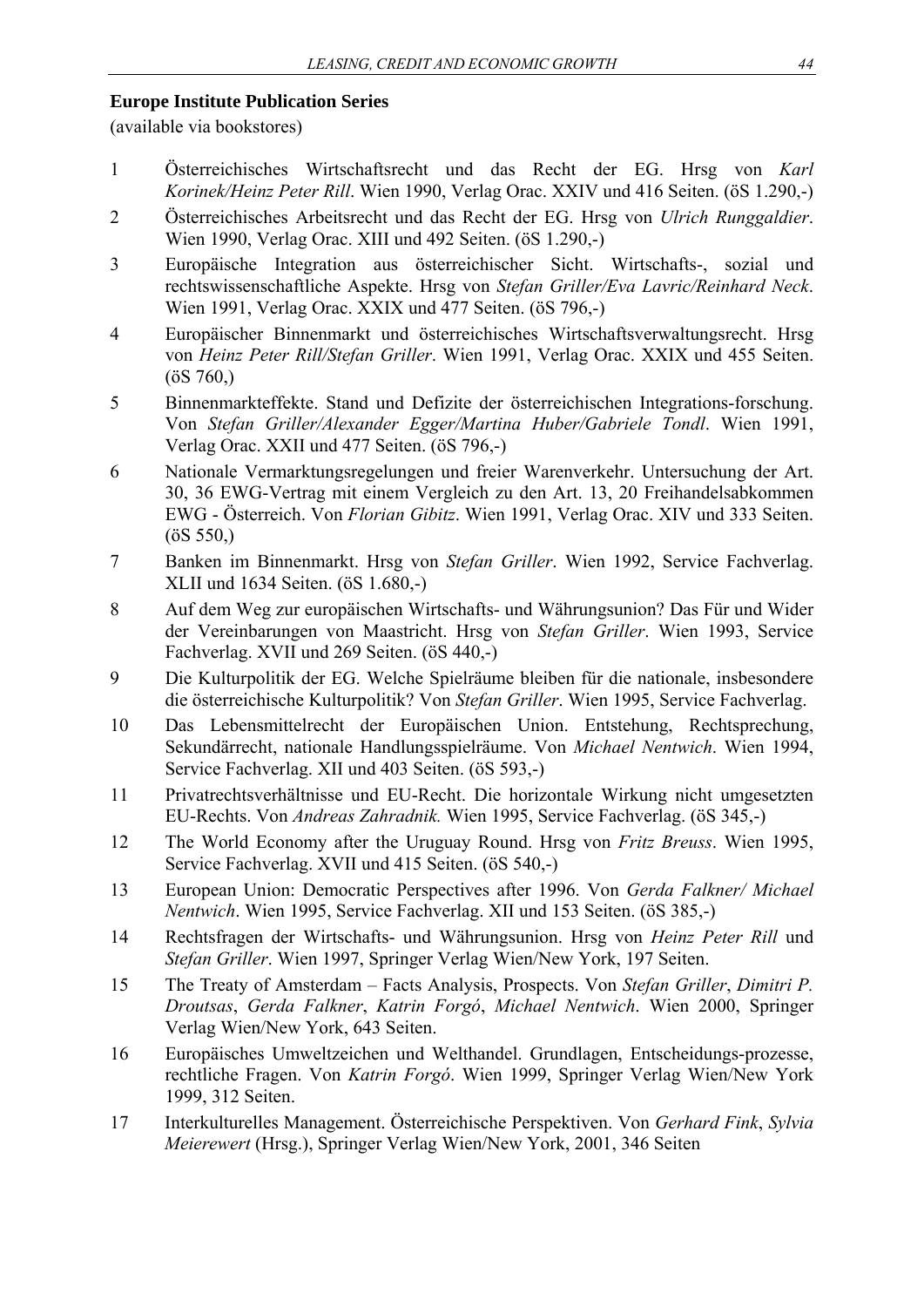**Europe Institute Publication Series**
(available via bookstores)

1. Österreichisches Wirtschaftsrecht und das Recht der EG. Hrsg von *Karl Korinek/Heinz Peter Rill*. Wien 1990, Verlag Orac. XXIV und 416 Seiten. (öS 1.290,-)
2. Österreichisches Arbeitsrecht und das Recht der EG. Hrsg von *Ulrich Runggaldier*. Wien 1990, Verlag Orac. XIII und 492 Seiten. (öS 1.290,-)
3. Europäische Integration aus österreichischer Sicht. Wirtschafts-, sozial und rechtswissenschaftliche Aspekte. Hrsg von *Stefan Griller/Eva Lavric/Reinhard Neck*. Wien 1991, Verlag Orac. XXIX und 477 Seiten. (öS 796,-)
4. Europäischer Binnenmarkt und österreichisches Wirtschaftsverwaltungsrecht. Hrsg von *Heinz Peter Rill/Stefan Griller*. Wien 1991, Verlag Orac. XXIX und 455 Seiten. (öS 760,)
5. Binnenmarkteffekte. Stand und Defizite der österreichischen Integrations-forschung. Von *Stefan Griller/Alexander Egger/Martina Huber/Gabriele Tondl*. Wien 1991, Verlag Orac. XXII und 477 Seiten. (öS 796,-)
6. Nationale Vermarktungsregelungen und freier Warenverkehr. Untersuchung der Art. 30, 36 EWG-Vertrag mit einem Vergleich zu den Art. 13, 20 Freihandelsabkommen EWG - Österreich. Von *Florian Gibitz*. Wien 1991, Verlag Orac. XIV und 333 Seiten. (öS 550,)
7. Banken im Binnenmarkt. Hrsg von *Stefan Griller*. Wien 1992, Service Fachverlag. XLII und 1634 Seiten. (öS 1.680,-)
8. Auf dem Weg zur europäischen Wirtschafts- und Währungsunion? Das Für und Wider der Vereinbarungen von Maastricht. Hrsg von *Stefan Griller*. Wien 1993, Service Fachverlag. XVII und 269 Seiten. (öS 440,-)
9. Die Kulturpolitik der EG. Welche Spielräume bleiben für die nationale, insbesondere die österreichische Kulturpolitik? Von *Stefan Griller*. Wien 1995, Service Fachverlag.
10. Das Lebensmittelrecht der Europäischen Union. Entstehung, Rechtsprechung, Sekundärrecht, nationale Handlungsspielräume. Von *Michael Nentwich*. Wien 1994, Service Fachverlag. XII und 403 Seiten. (öS 593,-)
11. Privatrechtsverhältnisse und EU-Recht. Die horizontale Wirkung nicht umgesetzten EU-Rechts. Von *Andreas Zahradnik.* Wien 1995, Service Fachverlag. (öS 345,-)
12. The World Economy after the Uruguay Round. Hrsg von *Fritz Breuss*. Wien 1995, Service Fachverlag. XVII und 415 Seiten. (öS 540,-)
13. European Union: Democratic Perspectives after 1996. Von *Gerda Falkner/ Michael Nentwich*. Wien 1995, Service Fachverlag. XII und 153 Seiten. (öS 385,-)
14. Rechtsfragen der Wirtschafts- und Währungsunion. Hrsg von *Heinz Peter Rill* und *Stefan Griller*. Wien 1997, Springer Verlag Wien/New York, 197 Seiten.
15. The Treaty of Amsterdam – Facts Analysis, Prospects. Von *Stefan Griller*, *Dimitri P. Droutsas*, *Gerda Falkner*, *Katrin Forgó*, *Michael Nentwich*. Wien 2000, Springer Verlag Wien/New York, 643 Seiten.
16. Europäisches Umweltzeichen und Welthandel. Grundlagen, Entscheidungs-prozesse, rechtliche Fragen. Von *Katrin Forgó*. Wien 1999, Springer Verlag Wien/New York 1999, 312 Seiten.
17. Interkulturelles Management. Österreichische Perspektiven. Von *Gerhard Fink*, *Sylvia Meierewert* (Hrsg.), Springer Verlag Wien/New York, 2001, 346 Seiten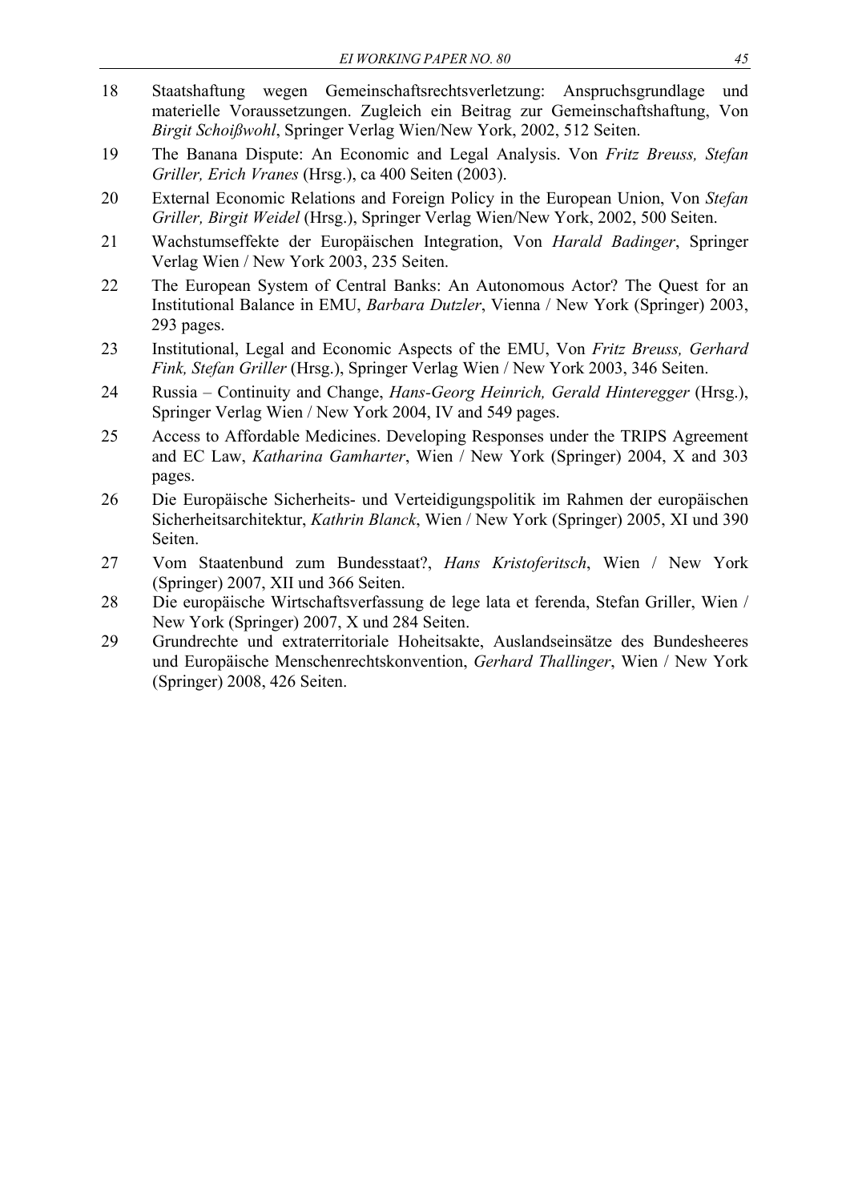18 Staatshaftung wegen Gemeinschaftsrechtsverletzung: Anspruchsgrundlage und materielle Voraussetzungen. Zugleich ein Beitrag zur Gemeinschaftshaftung, Von *Birgit Schoißwohl*, Springer Verlag Wien/New York, 2002, 512 Seiten.

19 The Banana Dispute: An Economic and Legal Analysis. Von *Fritz Breuss, Stefan Griller, Erich Vranes* (Hrsg.), ca 400 Seiten (2003).

20 External Economic Relations and Foreign Policy in the European Union, Von *Stefan Griller, Birgit Weidel* (Hrsg.), Springer Verlag Wien/New York, 2002, 500 Seiten.

21 Wachstumseffekte der Europäischen Integration, Von *Harald Badinger*, Springer Verlag Wien / New York 2003, 235 Seiten.

22 The European System of Central Banks: An Autonomous Actor? The Quest for an Institutional Balance in EMU, *Barbara Dutzler*, Vienna / New York (Springer) 2003, 293 pages.

23 Institutional, Legal and Economic Aspects of the EMU, Von *Fritz Breuss, Gerhard Fink, Stefan Griller* (Hrsg.), Springer Verlag Wien / New York 2003, 346 Seiten.

24 Russia – Continuity and Change, *Hans-Georg Heinrich, Gerald Hinteregger* (Hrsg.), Springer Verlag Wien / New York 2004, IV and 549 pages.

25 Access to Affordable Medicines. Developing Responses under the TRIPS Agreement and EC Law, *Katharina Gamharter*, Wien / New York (Springer) 2004, X and 303 pages.

26 Die Europäische Sicherheits- und Verteidigungspolitik im Rahmen der europäischen Sicherheitsarchitektur, *Kathrin Blanck*, Wien / New York (Springer) 2005, XI und 390 Seiten.

27 Vom Staatenbund zum Bundesstaat?, *Hans Kristoferitsch*, Wien / New York (Springer) 2007, XII und 366 Seiten.

28 Die europäische Wirtschaftsverfassung de lege lata et ferenda, Stefan Griller, Wien / New York (Springer) 2007, X und 284 Seiten.

29 Grundrechte und extraterritoriale Hoheitsakte, Auslandseinsätze des Bundesheeres und Europäische Menschenrechtskonvention, *Gerhard Thallinger*, Wien / New York (Springer) 2008, 426 Seiten.